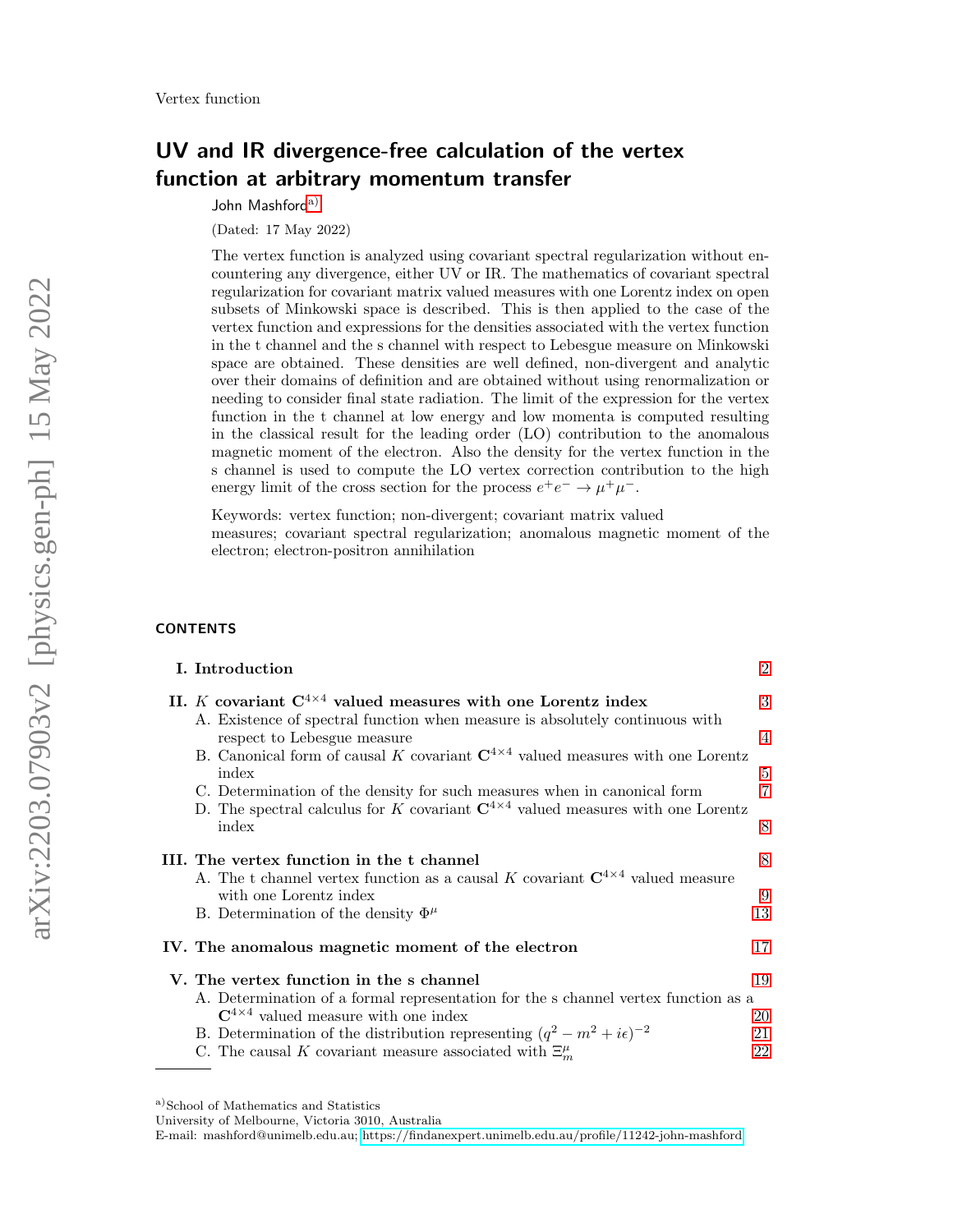# UV and IR divergence-free calculation of the vertex function at arbitrary momentum transfer

John Mashford[a]

(Dated: 17 May 2022)

The vertex function is analyzed using covariant spectral regularization without encountering any divergence, either UV or IR. The mathematics of covariant spectral regularization for covariant matrix valued measures with one Lorentz index on open subsets of Minkowski space is described. This is then applied to the case of the vertex function and expressions for the densities associated with the vertex function in the t channel and the s channel with respect to Lebesgue measure on Minkowski space are obtained. These densities are well defined, non-divergent and analytic over their domains of definition and are obtained without using renormalization or needing to consider final state radiation. The limit of the expression for the vertex function in the t channel at low energy and low momenta is computed resulting in the classical result for the leading order (LO) contribution to the anomalous magnetic moment of the electron. Also the density for the vertex function in the s channel is used to compute the LO vertex correction contribution to the high energy limit of the cross section for the process $e^+e^- \to \mu^+\mu^-$.

Keywords: vertex function; non-divergent; covariant matrix valued measures; covariant spectral regularization; anomalous magnetic moment of the electron; electron-positron annihilation

## CONTENTS

- **I. Introduction** 2
- **II. $K$ covariant $\mathbf{C}^{4\times 4}$ valued measures with one Lorentz index** 3
  - A. Existence of spectral function when measure is absolutely continuous with respect to Lebesgue measure 4
  - B. Canonical form of causal $K$ covariant $\mathbf{C}^{4\times 4}$ valued measures with one Lorentz index 5
  - C. Determination of the density for such measures when in canonical form 7
  - D. The spectral calculus for $K$ covariant $\mathbf{C}^{4\times 4}$ valued measures with one Lorentz index 8
- **III. The vertex function in the t channel** 8
  - A. The t channel vertex function as a causal $K$ covariant $\mathbf{C}^{4\times 4}$ valued measure with one Lorentz index 9
  - B. Determination of the density $\Phi^\mu$ 13
- **IV. The anomalous magnetic moment of the electron** 17
- **V. The vertex function in the s channel** 19
  - A. Determination of a formal representation for the s channel vertex function as a $\mathbf{C}^{4\times 4}$ valued measure with one index 20
  - B. Determination of the distribution representing $(q^2 - m^2 + i\epsilon)^{-2}$ 21
  - C. The causal $K$ covariant measure associated with $\Xi^\mu_m$ 22

[a] School of Mathematics and Statistics
University of Melbourne, Victoria 3010, Australia
E-mail: mashford@unimelb.edu.au; https://findanexpert.unimelb.edu.au/profile/11242-john-mashford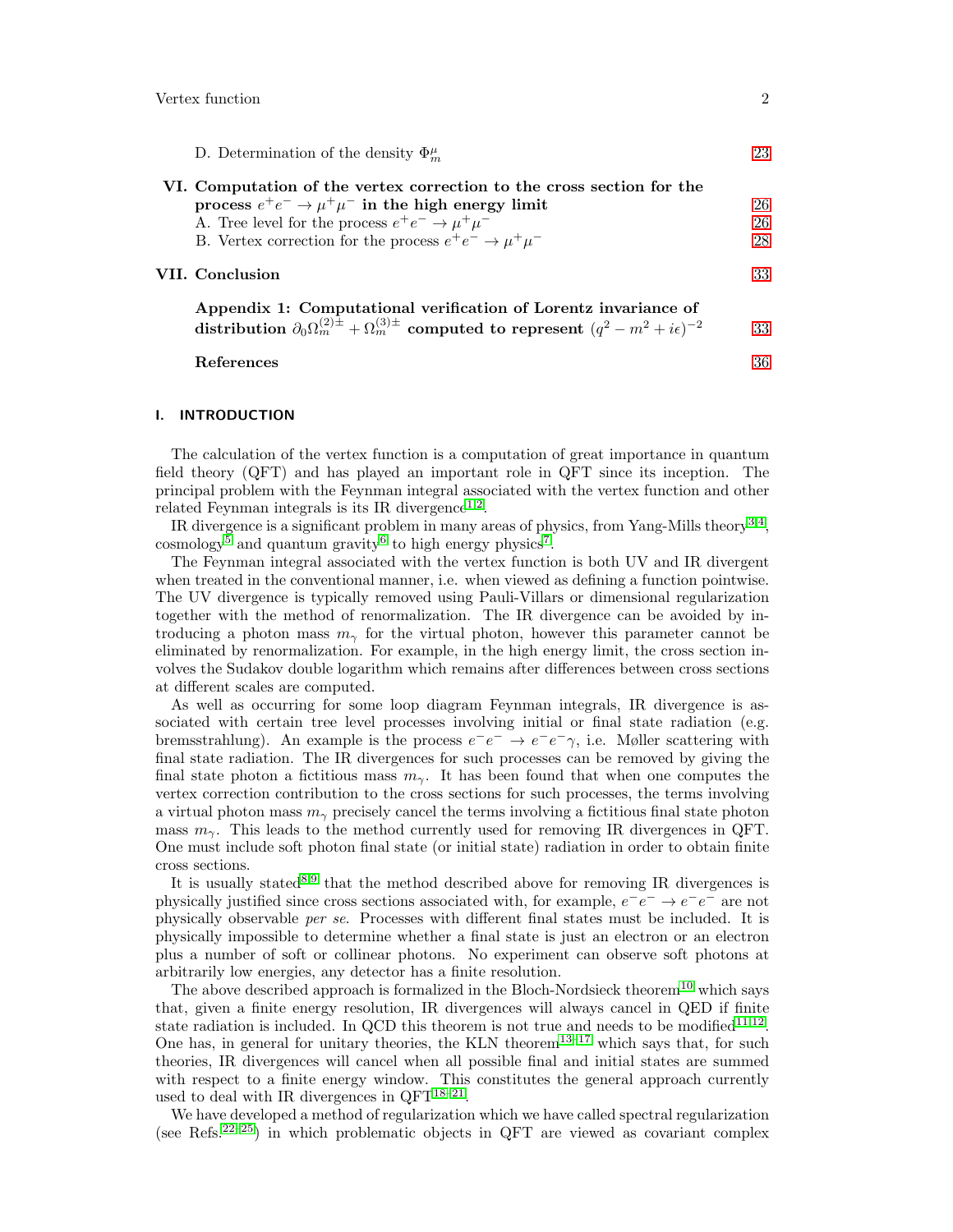D. Determination of the density $\Phi^\mu_m$ 23

**VI. Computation of the vertex correction to the cross section for the process $e^+e^- \to \mu^+\mu^-$ in the high energy limit** 26

A. Tree level for the process $e^+e^- \to \mu^+\mu^-$ 26

B. Vertex correction for the process $e^+e^- \to \mu^+\mu^-$ 28

**VII. Conclusion** 33

**Appendix 1: Computational verification of Lorentz invariance of distribution $\partial_0 \Omega_m^{(2)\pm} + \Omega_m^{(3)\pm}$ computed to represent $(q^2 - m^2 + i\epsilon)^{-2}$** 33

**References** 36

## I. INTRODUCTION

The calculation of the vertex function is a computation of great importance in quantum field theory (QFT) and has played an important role in QFT since its inception. The principal problem with the Feynman integral associated with the vertex function and other related Feynman integrals is its IR divergence[1,2].

IR divergence is a significant problem in many areas of physics, from Yang-Mills theory[3,4], cosmology[5] and quantum gravity[6] to high energy physics[7].

The Feynman integral associated with the vertex function is both UV and IR divergent when treated in the conventional manner, i.e. when viewed as defining a function pointwise. The UV divergence is typically removed using Pauli-Villars or dimensional regularization together with the method of renormalization. The IR divergence can be avoided by introducing a photon mass $m_\gamma$ for the virtual photon, however this parameter cannot be eliminated by renormalization. For example, in the high energy limit, the cross section involves the Sudakov double logarithm which remains after differences between cross sections at different scales are computed.

As well as occurring for some loop diagram Feynman integrals, IR divergence is associated with certain tree level processes involving initial or final state radiation (e.g. bremsstrahlung). An example is the process $e^-e^- \to e^-e^-\gamma$, i.e. Møller scattering with final state radiation. The IR divergences for such processes can be removed by giving the final state photon a fictitious mass $m_\gamma$. It has been found that when one computes the vertex correction contribution to the cross sections for such processes, the terms involving a virtual photon mass $m_\gamma$ precisely cancel the terms involving a fictitious final state photon mass $m_\gamma$. This leads to the method currently used for removing IR divergences in QFT. One must include soft photon final state (or initial state) radiation in order to obtain finite cross sections.

It is usually stated[8,9] that the method described above for removing IR divergences is physically justified since cross sections associated with, for example, $e^-e^- \to e^-e^-$ are not physically observable *per se*. Processes with different final states must be included. It is physically impossible to determine whether a final state is just an electron or an electron plus a number of soft or collinear photons. No experiment can observe soft photons at arbitrarily low energies, any detector has a finite resolution.

The above described approach is formalized in the Bloch-Nordsieck theorem[10] which says that, given a finite energy resolution, IR divergences will always cancel in QED if finite state radiation is included. In QCD this theorem is not true and needs to be modified[11,12]. One has, in general for unitary theories, the KLN theorem[13–17] which says that, for such theories, IR divergences will cancel when all possible final and initial states are summed with respect to a finite energy window. This constitutes the general approach currently used to deal with IR divergences in QFT[18–21].

We have developed a method of regularization which we have called spectral regularization (see Refs.[22–25]) in which problematic objects in QFT are viewed as covariant complex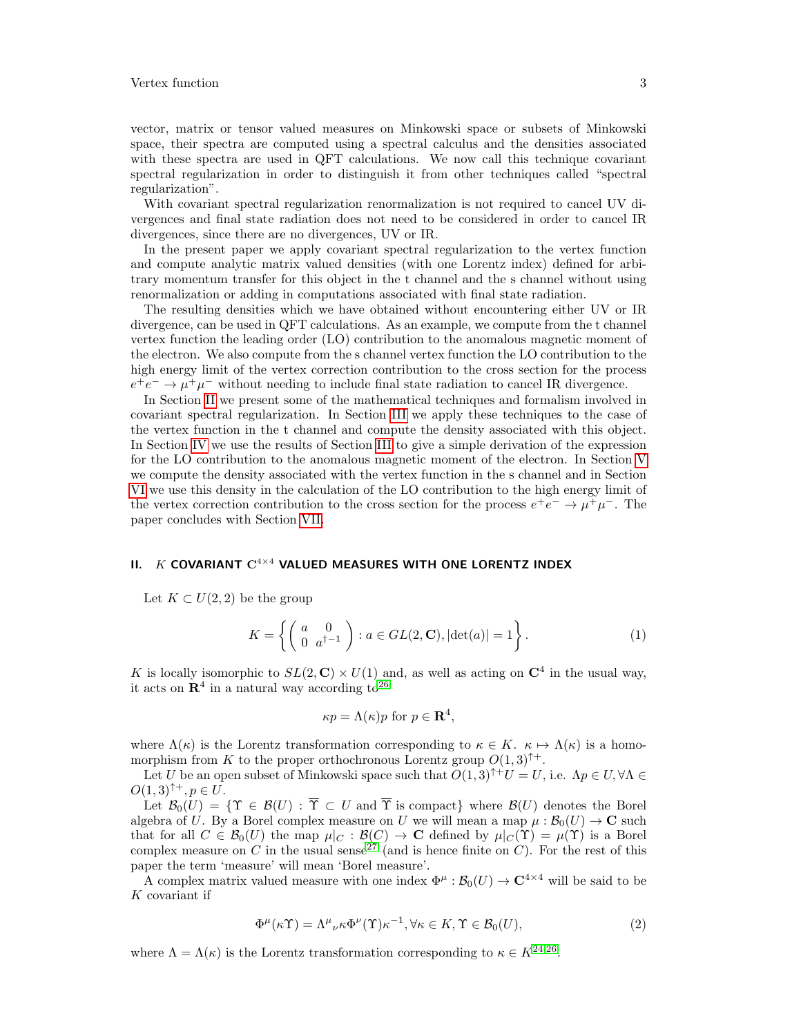vector, matrix or tensor valued measures on Minkowski space or subsets of Minkowski space, their spectra are computed using a spectral calculus and the densities associated with these spectra are used in QFT calculations. We now call this technique covariant spectral regularization in order to distinguish it from other techniques called "spectral regularization".

With covariant spectral regularization renormalization is not required to cancel UV divergences and final state radiation does not need to be considered in order to cancel IR divergences, since there are no divergences, UV or IR.

In the present paper we apply covariant spectral regularization to the vertex function and compute analytic matrix valued densities (with one Lorentz index) defined for arbitrary momentum transfer for this object in the t channel and the s channel without using renormalization or adding in computations associated with final state radiation.

The resulting densities which we have obtained without encountering either UV or IR divergence, can be used in QFT calculations. As an example, we compute from the t channel vertex function the leading order (LO) contribution to the anomalous magnetic moment of the electron. We also compute from the s channel vertex function the LO contribution to the high energy limit of the vertex correction contribution to the cross section for the process $e^+e^- \to \mu^+\mu^-$ without needing to include final state radiation to cancel IR divergence.

In Section II we present some of the mathematical techniques and formalism involved in covariant spectral regularization. In Section III we apply these techniques to the case of the vertex function in the t channel and compute the density associated with this object. In Section IV we use the results of Section III to give a simple derivation of the expression for the LO contribution to the anomalous magnetic moment of the electron. In Section V we compute the density associated with the vertex function in the s channel and in Section VI we use this density in the calculation of the LO contribution to the high energy limit of the vertex correction contribution to the cross section for the process $e^+e^- \to \mu^+\mu^-$. The paper concludes with Section VII.

## II. $K$ COVARIANT $\mathbf{C}^{4\times 4}$ VALUED MEASURES WITH ONE LORENTZ INDEX

Let $K \subset U(2,2)$ be the group

$$K = \left\{ \left( \begin{array}{cc} a & 0 \\ 0 & a^{\dagger -1} \end{array} \right) : a \in GL(2,\mathbf{C}), |\det(a)| = 1 \right\}. \tag{1}$$

$K$ is locally isomorphic to $SL(2,\mathbf{C}) \times U(1)$ and, as well as acting on $\mathbf{C}^4$ in the usual way, it acts on $\mathbf{R}^4$ in a natural way according to[26]

$$\kappa p = \Lambda(\kappa) p \text{ for } p \in \mathbf{R}^4,$$

where $\Lambda(\kappa)$ is the Lorentz transformation corresponding to $\kappa \in K$. $\kappa \mapsto \Lambda(\kappa)$ is a homomorphism from $K$ to the proper orthochronous Lorentz group $O(1,3)^{\uparrow +}$.

Let $U$ be an open subset of Minkowski space such that $O(1,3)^{\uparrow +} U = U$, i.e. $\Lambda p \in U, \forall \Lambda \in O(1,3)^{\uparrow +}, p \in U$.

Let $\mathcal{B}_0(U) = \{\Upsilon \in \mathcal{B}(U) : \overline{\Upsilon} \subset U \text{ and } \overline{\Upsilon} \text{ is compact}\}$ where $\mathcal{B}(U)$ denotes the Borel algebra of $U$. By a Borel complex measure on $U$ we will mean a map $\mu : \mathcal{B}_0(U) \to \mathbf{C}$ such that for all $C \in \mathcal{B}_0(U)$ the map $\mu|_C : \mathcal{B}(C) \to \mathbf{C}$ defined by $\mu|_C(\Upsilon) = \mu(\Upsilon)$ is a Borel complex measure on $C$ in the usual sense[27] (and is hence finite on $C$). For the rest of this paper the term 'measure' will mean 'Borel measure'.

A complex matrix valued measure with one index $\Phi^\mu : \mathcal{B}_0(U) \to \mathbf{C}^{4\times 4}$ will be said to be $K$ covariant if

$$\Phi^\mu(\kappa \Upsilon) = \Lambda^\mu{}_\nu \kappa \Phi^\nu(\Upsilon) \kappa^{-1}, \forall \kappa \in K, \Upsilon \in \mathcal{B}_0(U), \tag{2}$$

where $\Lambda = \Lambda(\kappa)$ is the Lorentz transformation corresponding to $\kappa \in K$[24,26].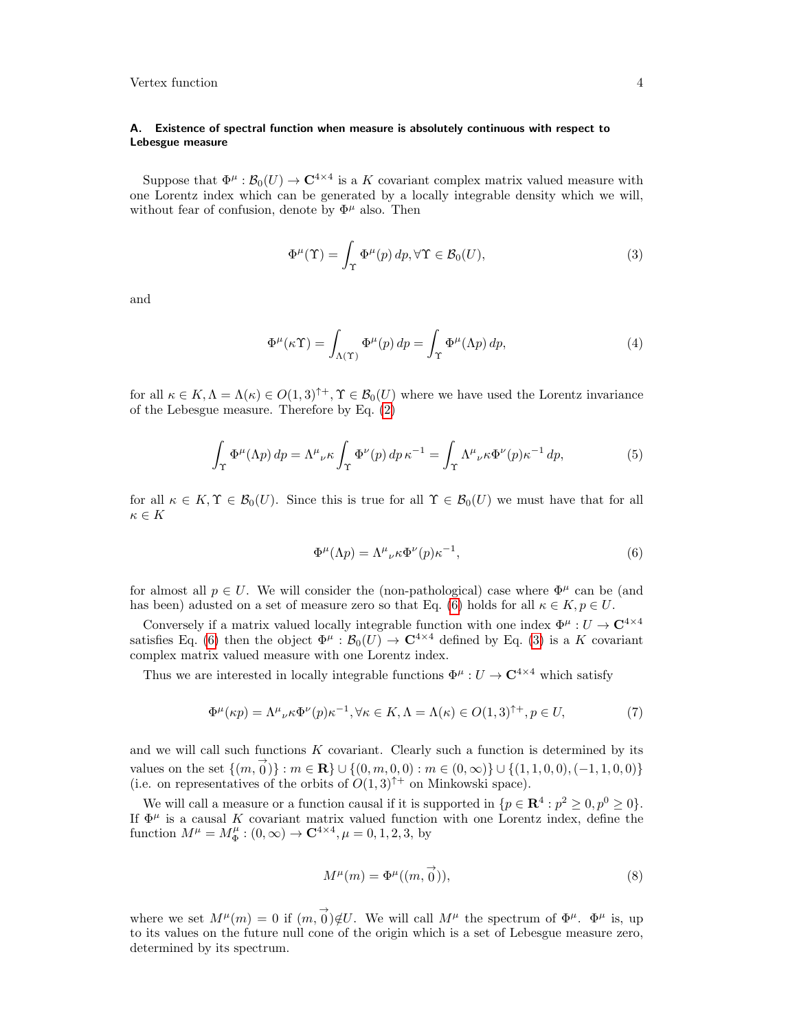### A. Existence of spectral function when measure is absolutely continuous with respect to Lebesgue measure

Suppose that $\Phi^\mu : \mathcal{B}_0(U) \to \mathbf{C}^{4\times 4}$ is a $K$ covariant complex matrix valued measure with one Lorentz index which can be generated by a locally integrable density which we will, without fear of confusion, denote by $\Phi^\mu$ also. Then

$$\Phi^\mu(\Upsilon) = \int_\Upsilon \Phi^\mu(p)\, dp, \forall \Upsilon \in \mathcal{B}_0(U), \tag{3}$$

and

$$\Phi^\mu(\kappa\Upsilon) = \int_{\Lambda(\Upsilon)} \Phi^\mu(p)\, dp = \int_\Upsilon \Phi^\mu(\Lambda p)\, dp, \tag{4}$$

for all $\kappa \in K, \Lambda = \Lambda(\kappa) \in O(1,3)^{\uparrow+}, \Upsilon \in \mathcal{B}_0(U)$ where we have used the Lorentz invariance of the Lebesgue measure. Therefore by Eq. (2)

$$\int_\Upsilon \Phi^\mu(\Lambda p)\, dp = \Lambda^\mu{}_\nu \kappa \int_\Upsilon \Phi^\nu(p)\, dp\, \kappa^{-1} = \int_\Upsilon \Lambda^\mu{}_\nu \kappa \Phi^\nu(p) \kappa^{-1}\, dp, \tag{5}$$

for all $\kappa \in K, \Upsilon \in \mathcal{B}_0(U)$. Since this is true for all $\Upsilon \in \mathcal{B}_0(U)$ we must have that for all $\kappa \in K$

$$\Phi^\mu(\Lambda p) = \Lambda^\mu{}_\nu \kappa \Phi^\nu(p) \kappa^{-1}, \tag{6}$$

for almost all $p \in U$. We will consider the (non-pathological) case where $\Phi^\mu$ can be (and has been) adusted on a set of measure zero so that Eq. (6) holds for all $\kappa \in K, p \in U$.

Conversely if a matrix valued locally integrable function with one index $\Phi^\mu : U \to \mathbf{C}^{4\times 4}$ satisfies Eq. (6) then the object $\Phi^\mu : \mathcal{B}_0(U) \to \mathbf{C}^{4\times 4}$ defined by Eq. (3) is a $K$ covariant complex matrix valued measure with one Lorentz index.

Thus we are interested in locally integrable functions $\Phi^\mu : U \to \mathbf{C}^{4\times 4}$ which satisfy

$$\Phi^\mu(\kappa p) = \Lambda^\mu{}_\nu \kappa \Phi^\nu(p) \kappa^{-1}, \forall \kappa \in K, \Lambda = \Lambda(\kappa) \in O(1,3)^{\uparrow+}, p \in U, \tag{7}$$

and we will call such functions $K$ covariant. Clearly such a function is determined by its values on the set $\{(m, \vec{0})\} : m \in \mathbf{R}\} \cup \{(0, m, 0, 0) : m \in (0, \infty)\} \cup \{(1, 1, 0, 0), (-1, 1, 0, 0)\}$ (i.e. on representatives of the orbits of $O(1,3)^{\uparrow+}$ on Minkowski space).

We will call a measure or a function causal if it is supported in $\{p \in \mathbf{R}^4 : p^2 \geq 0, p^0 \geq 0\}$. If $\Phi^\mu$ is a causal $K$ covariant matrix valued function with one Lorentz index, define the function $M^\mu = M^\mu_\Phi : (0, \infty) \to \mathbf{C}^{4\times 4}, \mu = 0, 1, 2, 3$, by

$$M^\mu(m) = \Phi^\mu((m, \vec{0})), \tag{8}$$

where we set $M^\mu(m) = 0$ if $(m, \vec{0}) \notin U$. We will call $M^\mu$ the spectrum of $\Phi^\mu$. $\Phi^\mu$ is, up to its values on the future null cone of the origin which is a set of Lebesgue measure zero, determined by its spectrum.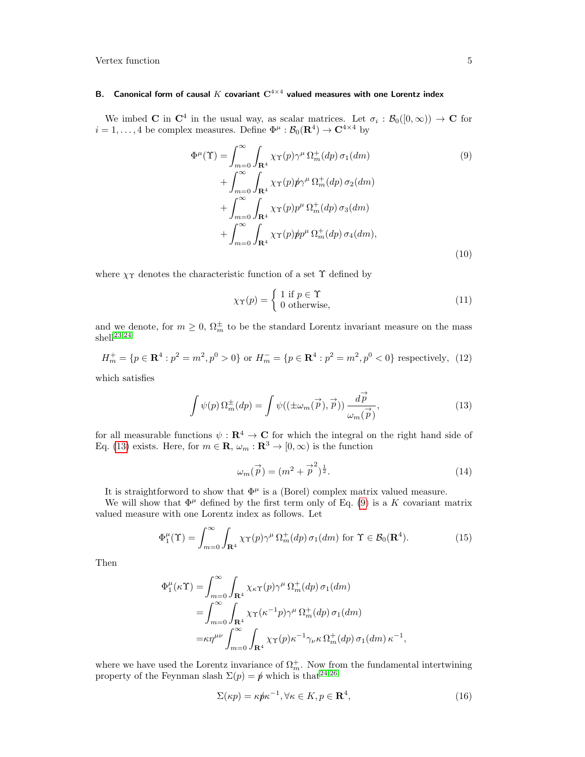## B. Canonical form of causal $K$ covariant $\mathbf{C}^{4\times 4}$ valued measures with one Lorentz index

We imbed $\mathbf{C}$ in $\mathbf{C}^4$ in the usual way, as scalar matrices. Let $\sigma_i : \mathcal{B}_0([0,\infty)) \to \mathbf{C}$ for $i = 1, \ldots, 4$ be complex measures. Define $\Phi^\mu : \mathcal{B}_0(\mathbf{R}^4) \to \mathbf{C}^{4\times 4}$ by

$$
\begin{aligned}
\Phi^\mu(\Upsilon) = &\int_{m=0}^{\infty} \int_{\mathbf{R}^4} \chi_\Upsilon(p)\gamma^\mu \, \Omega_m^+(dp)\, \sigma_1(dm) \qquad (9)\\
&+ \int_{m=0}^{\infty} \int_{\mathbf{R}^4} \chi_\Upsilon(p)\not{p}\gamma^\mu \, \Omega_m^+(dp)\, \sigma_2(dm) \\
&+ \int_{m=0}^{\infty} \int_{\mathbf{R}^4} \chi_\Upsilon(p)p^\mu \, \Omega_m^+(dp)\, \sigma_3(dm) \\
&+ \int_{m=0}^{\infty} \int_{\mathbf{R}^4} \chi_\Upsilon(p)\not{p}p^\mu \, \Omega_m^+(dp)\, \sigma_4(dm),
\end{aligned} \tag{10}
$$

where $\chi_\Upsilon$ denotes the characteristic function of a set $\Upsilon$ defined by

$$
\chi_\Upsilon(p) = \begin{cases} 1 \text{ if } p \in \Upsilon \\ 0 \text{ otherwise,} \end{cases} \tag{11}
$$

and we denote, for $m \geq 0$, $\Omega_m^\pm$ to be the standard Lorentz invariant measure on the mass shell[23,24]

$$
H_m^+ = \{p \in \mathbf{R}^4 : p^2 = m^2, p^0 > 0\} \text{ or } H_m^- = \{p \in \mathbf{R}^4 : p^2 = m^2, p^0 < 0\} \text{ respectively,} \tag{12}
$$

which satisfies

$$
\int \psi(p)\, \Omega_m^\pm(dp) = \int \psi((\pm\omega_m(\vec{p}), \vec{p}))\, \frac{d\vec{p}}{\omega_m(\vec{p})}, \tag{13}
$$

for all measurable functions $\psi : \mathbf{R}^4 \to \mathbf{C}$ for which the integral on the right hand side of Eq. (13) exists. Here, for $m \in \mathbf{R}$, $\omega_m : \mathbf{R}^3 \to [0,\infty)$ is the function

$$
\omega_m(\vec{p}) = (m^2 + \vec{p}^{\,2})^{\frac{1}{2}}. \tag{14}
$$

It is straightforword to show that $\Phi^\mu$ is a (Borel) complex matrix valued measure.

We will show that $\Phi^\mu$ defined by the first term only of Eq. (9) is a $K$ covariant matrix valued measure with one Lorentz index as follows. Let

$$
\Phi_1^\mu(\Upsilon) = \int_{m=0}^{\infty} \int_{\mathbf{R}^4} \chi_\Upsilon(p)\gamma^\mu \, \Omega_m^+(dp)\, \sigma_1(dm) \text{ for } \Upsilon \in \mathcal{B}_0(\mathbf{R}^4). \tag{15}
$$

Then

$$
\begin{aligned}
\Phi_1^\mu(\kappa\Upsilon) &= \int_{m=0}^{\infty} \int_{\mathbf{R}^4} \chi_{\kappa\Upsilon}(p)\gamma^\mu \, \Omega_m^+(dp)\, \sigma_1(dm) \\
&= \int_{m=0}^{\infty} \int_{\mathbf{R}^4} \chi_\Upsilon(\kappa^{-1}p)\gamma^\mu \, \Omega_m^+(dp)\, \sigma_1(dm) \\
&= \kappa\eta^{\mu\nu} \int_{m=0}^{\infty} \int_{\mathbf{R}^4} \chi_\Upsilon(p)\kappa^{-1}\gamma_\nu\kappa \, \Omega_m^+(dp)\, \sigma_1(dm)\, \kappa^{-1},
\end{aligned}
$$

where we have used the Lorentz invariance of $\Omega_m^+$. Now from the fundamental intertwining property of the Feynman slash $\Sigma(p) = \not{p}$ which is that[24,26]

$$
\Sigma(\kappa p) = \kappa\not{p}\kappa^{-1}, \forall \kappa \in K, p \in \mathbf{R}^4, \tag{16}
$$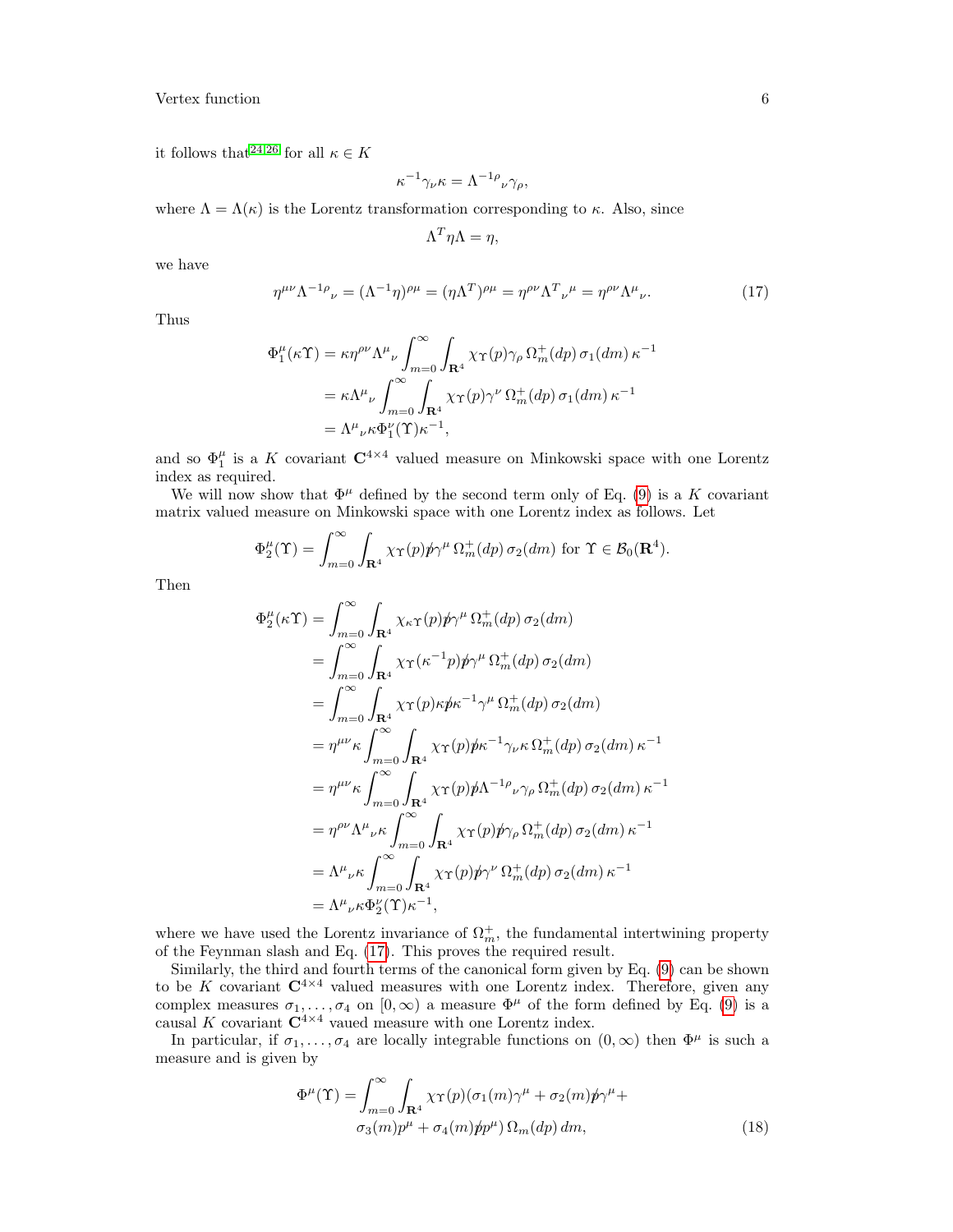it follows that[24,26] for all $\kappa \in K$

$$\kappa^{-1}\gamma_\nu \kappa = \Lambda^{-1\rho}{}_\nu \gamma_\rho,$$

where $\Lambda = \Lambda(\kappa)$ is the Lorentz transformation corresponding to $\kappa$. Also, since

$$\Lambda^T \eta \Lambda = \eta,$$

we have

$$\eta^{\mu\nu}\Lambda^{-1\rho}{}_\nu = (\Lambda^{-1}\eta)^{\rho\mu} = (\eta\Lambda^T)^{\rho\mu} = \eta^{\rho\nu}\Lambda^T{}_\nu{}^\mu = \eta^{\rho\nu}\Lambda^\mu{}_\nu. \tag{17}$$

Thus

$$\begin{aligned}
\Phi_1^\mu(\kappa\Upsilon) &= \kappa\eta^{\rho\nu}\Lambda^\mu{}_\nu \int_{m=0}^\infty \int_{\mathbf{R}^4} \chi_\Upsilon(p)\gamma_\rho \, \Omega_m^+(dp)\, \sigma_1(dm)\, \kappa^{-1} \\
&= \kappa\Lambda^\mu{}_\nu \int_{m=0}^\infty \int_{\mathbf{R}^4} \chi_\Upsilon(p)\gamma^\nu \, \Omega_m^+(dp)\, \sigma_1(dm)\, \kappa^{-1} \\
&= \Lambda^\mu{}_\nu \kappa \Phi_1^\nu(\Upsilon)\kappa^{-1},
\end{aligned}$$

and so $\Phi_1^\mu$ is a $K$ covariant $\mathbf{C}^{4\times 4}$ valued measure on Minkowski space with one Lorentz index as required.

We will now show that $\Phi^\mu$ defined by the second term only of Eq. (9) is a $K$ covariant matrix valued measure on Minkowski space with one Lorentz index as follows. Let

$$\Phi_2^\mu(\Upsilon) = \int_{m=0}^\infty \int_{\mathbf{R}^4} \chi_\Upsilon(p)\not{p}\gamma^\mu \, \Omega_m^+(dp)\, \sigma_2(dm) \text{ for } \Upsilon \in \mathcal{B}_0(\mathbf{R}^4).$$

Then

$$\begin{aligned}
\Phi_2^\mu(\kappa\Upsilon) &= \int_{m=0}^\infty \int_{\mathbf{R}^4} \chi_{\kappa\Upsilon}(p)\not{p}\gamma^\mu \, \Omega_m^+(dp)\, \sigma_2(dm) \\
&= \int_{m=0}^\infty \int_{\mathbf{R}^4} \chi_\Upsilon(\kappa^{-1}p)\not{p}\gamma^\mu \, \Omega_m^+(dp)\, \sigma_2(dm) \\
&= \int_{m=0}^\infty \int_{\mathbf{R}^4} \chi_\Upsilon(p)\kappa\not{p}\kappa^{-1}\gamma^\mu \, \Omega_m^+(dp)\, \sigma_2(dm) \\
&= \eta^{\mu\nu}\kappa \int_{m=0}^\infty \int_{\mathbf{R}^4} \chi_\Upsilon(p)\not{p}\kappa^{-1}\gamma_\nu\kappa \, \Omega_m^+(dp)\, \sigma_2(dm)\, \kappa^{-1} \\
&= \eta^{\mu\nu}\kappa \int_{m=0}^\infty \int_{\mathbf{R}^4} \chi_\Upsilon(p)\not{p}\Lambda^{-1\rho}{}_\nu\gamma_\rho \, \Omega_m^+(dp)\, \sigma_2(dm)\, \kappa^{-1} \\
&= \eta^{\rho\nu}\Lambda^\mu{}_\nu\kappa \int_{m=0}^\infty \int_{\mathbf{R}^4} \chi_\Upsilon(p)\not{p}\gamma_\rho \, \Omega_m^+(dp)\, \sigma_2(dm)\, \kappa^{-1} \\
&= \Lambda^\mu{}_\nu\kappa \int_{m=0}^\infty \int_{\mathbf{R}^4} \chi_\Upsilon(p)\not{p}\gamma^\nu \, \Omega_m^+(dp)\, \sigma_2(dm)\, \kappa^{-1} \\
&= \Lambda^\mu{}_\nu\kappa\Phi_2^\nu(\Upsilon)\kappa^{-1},
\end{aligned}$$

where we have used the Lorentz invariance of $\Omega_m^+$, the fundamental intertwining property of the Feynman slash and Eq. (17). This proves the required result.

Similarly, the third and fourth terms of the canonical form given by Eq. (9) can be shown to be $K$ covariant $\mathbf{C}^{4\times 4}$ valued measures with one Lorentz index. Therefore, given any complex measures $\sigma_1, \ldots, \sigma_4$ on $[0, \infty)$ a measure $\Phi^\mu$ of the form defined by Eq. (9) is a causal $K$ covariant $\mathbf{C}^{4\times 4}$ vaued measure with one Lorentz index.

In particular, if $\sigma_1, \ldots, \sigma_4$ are locally integrable functions on $(0, \infty)$ then $\Phi^\mu$ is such a measure and is given by

$$\begin{aligned}
\Phi^\mu(\Upsilon) = \int_{m=0}^\infty \int_{\mathbf{R}^4} \chi_\Upsilon(p)(\sigma_1(m)\gamma^\mu + \sigma_2(m)\not{p}\gamma^\mu + \\
\sigma_3(m)p^\mu + \sigma_4(m)\not{p}p^\mu)\, \Omega_m(dp)\, dm,
\end{aligned} \tag{18}$$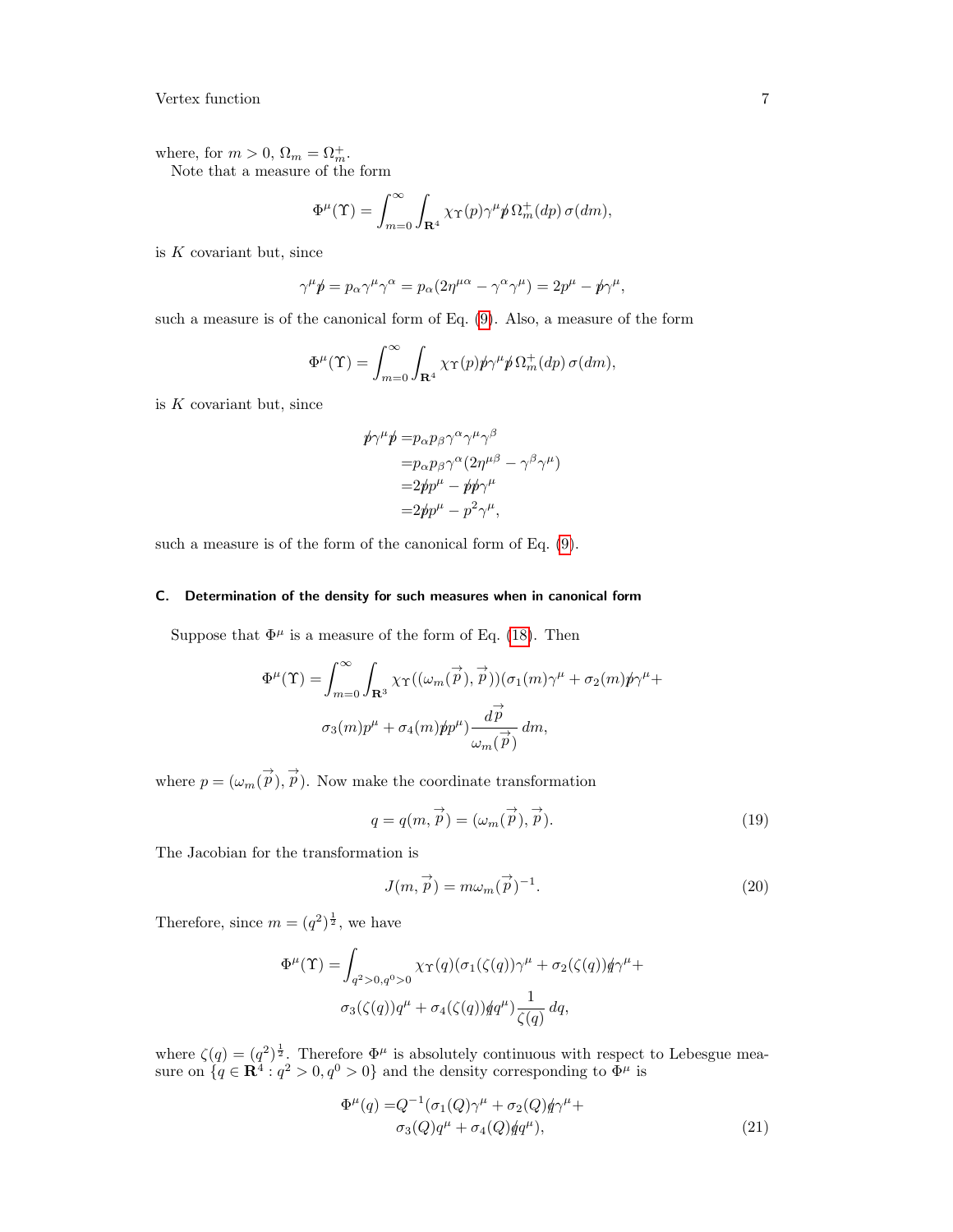where, for $m > 0$, $\Omega_m = \Omega_m^+$.

Note that a measure of the form

$$\Phi^\mu(\Upsilon) = \int_{m=0}^{\infty} \int_{\mathbf{R}^4} \chi_\Upsilon(p) \gamma^\mu \not{p} \, \Omega_m^+(dp) \, \sigma(dm),$$

is $K$ covariant but, since

$$\gamma^\mu \not{p} = p_\alpha \gamma^\mu \gamma^\alpha = p_\alpha (2\eta^{\mu\alpha} - \gamma^\alpha \gamma^\mu) = 2p^\mu - \not{p}\gamma^\mu,$$

such a measure is of the canonical form of Eq. (9). Also, a measure of the form

$$\Phi^\mu(\Upsilon) = \int_{m=0}^{\infty} \int_{\mathbf{R}^4} \chi_\Upsilon(p) \not{p} \gamma^\mu \not{p} \, \Omega_m^+(dp) \, \sigma(dm),$$

is $K$ covariant but, since

$$\begin{aligned}
\not{p}\gamma^\mu \not{p} =& p_\alpha p_\beta \gamma^\alpha \gamma^\mu \gamma^\beta \\
=& p_\alpha p_\beta \gamma^\alpha (2\eta^{\mu\beta} - \gamma^\beta \gamma^\mu) \\
=& 2\not{p} p^\mu - \not{p}\not{p}\gamma^\mu \\
=& 2\not{p} p^\mu - p^2 \gamma^\mu,
\end{aligned}$$

such a measure is of the form of the canonical form of Eq. (9).

### C. Determination of the density for such measures when in canonical form

Suppose that $\Phi^\mu$ is a measure of the form of Eq. (18). Then

$$\begin{aligned}
\Phi^\mu(\Upsilon) =& \int_{m=0}^{\infty} \int_{\mathbf{R}^3} \chi_\Upsilon((\omega_m(\vec{p}), \vec{p}))(\sigma_1(m)\gamma^\mu + \sigma_2(m)\not{p}\gamma^\mu + \\
& \sigma_3(m) p^\mu + \sigma_4(m)\not{p} p^\mu) \frac{d\vec{p}}{\omega_m(\vec{p})} \, dm,
\end{aligned}$$

where $p = (\omega_m(\vec{p}), \vec{p})$. Now make the coordinate transformation

$$q = q(m, \vec{p}) = (\omega_m(\vec{p}), \vec{p}). \tag{19}$$

The Jacobian for the transformation is

$$J(m, \vec{p}) = m\omega_m(\vec{p})^{-1}. \tag{20}$$

Therefore, since $m = (q^2)^{\frac{1}{2}}$, we have

$$\begin{aligned}
\Phi^\mu(\Upsilon) =& \int_{q^2 > 0, q^0 > 0} \chi_\Upsilon(q)(\sigma_1(\zeta(q))\gamma^\mu + \sigma_2(\zeta(q))\not{q}\gamma^\mu + \\
& \sigma_3(\zeta(q)) q^\mu + \sigma_4(\zeta(q))\not{q} q^\mu) \frac{1}{\zeta(q)} \, dq,
\end{aligned}$$

where $\zeta(q) = (q^2)^{\frac{1}{2}}$. Therefore $\Phi^\mu$ is absolutely continuous with respect to Lebesgue measure on $\{q \in \mathbf{R}^4 : q^2 > 0, q^0 > 0\}$ and the density corresponding to $\Phi^\mu$ is

$$\begin{aligned}
\Phi^\mu(q) =& Q^{-1}(\sigma_1(Q)\gamma^\mu + \sigma_2(Q)\not{q}\gamma^\mu + \\
& \sigma_3(Q) q^\mu + \sigma_4(Q)\not{q} q^\mu),
\end{aligned} \tag{21}$$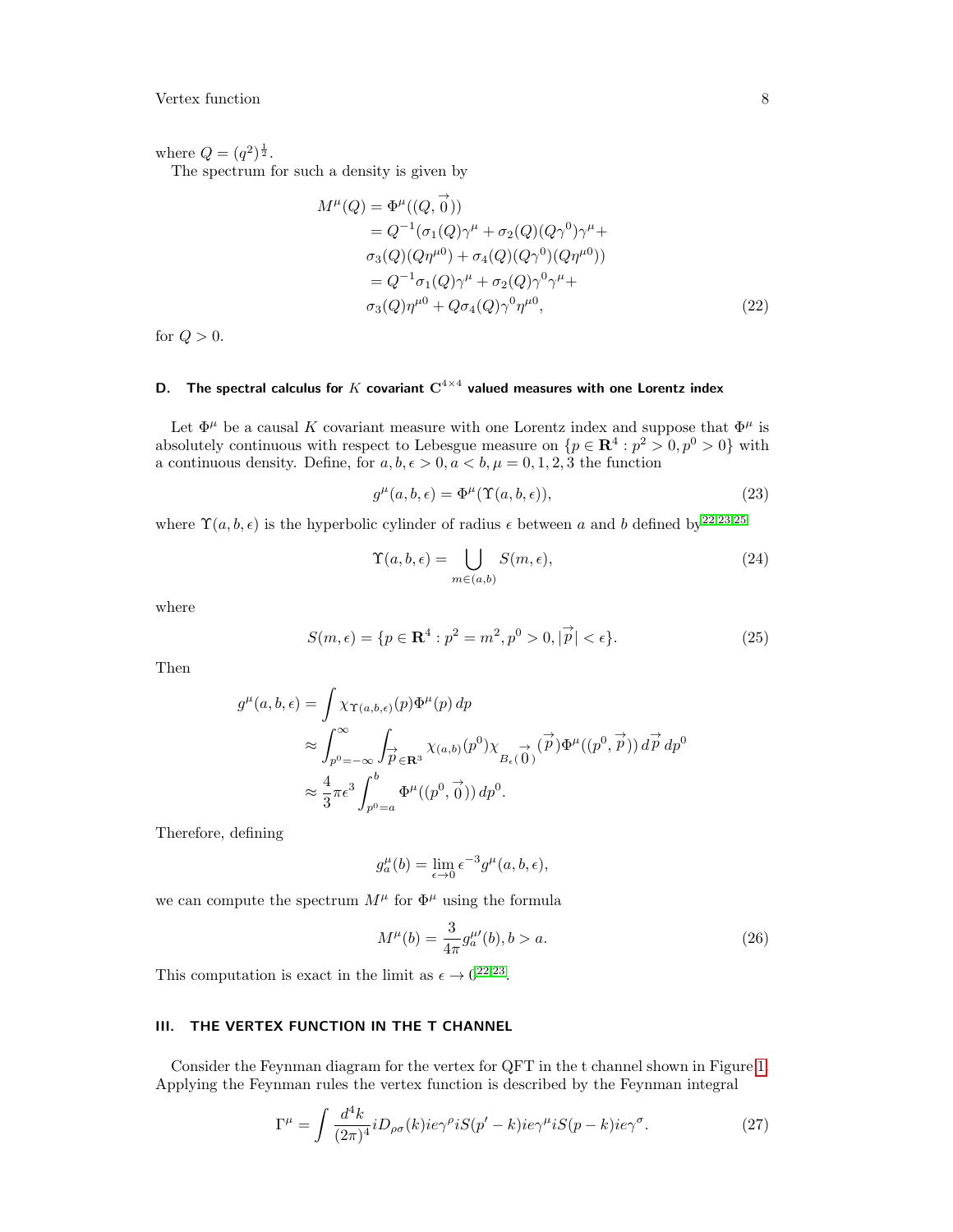where $Q = (q^2)^{\frac{1}{2}}$.

The spectrum for such a density is given by

$$
\begin{aligned}
M^\mu(Q) &= \Phi^\mu((Q, \vec{0})) \\
&= Q^{-1}(\sigma_1(Q)\gamma^\mu + \sigma_2(Q)(Q\gamma^0)\gamma^\mu + \\
&\sigma_3(Q)(Q\eta^{\mu 0}) + \sigma_4(Q)(Q\gamma^0)(Q\eta^{\mu 0})) \\
&= Q^{-1}\sigma_1(Q)\gamma^\mu + \sigma_2(Q)\gamma^0\gamma^\mu + \\
&\sigma_3(Q)\eta^{\mu 0} + Q\sigma_4(Q)\gamma^0\eta^{\mu 0},
\end{aligned} \tag{22}
$$

for $Q > 0$.

### D. The spectral calculus for $K$ covariant $\mathbf{C}^{4\times 4}$ valued measures with one Lorentz index

Let $\Phi^\mu$ be a causal $K$ covariant measure with one Lorentz index and suppose that $\Phi^\mu$ is absolutely continuous with respect to Lebesgue measure on $\{p \in \mathbf{R}^4 : p^2 > 0, p^0 > 0\}$ with a continuous density. Define, for $a, b, \epsilon > 0, a < b, \mu = 0, 1, 2, 3$ the function

$$
g^\mu(a, b, \epsilon) = \Phi^\mu(\Upsilon(a, b, \epsilon)), \tag{23}
$$

where $\Upsilon(a, b, \epsilon)$ is the hyperbolic cylinder of radius $\epsilon$ between $a$ and $b$ defined by[22,23,25]

$$
\Upsilon(a, b, \epsilon) = \bigcup_{m \in (a,b)} S(m, \epsilon), \tag{24}
$$

where

$$
S(m, \epsilon) = \{p \in \mathbf{R}^4 : p^2 = m^2, p^0 > 0, |\vec{p}| < \epsilon\}. \tag{25}
$$

Then

$$
\begin{aligned}
g^\mu(a, b, \epsilon) &= \int \chi_{\Upsilon(a,b,\epsilon)}(p)\Phi^\mu(p)\, dp \\
&\approx \int_{p^0=-\infty}^{\infty} \int_{\vec{p} \in \mathbf{R}^3} \chi_{(a,b)}(p^0)\chi_{B_\epsilon(\vec{0})}(\vec{p})\Phi^\mu((p^0, \vec{p}))\, d\vec{p}\, dp^0 \\
&\approx \frac{4}{3}\pi\epsilon^3 \int_{p^0=a}^{b} \Phi^\mu((p^0, \vec{0}))\, dp^0.
\end{aligned}
$$

Therefore, defining

$$
g_a^\mu(b) = \lim_{\epsilon \to 0} \epsilon^{-3} g^\mu(a, b, \epsilon),
$$

we can compute the spectrum $M^\mu$ for $\Phi^\mu$ using the formula

$$
M^\mu(b) = \frac{3}{4\pi} g_a^{\mu\prime}(b), b > a. \tag{26}
$$

This computation is exact in the limit as $\epsilon \to 0$[22,23].

## III. THE VERTEX FUNCTION IN THE T CHANNEL

Consider the Feynman diagram for the vertex for QFT in the t channel shown in Figure 1. Applying the Feynman rules the vertex function is described by the Feynman integral

$$
\Gamma^\mu = \int \frac{d^4k}{(2\pi)^4} iD_{\rho\sigma}(k) ie\gamma^\rho iS(p' - k) ie\gamma^\mu iS(p - k) ie\gamma^\sigma. \tag{27}
$$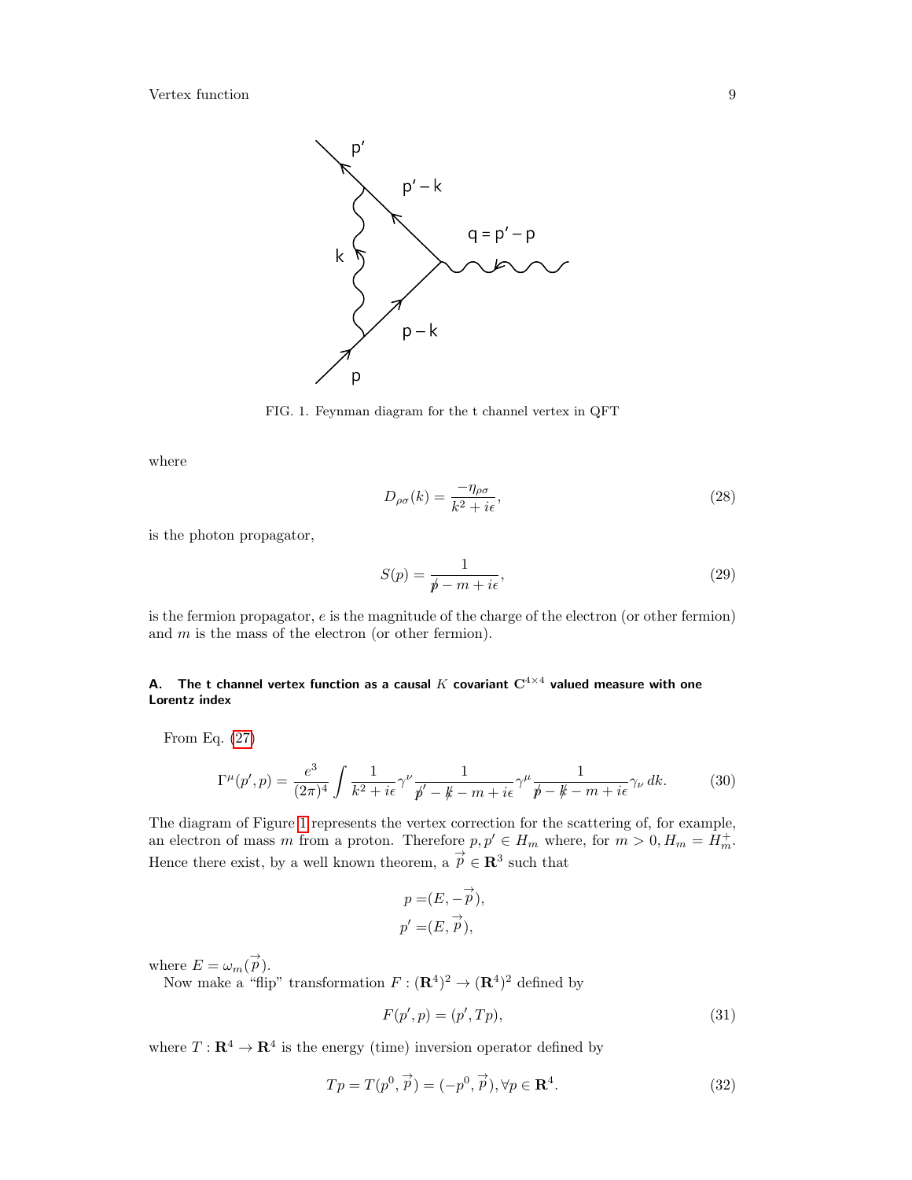FIG. 1. Feynman diagram for the t channel vertex in QFT

where

$$D_{\rho\sigma}(k) = \frac{-\eta_{\rho\sigma}}{k^2 + i\epsilon}, \tag{28}$$

is the photon propagator,

$$S(p) = \frac{1}{\not{p} - m + i\epsilon}, \tag{29}$$

is the fermion propagator, $e$ is the magnitude of the charge of the electron (or other fermion) and $m$ is the mass of the electron (or other fermion).

### A. The t channel vertex function as a causal $K$ covariant $\mathbf{C}^{4\times 4}$ valued measure with one Lorentz index

From Eq. (27)

$$\Gamma^\mu(p', p) = \frac{e^3}{(2\pi)^4} \int \frac{1}{k^2 + i\epsilon} \gamma^\nu \frac{1}{\not{p}' - \not{k} - m + i\epsilon} \gamma^\mu \frac{1}{\not{p} - \not{k} - m + i\epsilon} \gamma_\nu \, dk. \tag{30}$$

The diagram of Figure 1 represents the vertex correction for the scattering of, for example, an electron of mass $m$ from a proton. Therefore $p, p' \in H_m$ where, for $m > 0, H_m = H_m^+$. Hence there exist, by a well known theorem, a $\overrightarrow{p} \in \mathbf{R}^3$ such that

$$\begin{aligned} p =& (E, -\overrightarrow{p}), \\ p' =& (E, \overrightarrow{p}), \end{aligned}$$

where $E = \omega_m(\overrightarrow{p})$.

Now make a "flip" transformation $F : (\mathbf{R}^4)^2 \to (\mathbf{R}^4)^2$ defined by

$$F(p', p) = (p', Tp), \tag{31}$$

where $T : \mathbf{R}^4 \to \mathbf{R}^4$ is the energy (time) inversion operator defined by

$$Tp = T(p^0, \overrightarrow{p}) = (-p^0, \overrightarrow{p}), \forall p \in \mathbf{R}^4. \tag{32}$$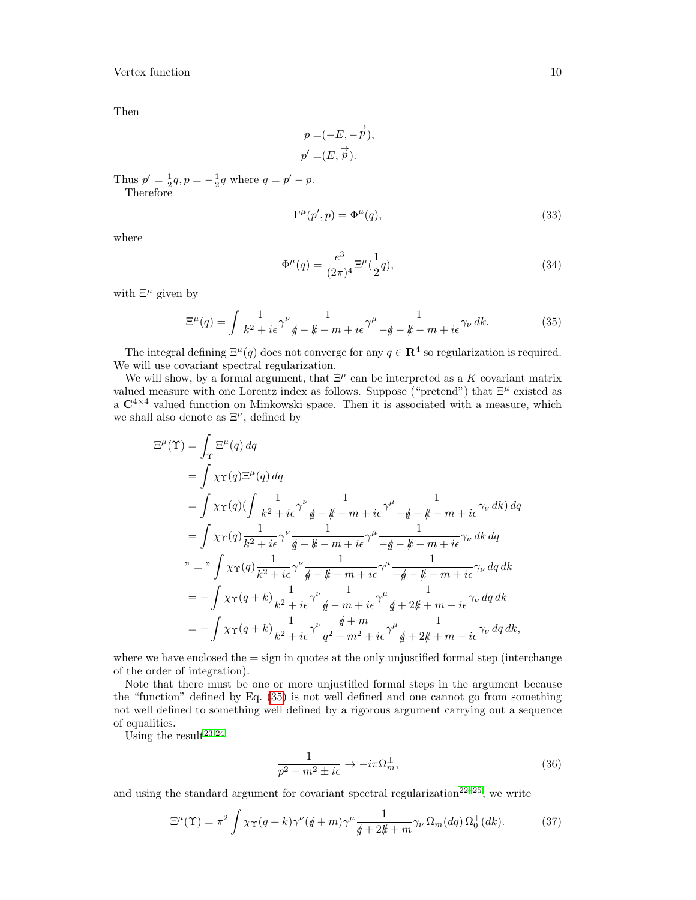Then

$$
\begin{aligned}
p =&(-E, -\overrightarrow{p}),\\
p' =&(E, \overrightarrow{p}).
\end{aligned}
$$

Thus $p' = \frac{1}{2}q, p = -\frac{1}{2}q$ where $q = p' - p$.

Therefore

$$
\Gamma^\mu(p', p) = \Phi^\mu(q), \tag{33}
$$

where

$$
\Phi^\mu(q) = \frac{e^3}{(2\pi)^4}\Xi^\mu(\frac{1}{2}q), \tag{34}
$$

with $\Xi^\mu$ given by

$$
\Xi^\mu(q) = \int \frac{1}{k^2 + i\epsilon}\gamma^\nu \frac{1}{\not{q} - \not{k} - m + i\epsilon}\gamma^\mu \frac{1}{-\not{q} - \not{k} - m + i\epsilon}\gamma_\nu \, dk. \tag{35}
$$

The integral defining $\Xi^\mu(q)$ does not converge for any $q \in \mathbf{R}^4$ so regularization is required. We will use covariant spectral regularization.

We will show, by a formal argument, that $\Xi^\mu$ can be interpreted as a $K$ covariant matrix valued measure with one Lorentz index as follows. Suppose ("pretend") that $\Xi^\mu$ existed as a $\mathbf{C}^{4\times 4}$ valued function on Minkowski space. Then it is associated with a measure, which we shall also denote as $\Xi^\mu$, defined by

$$
\begin{aligned}
\Xi^\mu(\Upsilon) &= \int_\Upsilon \Xi^\mu(q)\, dq\\
&= \int \chi_\Upsilon(q)\Xi^\mu(q)\, dq\\
&= \int \chi_\Upsilon(q)(\int \frac{1}{k^2 + i\epsilon}\gamma^\nu \frac{1}{\not{q} - \not{k} - m + i\epsilon}\gamma^\mu \frac{1}{-\not{q} - \not{k} - m + i\epsilon}\gamma_\nu \, dk)\, dq\\
&= \int \chi_\Upsilon(q)\frac{1}{k^2 + i\epsilon}\gamma^\nu \frac{1}{\not{q} - \not{k} - m + i\epsilon}\gamma^\mu \frac{1}{-\not{q} - \not{k} - m + i\epsilon}\gamma_\nu \, dk\, dq\\
\text{"="} &\int \chi_\Upsilon(q)\frac{1}{k^2 + i\epsilon}\gamma^\nu \frac{1}{\not{q} - \not{k} - m + i\epsilon}\gamma^\mu \frac{1}{-\not{q} - \not{k} - m + i\epsilon}\gamma_\nu \, dq\, dk\\
&= -\int \chi_\Upsilon(q+k)\frac{1}{k^2 + i\epsilon}\gamma^\nu \frac{1}{\not{q} - m + i\epsilon}\gamma^\mu \frac{1}{\not{q} + 2\not{k} + m - i\epsilon}\gamma_\nu \, dq\, dk\\
&= -\int \chi_\Upsilon(q+k)\frac{1}{k^2 + i\epsilon}\gamma^\nu \frac{\not{q} + m}{q^2 - m^2 + i\epsilon}\gamma^\mu \frac{1}{\not{q} + 2\not{k} + m - i\epsilon}\gamma_\nu \, dq\, dk,
\end{aligned}
$$

where we have enclosed the $=$ sign in quotes at the only unjustified formal step (interchange of the order of integration).

Note that there must be one or more unjustified formal steps in the argument because the "function" defined by Eq. (35) is not well defined and one cannot go from something not well defined to something well defined by a rigorous argument carrying out a sequence of equalities.

Using the result[23,24]

$$
\frac{1}{p^2 - m^2 \pm i\epsilon} \rightarrow -i\pi\Omega_m^\pm, \tag{36}
$$

and using the standard argument for covariant spectral regularization[22–25], we write

$$
\Xi^\mu(\Upsilon) = \pi^2 \int \chi_\Upsilon(q+k)\gamma^\nu(\not{q} + m)\gamma^\mu \frac{1}{\not{q} + 2\not{k} + m}\gamma_\nu \, \Omega_m(dq)\, \Omega_0^+(dk). \tag{37}
$$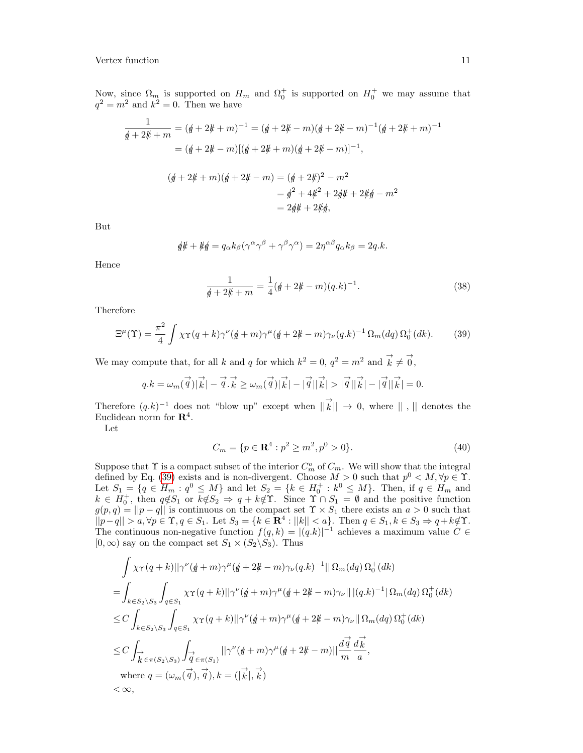Now, since $\Omega_m$ is supported on $H_m$ and $\Omega_0^+$ is supported on $H_0^+$ we may assume that $q^2 = m^2$ and $k^2 = 0$. Then we have

$$\frac{1}{\not q + 2\not k + m} = (\not q + 2\not k + m)^{-1} = (\not q + 2\not k - m)(\not q + 2\not k - m)^{-1}(\not q + 2\not k + m)^{-1}$$
$$= (\not q + 2\not k - m)[(\not q + 2\not k + m)(\not q + 2\not k - m)]^{-1},$$

$$(\not q + 2\not k + m)(\not q + 2\not k - m) = (\not q + 2\not k)^2 - m^2$$
$$= \not q^2 + 4\not k^2 + 2\not q\not k + 2\not k\not q - m^2$$
$$= 2\not q\not k + 2\not k\not q,$$

But

$$\not q\not k + \not k\not q = q_\alpha k_\beta(\gamma^\alpha\gamma^\beta + \gamma^\beta\gamma^\alpha) = 2\eta^{\alpha\beta}q_\alpha k_\beta = 2q.k.$$

Hence

$$\frac{1}{\not q + 2\not k + m} = \frac{1}{4}(\not q + 2\not k - m)(q.k)^{-1}. \tag{38}$$

Therefore

$$\Xi^\mu(\Upsilon) = \frac{\pi^2}{4}\int \chi_\Upsilon(q+k)\gamma^\nu(\not q + m)\gamma^\mu(\not q + 2\not k - m)\gamma_\nu(q.k)^{-1}\,\Omega_m(dq)\,\Omega_0^+(dk). \tag{39}$$

We may compute that, for all $k$ and $q$ for which $k^2 = 0$, $q^2 = m^2$ and $\vec{k} \neq \vec{0}$,

$$q.k = \omega_m(\vec{q})|\vec{k}| - \vec{q}.\vec{k} \geq \omega_m(\vec{q})|\vec{k}| - |\vec{q}||\vec{k}| > |\vec{q}||\vec{k}| - |\vec{q}||\vec{k}| = 0.$$

Therefore $(q.k)^{-1}$ does not "blow up" except when $||\vec{k}|| \to 0$, where $||\ ,\ ||$ denotes the Euclidean norm for $\mathbf{R}^4$.

Let

$$C_m = \{p \in \mathbf{R}^4 : p^2 \geq m^2, p^0 > 0\}. \tag{40}$$

Suppose that $\Upsilon$ is a compact subset of the interior $C_m^o$ of $C_m$. We will show that the integral defined by Eq. (39) exists and is non-divergent. Choose $M > 0$ such that $p^0 < M, \forall p \in \Upsilon$. Let $S_1 = \{q \in H_m : q^0 \leq M\}$ and let $S_2 = \{k \in H_0^+ : k^0 \leq M\}$. Then, if $q \in H_m$ and $k \in H_0^+$, then $q \notin S_1$ or $k \notin S_2 \Rightarrow q + k \notin \Upsilon$. Since $\Upsilon \cap S_1 = \emptyset$ and the positive function $g(p,q) = ||p - q||$ is continuous on the compact set $\Upsilon \times S_1$ there exists an $a > 0$ such that $||p - q|| > a, \forall p \in \Upsilon, q \in S_1$. Let $S_3 = \{k \in \mathbf{R}^4 : ||k|| < a\}$. Then $q \in S_1, k \in S_3 \Rightarrow q + k \notin \Upsilon$. The continuous non-negative function $f(q,k) = |(q.k)|^{-1}$ achieves a maximum value $C \in [0, \infty)$ say on the compact set $S_1 \times (S_2 \backslash S_3)$. Thus

$$\int \chi_\Upsilon(q+k)||\gamma^\nu(\not q + m)\gamma^\mu(\not q + 2\not k - m)\gamma_\nu(q.k)^{-1}||\,\Omega_m(dq)\,\Omega_0^+(dk)$$
$$= \int_{k \in S_2\backslash S_3}\int_{q \in S_1} \chi_\Upsilon(q+k)||\gamma^\nu(\not q + m)\gamma^\mu(\not q + 2\not k - m)\gamma_\nu||\,|(q.k)^{-1}|\,\Omega_m(dq)\,\Omega_0^+(dk)$$
$$\leq C\int_{k \in S_2\backslash S_3}\int_{q \in S_1} \chi_\Upsilon(q+k)||\gamma^\nu(\not q + m)\gamma^\mu(\not q + 2\not k - m)\gamma_\nu||\,\Omega_m(dq)\,\Omega_0^+(dk)$$
$$\leq C\int_{\vec{k} \in \pi(S_2\backslash S_3)}\int_{\vec{q} \in \pi(S_1)} ||\gamma^\nu(\not q + m)\gamma^\mu(\not q + 2\not k - m)||\frac{d\vec{q}}{m}\frac{d\vec{k}}{a},$$
$$\text{where } q = (\omega_m(\vec{q}), \vec{q}), k = (|\vec{k}|, \vec{k})$$
$$< \infty,$$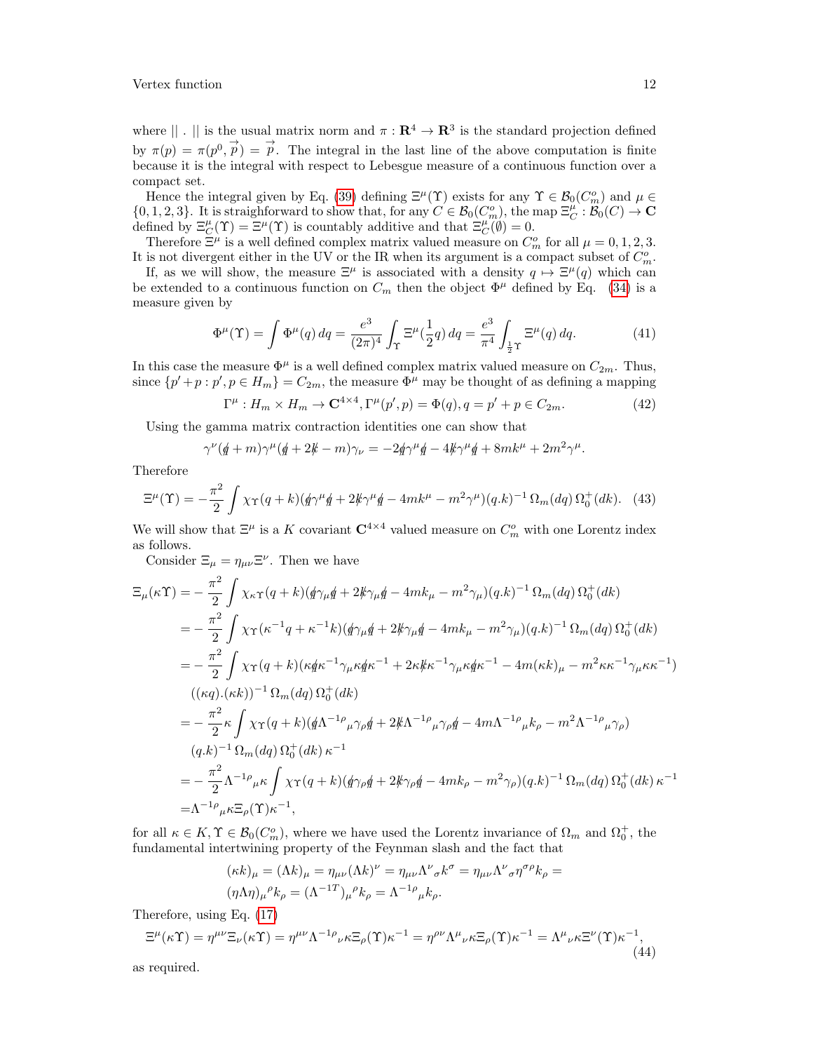where $||\,.\,||$ is the usual matrix norm and $\pi : \mathbf{R}^4 \to \mathbf{R}^3$ is the standard projection defined by $\pi(p) = \pi(p^0, \overrightarrow{p}) = \overrightarrow{p}$. The integral in the last line of the above computation is finite because it is the integral with respect to Lebesgue measure of a continuous function over a compact set.

Hence the integral given by Eq. (39) defining $\Xi^\mu(\Upsilon)$ exists for any $\Upsilon \in \mathcal{B}_0(C_m^o)$ and $\mu \in \{0, 1, 2, 3\}$. It is straighforward to show that, for any $C \in \mathcal{B}_0(C_m^o)$, the map $\Xi_C^\mu : \mathcal{B}_0(C) \to \mathbf{C}$ defined by $\Xi_C^\mu(\Upsilon) = \Xi^\mu(\Upsilon)$ is countably additive and that $\Xi_C^\mu(\emptyset) = 0$.

Therefore $\Xi^\mu$ is a well defined complex matrix valued measure on $C_m^o$ for all $\mu = 0, 1, 2, 3$. It is not divergent either in the UV or the IR when its argument is a compact subset of $C_m^o$.

If, as we will show, the measure $\Xi^\mu$ is associated with a density $q \mapsto \Xi^\mu(q)$ which can be extended to a continuous function on $C_m$ then the object $\Phi^\mu$ defined by Eq. (34) is a measure given by

$$\Phi^\mu(\Upsilon) = \int \Phi^\mu(q)\, dq = \frac{e^3}{(2\pi)^4} \int_\Upsilon \Xi^\mu(\frac{1}{2}q)\, dq = \frac{e^3}{\pi^4} \int_{\frac{1}{2}\Upsilon} \Xi^\mu(q)\, dq. \tag{41}$$

In this case the measure $\Phi^\mu$ is a well defined complex matrix valued measure on $C_{2m}$. Thus, since $\{p' + p : p', p \in H_m\} = C_{2m}$, the measure $\Phi^\mu$ may be thought of as defining a mapping

$$\Gamma^\mu : H_m \times H_m \to \mathbf{C}^{4\times 4}, \Gamma^\mu(p', p) = \Phi(q), q = p' + p \in C_{2m}. \tag{42}$$

Using the gamma matrix contraction identities one can show that

$$\gamma^\nu(\not{q} + m)\gamma^\mu(\not{q} + 2\not{k} - m)\gamma_\nu = -2\not{q}\gamma^\mu\not{q} - 4\not{k}\gamma^\mu\not{q} + 8mk^\mu + 2m^2\gamma^\mu.$$

Therefore

$$\Xi^\mu(\Upsilon) = -\frac{\pi^2}{2} \int \chi_\Upsilon(q + k)(\not{q}\gamma^\mu\not{q} + 2\not{k}\gamma^\mu\not{q} - 4mk^\mu - m^2\gamma^\mu)(q.k)^{-1}\, \Omega_m(dq)\, \Omega_0^+(dk). \tag{43}$$

We will show that $\Xi^\mu$ is a $K$ covariant $\mathbf{C}^{4\times 4}$ valued measure on $C_m^o$ with one Lorentz index as follows.

Consider $\Xi_\mu = \eta_{\mu\nu}\Xi^\nu$. Then we have

$$\begin{aligned}
\Xi_\mu(\kappa\Upsilon) =& -\frac{\pi^2}{2} \int \chi_{\kappa\Upsilon}(q + k)(\not{q}\gamma_\mu\not{q} + 2\not{k}\gamma_\mu\not{q} - 4mk_\mu - m^2\gamma_\mu)(q.k)^{-1}\, \Omega_m(dq)\, \Omega_0^+(dk) \\
=& -\frac{\pi^2}{2} \int \chi_\Upsilon(\kappa^{-1}q + \kappa^{-1}k)(\not{q}\gamma_\mu\not{q} + 2\not{k}\gamma_\mu\not{q} - 4mk_\mu - m^2\gamma_\mu)(q.k)^{-1}\, \Omega_m(dq)\, \Omega_0^+(dk) \\
=& -\frac{\pi^2}{2} \int \chi_\Upsilon(q + k)(\kappa\not{q}\kappa^{-1}\gamma_\mu\kappa\not{q}\kappa^{-1} + 2\kappa\not{k}\kappa^{-1}\gamma_\mu\kappa\not{q}\kappa^{-1} - 4m(\kappa k)_\mu - m^2\kappa\kappa^{-1}\gamma_\mu\kappa\kappa^{-1}) \\
& ((\kappa q).(\kappa k))^{-1}\, \Omega_m(dq)\, \Omega_0^+(dk) \\
=& -\frac{\pi^2}{2}\kappa \int \chi_\Upsilon(q + k)(\not{q}\Lambda^{-1\rho}{}_\mu\gamma_\rho\not{q} + 2\not{k}\Lambda^{-1\rho}{}_\mu\gamma_\rho\not{q} - 4m\Lambda^{-1\rho}{}_\mu k_\rho - m^2\Lambda^{-1\rho}{}_\mu\gamma_\rho) \\
& (q.k)^{-1}\, \Omega_m(dq)\, \Omega_0^+(dk)\, \kappa^{-1} \\
=& -\frac{\pi^2}{2}\Lambda^{-1\rho}{}_\mu\kappa \int \chi_\Upsilon(q + k)(\not{q}\gamma_\rho\not{q} + 2\not{k}\gamma_\rho\not{q} - 4mk_\rho - m^2\gamma_\rho)(q.k)^{-1}\, \Omega_m(dq)\, \Omega_0^+(dk)\, \kappa^{-1} \\
=& \Lambda^{-1\rho}{}_\mu\kappa\Xi_\rho(\Upsilon)\kappa^{-1},
\end{aligned}$$

for all $\kappa \in K, \Upsilon \in \mathcal{B}_0(C_m^o)$, where we have used the Lorentz invariance of $\Omega_m$ and $\Omega_0^+$, the fundamental intertwining property of the Feynman slash and the fact that

$$\begin{aligned}
&(\kappa k)_\mu = (\Lambda k)_\mu = \eta_{\mu\nu}(\Lambda k)^\nu = \eta_{\mu\nu}\Lambda^\nu{}_\sigma k^\sigma = \eta_{\mu\nu}\Lambda^\nu{}_\sigma\eta^{\sigma\rho}k_\rho = \\
&(\eta\Lambda\eta)_\mu{}^\rho k_\rho = (\Lambda^{-1T})_\mu{}^\rho k_\rho = \Lambda^{-1\rho}{}_\mu k_\rho.
\end{aligned}$$

Therefore, using Eq. (17)

$$\Xi^\mu(\kappa\Upsilon) = \eta^{\mu\nu}\Xi_\nu(\kappa\Upsilon) = \eta^{\mu\nu}\Lambda^{-1\rho}{}_\nu\kappa\Xi_\rho(\Upsilon)\kappa^{-1} = \eta^{\rho\nu}\Lambda^\mu{}_\nu\kappa\Xi_\rho(\Upsilon)\kappa^{-1} = \Lambda^\mu{}_\nu\kappa\Xi^\nu(\Upsilon)\kappa^{-1}, \tag{44}$$

as required.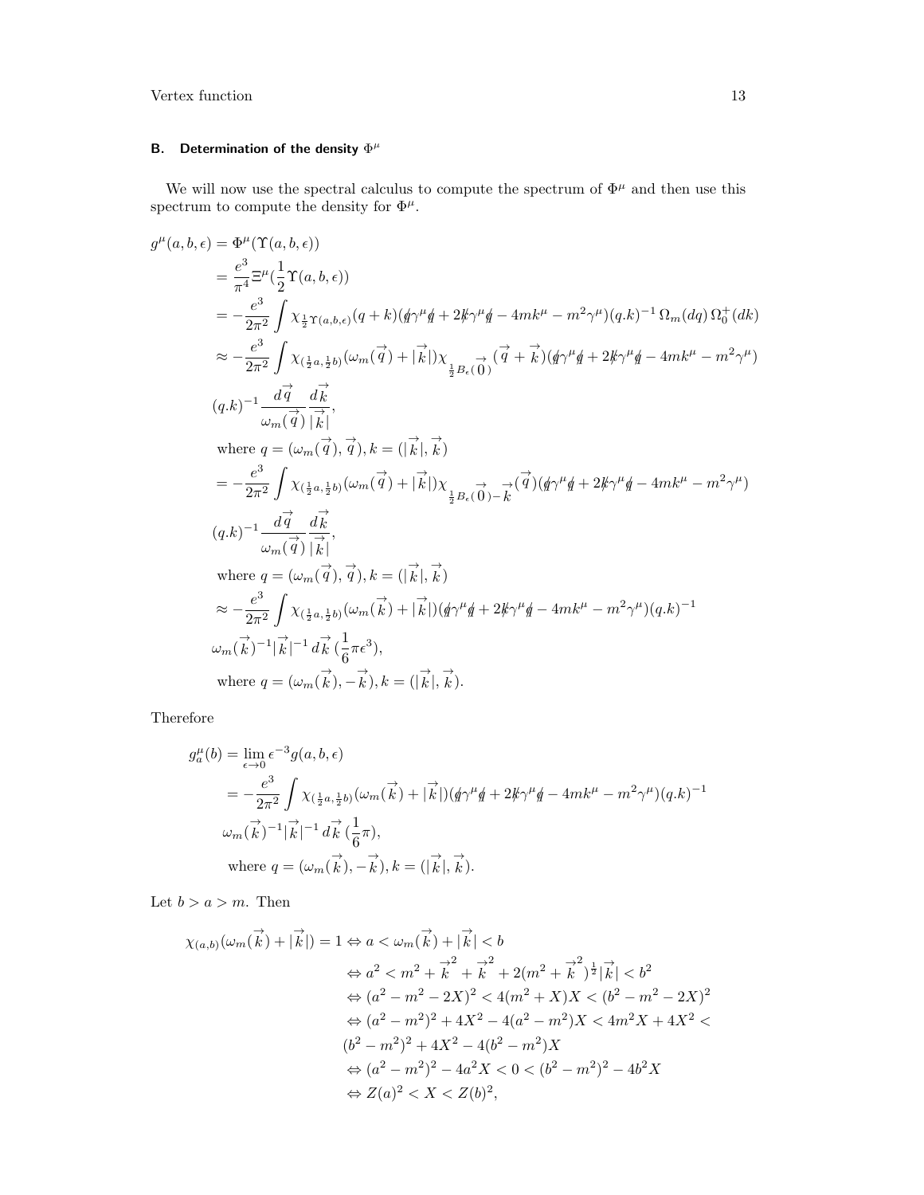## B. Determination of the density $\Phi^\mu$

We will now use the spectral calculus to compute the spectrum of $\Phi^\mu$ and then use this spectrum to compute the density for $\Phi^\mu$.

$$
\begin{aligned}
g^\mu(a,b,\epsilon) &= \Phi^\mu(\Upsilon(a,b,\epsilon)) \\
&= \frac{e^3}{\pi^4}\Xi^\mu(\frac{1}{2}\Upsilon(a,b,\epsilon)) \\
&= -\frac{e^3}{2\pi^2}\int \chi_{\frac{1}{2}\Upsilon(a,b,\epsilon)}(q+k)(\not{q}\gamma^\mu\not{q}+2\not{k}\gamma^\mu\not{q}-4mk^\mu-m^2\gamma^\mu)(q.k)^{-1}\,\Omega_m(dq)\,\Omega_0^+(dk) \\
&\approx -\frac{e^3}{2\pi^2}\int \chi_{(\frac{1}{2}a,\frac{1}{2}b)}(\omega_m(\vec{q})+|\vec{k}|)\chi_{\frac{1}{2}B_\epsilon(\vec{0})}(\vec{q}+\vec{k})(\not{q}\gamma^\mu\not{q}+2\not{k}\gamma^\mu\not{q}-4mk^\mu-m^2\gamma^\mu) \\
&\quad (q.k)^{-1}\frac{d\vec{q}}{\omega_m(\vec{q})}\frac{d\vec{k}}{|\vec{k}|}, \\
&\quad \text{where } q=(\omega_m(\vec{q}),\vec{q}), k=(|\vec{k}|,\vec{k}) \\
&= -\frac{e^3}{2\pi^2}\int \chi_{(\frac{1}{2}a,\frac{1}{2}b)}(\omega_m(\vec{q})+|\vec{k}|)\chi_{\frac{1}{2}B_\epsilon(\vec{0})-\vec{k}}(\vec{q})(\not{q}\gamma^\mu\not{q}+2\not{k}\gamma^\mu\not{q}-4mk^\mu-m^2\gamma^\mu) \\
&\quad (q.k)^{-1}\frac{d\vec{q}}{\omega_m(\vec{q})}\frac{d\vec{k}}{|\vec{k}|}, \\
&\quad \text{where } q=(\omega_m(\vec{q}),\vec{q}), k=(|\vec{k}|,\vec{k}) \\
&\approx -\frac{e^3}{2\pi^2}\int \chi_{(\frac{1}{2}a,\frac{1}{2}b)}(\omega_m(\vec{k})+|\vec{k}|)(\not{q}\gamma^\mu\not{q}+2\not{k}\gamma^\mu\not{q}-4mk^\mu-m^2\gamma^\mu)(q.k)^{-1} \\
&\quad \omega_m(\vec{k})^{-1}|\vec{k}|^{-1}\,d\vec{k}\,(\frac{1}{6}\pi\epsilon^3), \\
&\quad \text{where } q=(\omega_m(\vec{k}),-\vec{k}), k=(|\vec{k}|,\vec{k}).
\end{aligned}
$$

Therefore

$$
\begin{aligned}
g_a^\mu(b) &= \lim_{\epsilon\to 0}\epsilon^{-3}g(a,b,\epsilon) \\
&= -\frac{e^3}{2\pi^2}\int \chi_{(\frac{1}{2}a,\frac{1}{2}b)}(\omega_m(\vec{k})+|\vec{k}|)(\not{q}\gamma^\mu\not{q}+2\not{k}\gamma^\mu\not{q}-4mk^\mu-m^2\gamma^\mu)(q.k)^{-1} \\
&\quad \omega_m(\vec{k})^{-1}|\vec{k}|^{-1}\,d\vec{k}\,(\frac{1}{6}\pi), \\
&\quad \text{where } q=(\omega_m(\vec{k}),-\vec{k}), k=(|\vec{k}|,\vec{k}).
\end{aligned}
$$

Let $b > a > m$. Then

$$
\begin{aligned}
\chi_{(a,b)}(\omega_m(\vec{k})+|\vec{k}|)=1 &\Leftrightarrow a < \omega_m(\vec{k})+|\vec{k}| < b \\
&\Leftrightarrow a^2 < m^2+\vec{k}^2+\vec{k}^2+2(m^2+\vec{k}^2)^{\frac{1}{2}}|\vec{k}| < b^2 \\
&\Leftrightarrow (a^2-m^2-2X)^2 < 4(m^2+X)X < (b^2-m^2-2X)^2 \\
&\Leftrightarrow (a^2-m^2)^2+4X^2-4(a^2-m^2)X < 4m^2X+4X^2 < \\
&\quad (b^2-m^2)^2+4X^2-4(b^2-m^2)X \\
&\Leftrightarrow (a^2-m^2)^2-4a^2X < 0 < (b^2-m^2)^2-4b^2X \\
&\Leftrightarrow Z(a)^2 < X < Z(b)^2,
\end{aligned}
$$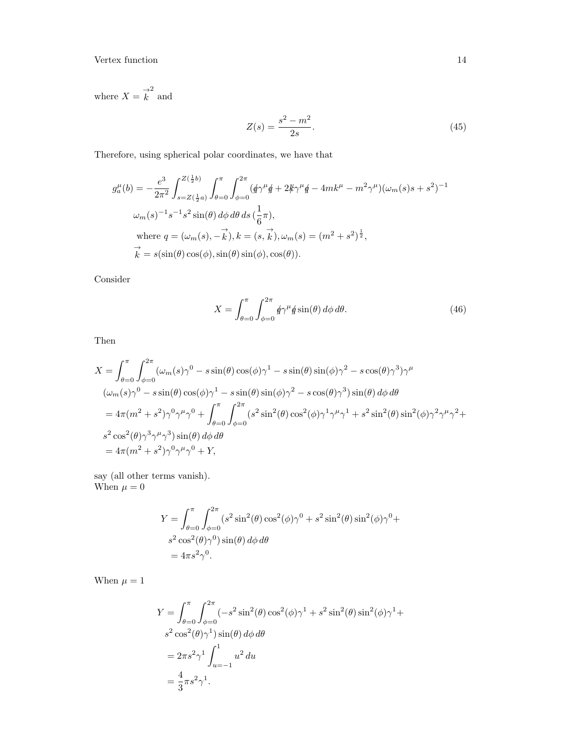where $X = \overset{\rightarrow}{k}^2$ and

$$Z(s) = \frac{s^2 - m^2}{2s}. \tag{45}$$

Therefore, using spherical polar coordinates, we have that

$$g_a^\mu(b) = -\frac{e^3}{2\pi^2} \int_{s=Z(\frac{1}{2}a)}^{Z(\frac{1}{2}b)} \int_{\theta=0}^{\pi} \int_{\phi=0}^{2\pi} (\not{q}\gamma^\mu \not{q} + 2\not{k}\gamma^\mu \not{q} - 4mk^\mu - m^2\gamma^\mu)(\omega_m(s)s + s^2)^{-1}$$
$$\omega_m(s)^{-1} s^{-1} s^2 \sin(\theta)\, d\phi\, d\theta\, ds\, (\frac{1}{6}\pi),$$
$$\text{where } q = (\omega_m(s), -\overset{\rightarrow}{k}), k = (s, \overset{\rightarrow}{k}), \omega_m(s) = (m^2 + s^2)^{\frac{1}{2}},$$
$$\overset{\rightarrow}{k} = s(\sin(\theta)\cos(\phi), \sin(\theta)\sin(\phi), \cos(\theta)).$$

Consider

$$X = \int_{\theta=0}^{\pi} \int_{\phi=0}^{2\pi} \not{q}\gamma^\mu \not{q} \sin(\theta)\, d\phi\, d\theta. \tag{46}$$

Then

$$X = \int_{\theta=0}^{\pi} \int_{\phi=0}^{2\pi} (\omega_m(s)\gamma^0 - s\sin(\theta)\cos(\phi)\gamma^1 - s\sin(\theta)\sin(\phi)\gamma^2 - s\cos(\theta)\gamma^3)\gamma^\mu$$
$$(\omega_m(s)\gamma^0 - s\sin(\theta)\cos(\phi)\gamma^1 - s\sin(\theta)\sin(\phi)\gamma^2 - s\cos(\theta)\gamma^3)\sin(\theta)\, d\phi\, d\theta$$
$$= 4\pi(m^2 + s^2)\gamma^0\gamma^\mu\gamma^0 + \int_{\theta=0}^{\pi} \int_{\phi=0}^{2\pi} (s^2\sin^2(\theta)\cos^2(\phi)\gamma^1\gamma^\mu\gamma^1 + s^2\sin^2(\theta)\sin^2(\phi)\gamma^2\gamma^\mu\gamma^2 +$$
$$s^2\cos^2(\theta)\gamma^3\gamma^\mu\gamma^3)\sin(\theta)\, d\phi\, d\theta$$
$$= 4\pi(m^2 + s^2)\gamma^0\gamma^\mu\gamma^0 + Y,$$

say (all other terms vanish).
When $\mu = 0$

$$Y = \int_{\theta=0}^{\pi} \int_{\phi=0}^{2\pi} (s^2\sin^2(\theta)\cos^2(\phi)\gamma^0 + s^2\sin^2(\theta)\sin^2(\phi)\gamma^0 +$$
$$s^2\cos^2(\theta)\gamma^0)\sin(\theta)\, d\phi\, d\theta$$
$$= 4\pi s^2\gamma^0.$$

When $\mu = 1$

$$Y = \int_{\theta=0}^{\pi} \int_{\phi=0}^{2\pi} (-s^2\sin^2(\theta)\cos^2(\phi)\gamma^1 + s^2\sin^2(\theta)\sin^2(\phi)\gamma^1 +$$
$$s^2\cos^2(\theta)\gamma^1)\sin(\theta)\, d\phi\, d\theta$$
$$= 2\pi s^2\gamma^1 \int_{u=-1}^{1} u^2\, du$$
$$= \frac{4}{3}\pi s^2\gamma^1.$$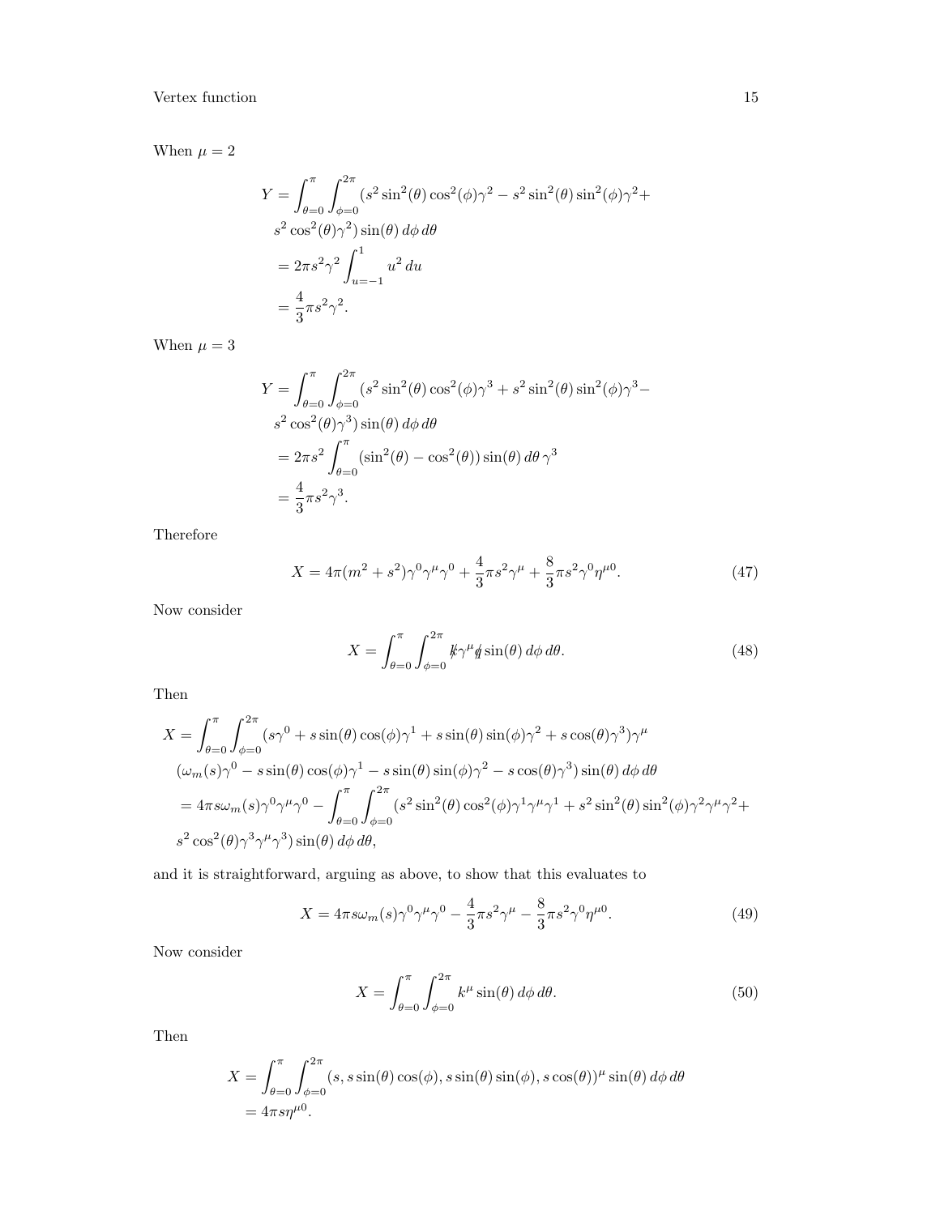When $\mu = 2$

$$
\begin{aligned}
Y &= \int_{\theta=0}^{\pi} \int_{\phi=0}^{2\pi} (s^2 \sin^2(\theta) \cos^2(\phi) \gamma^2 - s^2 \sin^2(\theta) \sin^2(\phi) \gamma^2 + \\
&\quad s^2 \cos^2(\theta) \gamma^2) \sin(\theta) \, d\phi \, d\theta \\
&= 2\pi s^2 \gamma^2 \int_{u=-1}^{1} u^2 \, du \\
&= \frac{4}{3} \pi s^2 \gamma^2.
\end{aligned}
$$

When $\mu = 3$

$$
\begin{aligned}
Y &= \int_{\theta=0}^{\pi} \int_{\phi=0}^{2\pi} (s^2 \sin^2(\theta) \cos^2(\phi) \gamma^3 + s^2 \sin^2(\theta) \sin^2(\phi) \gamma^3 - \\
&\quad s^2 \cos^2(\theta) \gamma^3) \sin(\theta) \, d\phi \, d\theta \\
&= 2\pi s^2 \int_{\theta=0}^{\pi} (\sin^2(\theta) - \cos^2(\theta)) \sin(\theta) \, d\theta \, \gamma^3 \\
&= \frac{4}{3} \pi s^2 \gamma^3.
\end{aligned}
$$

Therefore

$$
X = 4\pi (m^2 + s^2) \gamma^0 \gamma^\mu \gamma^0 + \frac{4}{3} \pi s^2 \gamma^\mu + \frac{8}{3} \pi s^2 \gamma^0 \eta^{\mu 0}. \tag{47}
$$

Now consider

$$
X = \int_{\theta=0}^{\pi} \int_{\phi=0}^{2\pi} \not{k} \gamma^\mu \not{q} \sin(\theta) \, d\phi \, d\theta. \tag{48}
$$

Then

$$
\begin{aligned}
X &= \int_{\theta=0}^{\pi} \int_{\phi=0}^{2\pi} (s\gamma^0 + s \sin(\theta) \cos(\phi) \gamma^1 + s \sin(\theta) \sin(\phi) \gamma^2 + s \cos(\theta) \gamma^3) \gamma^\mu \\
&\quad (\omega_m(s) \gamma^0 - s \sin(\theta) \cos(\phi) \gamma^1 - s \sin(\theta) \sin(\phi) \gamma^2 - s \cos(\theta) \gamma^3) \sin(\theta) \, d\phi \, d\theta \\
&= 4\pi s \omega_m(s) \gamma^0 \gamma^\mu \gamma^0 - \int_{\theta=0}^{\pi} \int_{\phi=0}^{2\pi} (s^2 \sin^2(\theta) \cos^2(\phi) \gamma^1 \gamma^\mu \gamma^1 + s^2 \sin^2(\theta) \sin^2(\phi) \gamma^2 \gamma^\mu \gamma^2 + \\
&\quad s^2 \cos^2(\theta) \gamma^3 \gamma^\mu \gamma^3) \sin(\theta) \, d\phi \, d\theta,
\end{aligned}
$$

and it is straightforward, arguing as above, to show that this evaluates to

$$
X = 4\pi s \omega_m(s) \gamma^0 \gamma^\mu \gamma^0 - \frac{4}{3} \pi s^2 \gamma^\mu - \frac{8}{3} \pi s^2 \gamma^0 \eta^{\mu 0}. \tag{49}
$$

Now consider

$$
X = \int_{\theta=0}^{\pi} \int_{\phi=0}^{2\pi} k^\mu \sin(\theta) \, d\phi \, d\theta. \tag{50}
$$

Then

$$
\begin{aligned}
X &= \int_{\theta=0}^{\pi} \int_{\phi=0}^{2\pi} (s, s \sin(\theta) \cos(\phi), s \sin(\theta) \sin(\phi), s \cos(\theta))^\mu \sin(\theta) \, d\phi \, d\theta \\
&= 4\pi s \eta^{\mu 0}.
\end{aligned}
$$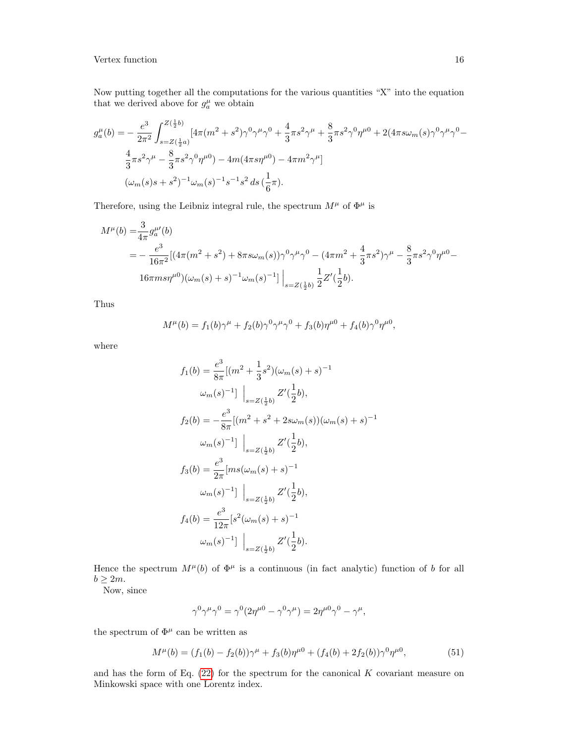Now putting together all the computations for the various quantities "X" into the equation that we derived above for $g_a^\mu$ we obtain

$$
\begin{aligned}
g_a^\mu(b) = &-\frac{e^3}{2\pi^2}\int_{s=Z(\frac{1}{2}a)}^{Z(\frac{1}{2}b)} [4\pi(m^2+s^2)\gamma^0\gamma^\mu\gamma^0 + \frac{4}{3}\pi s^2\gamma^\mu + \frac{8}{3}\pi s^2\gamma^0\eta^{\mu 0} + 2(4\pi s\omega_m(s)\gamma^0\gamma^\mu\gamma^0 - \\
&\frac{4}{3}\pi s^2\gamma^\mu - \frac{8}{3}\pi s^2\gamma^0\eta^{\mu 0}) - 4m(4\pi s\eta^{\mu 0}) - 4\pi m^2\gamma^\mu] \\
&(\omega_m(s)s+s^2)^{-1}\omega_m(s)^{-1}s^{-1}s^2\,ds\,(\frac{1}{6}\pi).
\end{aligned}
$$

Therefore, using the Leibniz integral rule, the spectrum $M^\mu$ of $\Phi^\mu$ is

$$
\begin{aligned}
M^\mu(b) =& \frac{3}{4\pi}g_a^{\mu\prime}(b) \\
=& -\frac{e^3}{16\pi^2}[(4\pi(m^2+s^2)+8\pi s\omega_m(s))\gamma^0\gamma^\mu\gamma^0 - (4\pi m^2 + \frac{4}{3}\pi s^2)\gamma^\mu - \frac{8}{3}\pi s^2\gamma^0\eta^{\mu 0} - \\
&16\pi m s\eta^{\mu 0})(\omega_m(s)+s)^{-1}\omega_m(s)^{-1}]\,\Big|_{s=Z(\frac{1}{2}b)}\,\frac{1}{2}Z'(\frac{1}{2}b).
\end{aligned}
$$

Thus

$$
M^\mu(b) = f_1(b)\gamma^\mu + f_2(b)\gamma^0\gamma^\mu\gamma^0 + f_3(b)\eta^{\mu 0} + f_4(b)\gamma^0\eta^{\mu 0},
$$

where

$$
\begin{aligned}
f_1(b) &= \frac{e^3}{8\pi}[(m^2+\frac{1}{3}s^2)(\omega_m(s)+s)^{-1} \\
&\quad \omega_m(s)^{-1}]\,\Big|_{s=Z(\frac{1}{2}b)}\,Z'(\frac{1}{2}b), \\
f_2(b) &= -\frac{e^3}{8\pi}[(m^2+s^2+2s\omega_m(s))(\omega_m(s)+s)^{-1} \\
&\quad \omega_m(s)^{-1}]\,\Big|_{s=Z(\frac{1}{2}b)}\,Z'(\frac{1}{2}b), \\
f_3(b) &= \frac{e^3}{2\pi}[ms(\omega_m(s)+s)^{-1} \\
&\quad \omega_m(s)^{-1}]\,\Big|_{s=Z(\frac{1}{2}b)}\,Z'(\frac{1}{2}b), \\
f_4(b) &= \frac{e^3}{12\pi}[s^2(\omega_m(s)+s)^{-1} \\
&\quad \omega_m(s)^{-1}]\,\Big|_{s=Z(\frac{1}{2}b)}\,Z'(\frac{1}{2}b).
\end{aligned}
$$

Hence the spectrum $M^\mu(b)$ of $\Phi^\mu$ is a continuous (in fact analytic) function of $b$ for all $b \geq 2m$.

Now, since

$$
\gamma^0\gamma^\mu\gamma^0 = \gamma^0(2\eta^{\mu 0} - \gamma^0\gamma^\mu) = 2\eta^{\mu 0}\gamma^0 - \gamma^\mu,
$$

the spectrum of $\Phi^\mu$ can be written as

$$
M^\mu(b) = (f_1(b) - f_2(b))\gamma^\mu + f_3(b)\eta^{\mu 0} + (f_4(b) + 2f_2(b))\gamma^0\eta^{\mu 0}, \tag{51}
$$

and has the form of Eq. (22) for the spectrum for the canonical $K$ covariant measure on Minkowski space with one Lorentz index.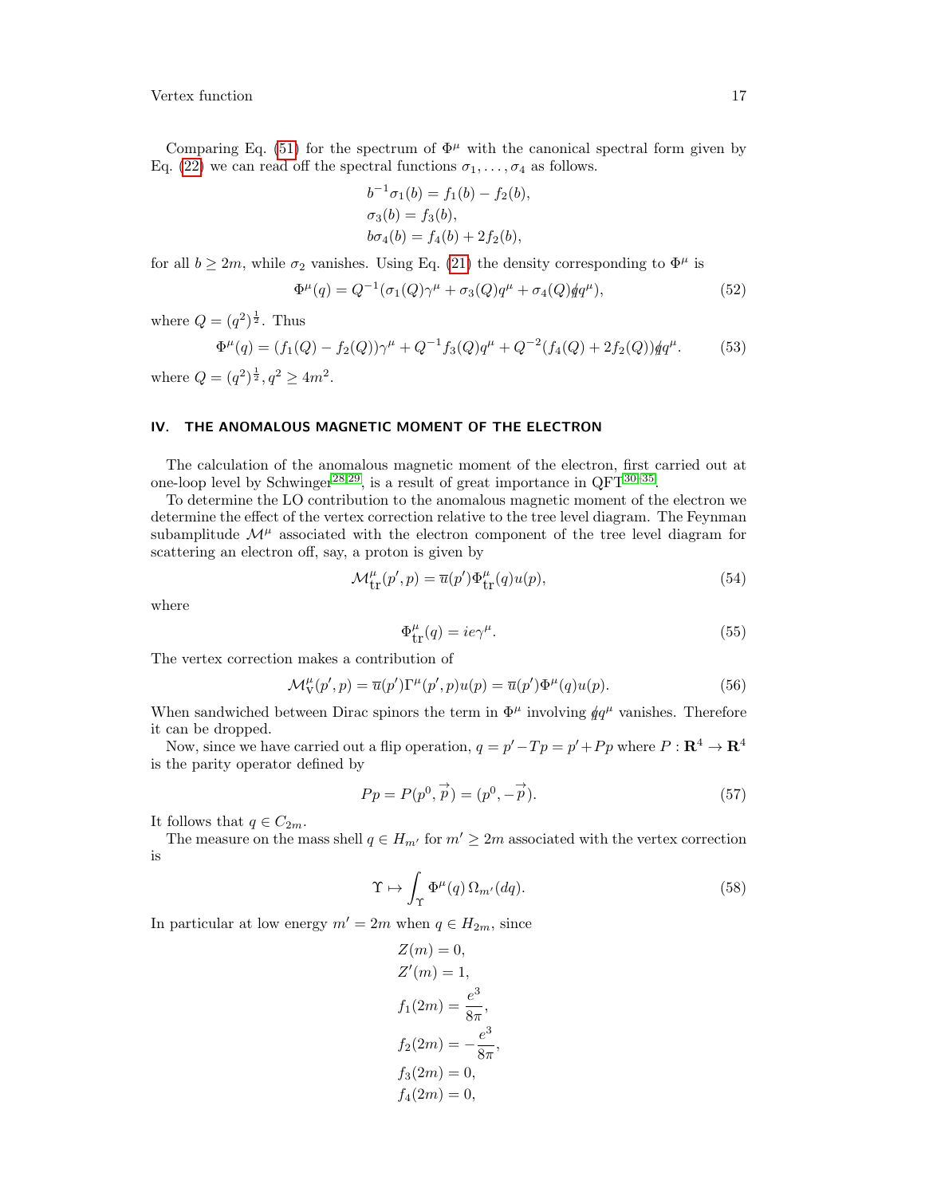Comparing Eq. (51) for the spectrum of $\Phi^\mu$ with the canonical spectral form given by Eq. (22) we can read off the spectral functions $\sigma_1, \ldots, \sigma_4$ as follows.

$$
\begin{aligned}
b^{-1}\sigma_1(b) &= f_1(b) - f_2(b), \\
\sigma_3(b) &= f_3(b), \\
b\sigma_4(b) &= f_4(b) + 2f_2(b),
\end{aligned}
$$

for all $b \geq 2m$, while $\sigma_2$ vanishes. Using Eq. (21) the density corresponding to $\Phi^\mu$ is

$$
\Phi^\mu(q) = Q^{-1}(\sigma_1(Q)\gamma^\mu + \sigma_3(Q)q^\mu + \sigma_4(Q)\not{q}q^\mu), \tag{52}
$$

where $Q = (q^2)^{\frac{1}{2}}$. Thus

$$
\Phi^\mu(q) = (f_1(Q) - f_2(Q))\gamma^\mu + Q^{-1}f_3(Q)q^\mu + Q^{-2}(f_4(Q) + 2f_2(Q))\not{q}q^\mu. \tag{53}
$$

where $Q = (q^2)^{\frac{1}{2}}, q^2 \geq 4m^2$.

## IV. THE ANOMALOUS MAGNETIC MOMENT OF THE ELECTRON

The calculation of the anomalous magnetic moment of the electron, first carried out at one-loop level by Schwinger[28,29], is a result of great importance in QFT[30–35].

To determine the LO contribution to the anomalous magnetic moment of the electron we determine the effect of the vertex correction relative to the tree level diagram. The Feynman subamplitude $\mathcal{M}^\mu$ associated with the electron component of the tree level diagram for scattering an electron off, say, a proton is given by

$$
\mathcal{M}^\mu_{\text{tr}}(p', p) = \overline{u}(p')\Phi^\mu_{\text{tr}}(q)u(p), \tag{54}
$$

where

$$
\Phi^\mu_{\text{tr}}(q) = ie\gamma^\mu. \tag{55}
$$

The vertex correction makes a contribution of

$$
\mathcal{M}^\mu_{\text{V}}(p', p) = \overline{u}(p')\Gamma^\mu(p', p)u(p) = \overline{u}(p')\Phi^\mu(q)u(p). \tag{56}
$$

When sandwiched between Dirac spinors the term in $\Phi^\mu$ involving $\not{q}q^\mu$ vanishes. Therefore it can be dropped.

Now, since we have carried out a flip operation, $q = p' - Tp = p' + Pp$ where $P : \mathbf{R}^4 \to \mathbf{R}^4$ is the parity operator defined by

$$
Pp = P(p^0, \vec{p}) = (p^0, -\vec{p}). \tag{57}
$$

It follows that $q \in C_{2m}$.

The measure on the mass shell $q \in H_{m'}$ for $m' \geq 2m$ associated with the vertex correction is

$$
\Upsilon \mapsto \int_\Upsilon \Phi^\mu(q)\,\Omega_{m'}(dq). \tag{58}
$$

In particular at low energy $m' = 2m$ when $q \in H_{2m}$, since

$$
\begin{aligned}
Z(m) &= 0, \\
Z'(m) &= 1, \\
f_1(2m) &= \frac{e^3}{8\pi}, \\
f_2(2m) &= -\frac{e^3}{8\pi}, \\
f_3(2m) &= 0, \\
f_4(2m) &= 0,
\end{aligned}
$$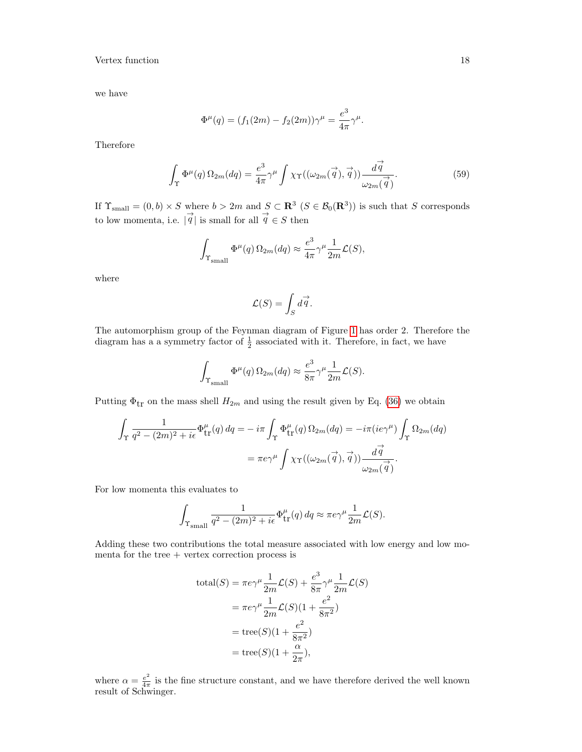we have

$$\Phi^\mu(q) = (f_1(2m) - f_2(2m))\gamma^\mu = \frac{e^3}{4\pi}\gamma^\mu.$$

Therefore

$$\int_\Upsilon \Phi^\mu(q)\,\Omega_{2m}(dq) = \frac{e^3}{4\pi}\gamma^\mu \int \chi_\Upsilon((\omega_{2m}(\vec{q}), \vec{q}))\frac{d\vec{q}}{\omega_{2m}(\vec{q})}. \tag{59}$$

If $\Upsilon_{\rm small} = (0, b) \times S$ where $b > 2m$ and $S \subset \mathbf{R}^3$ ($S \in \mathcal{B}_0(\mathbf{R}^3)$) is such that $S$ corresponds to low momenta, i.e. $|\vec{q}|$ is small for all $\vec{q} \in S$ then

$$\int_{\Upsilon_{\rm small}} \Phi^\mu(q)\,\Omega_{2m}(dq) \approx \frac{e^3}{4\pi}\gamma^\mu \frac{1}{2m}\mathcal{L}(S),$$

where

$$\mathcal{L}(S) = \int_S d\vec{q}.$$

The automorphism group of the Feynman diagram of Figure 1 has order 2. Therefore the diagram has a a symmetry factor of $\frac{1}{2}$ associated with it. Therefore, in fact, we have

$$\int_{\Upsilon_{\rm small}} \Phi^\mu(q)\,\Omega_{2m}(dq) \approx \frac{e^3}{8\pi}\gamma^\mu \frac{1}{2m}\mathcal{L}(S).$$

Putting $\Phi_{\rm tr}$ on the mass shell $H_{2m}$ and using the result given by Eq. (36) we obtain

$$\begin{aligned}\int_\Upsilon \frac{1}{q^2 - (2m)^2 + i\epsilon}\Phi^\mu_{\rm tr}(q)\,dq &= -i\pi \int_\Upsilon \Phi^\mu_{\rm tr}(q)\,\Omega_{2m}(dq) = -i\pi(ie\gamma^\mu)\int_\Upsilon \Omega_{2m}(dq)\\ &= \pi e\gamma^\mu \int \chi_\Upsilon((\omega_{2m}(\vec{q}), \vec{q}))\frac{d\vec{q}}{\omega_{2m}(\vec{q})}.\end{aligned}$$

For low momenta this evaluates to

$$\int_{\Upsilon_{\rm small}} \frac{1}{q^2 - (2m)^2 + i\epsilon}\Phi^\mu_{\rm tr}(q)\,dq \approx \pi e\gamma^\mu \frac{1}{2m}\mathcal{L}(S).$$

Adding these two contributions the total measure associated with low energy and low momenta for the tree + vertex correction process is

$$\begin{aligned}{\rm total}(S) &= \pi e\gamma^\mu \frac{1}{2m}\mathcal{L}(S) + \frac{e^3}{8\pi}\gamma^\mu \frac{1}{2m}\mathcal{L}(S)\\ &= \pi e\gamma^\mu \frac{1}{2m}\mathcal{L}(S)(1 + \frac{e^2}{8\pi^2})\\ &= {\rm tree}(S)(1 + \frac{e^2}{8\pi^2})\\ &= {\rm tree}(S)(1 + \frac{\alpha}{2\pi}),\end{aligned}$$

where $\alpha = \frac{e^2}{4\pi}$ is the fine structure constant, and we have therefore derived the well known result of Schwinger.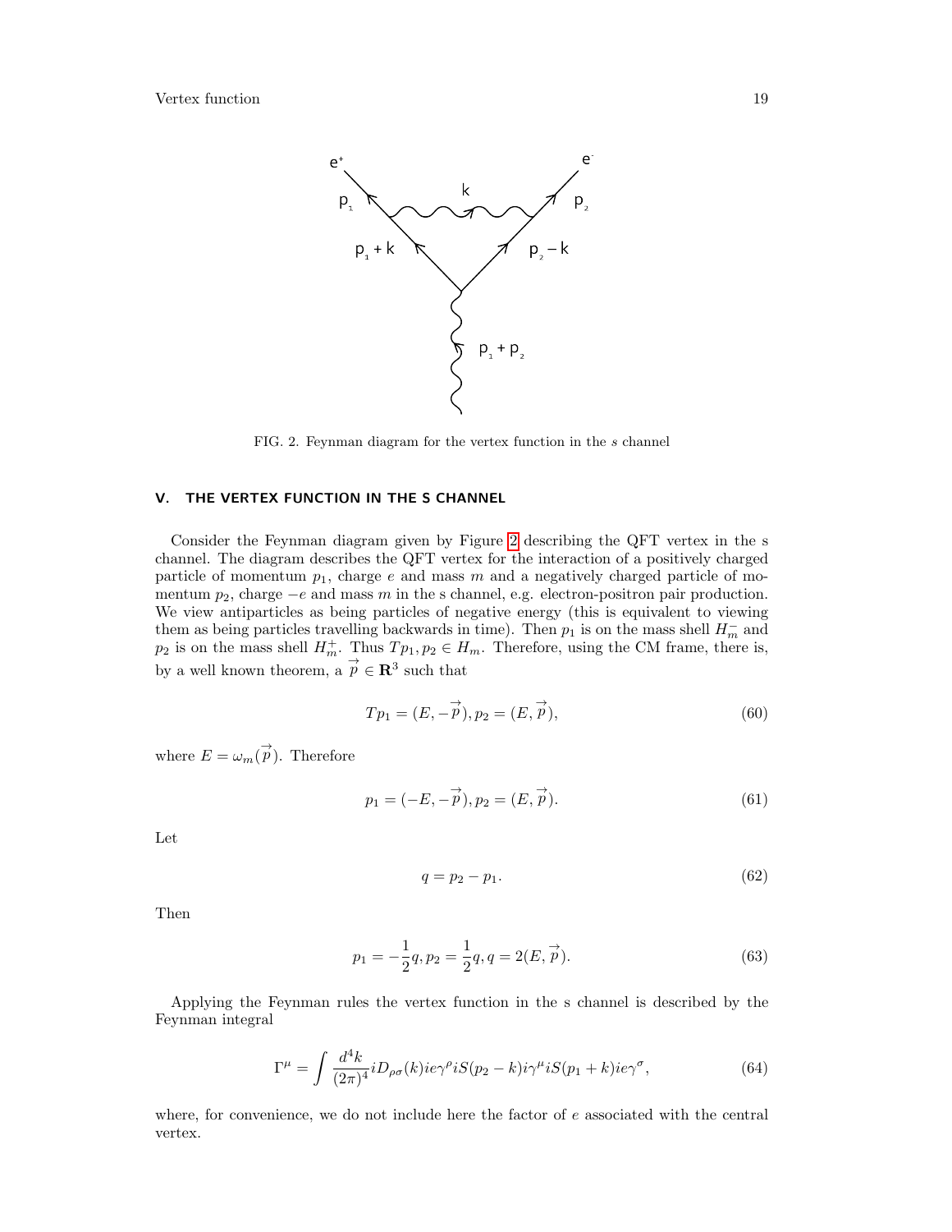FIG. 2. Feynman diagram for the vertex function in the $s$ channel

## V. THE VERTEX FUNCTION IN THE S CHANNEL

Consider the Feynman diagram given by Figure 2 describing the QFT vertex in the s channel. The diagram describes the QFT vertex for the interaction of a positively charged particle of momentum $p_1$, charge $e$ and mass $m$ and a negatively charged particle of momentum $p_2$, charge $-e$ and mass $m$ in the s channel, e.g. electron-positron pair production. We view antiparticles as being particles of negative energy (this is equivalent to viewing them as being particles travelling backwards in time). Then $p_1$ is on the mass shell $H_m^-$ and $p_2$ is on the mass shell $H_m^+$. Thus $Tp_1, p_2 \in H_m$. Therefore, using the CM frame, there is, by a well known theorem, a $\vec{p} \in \mathbf{R}^3$ such that

$$Tp_1 = (E, -\vec{p}), p_2 = (E, \vec{p}), \tag{60}$$

where $E = \omega_m(\vec{p})$. Therefore

$$p_1 = (-E, -\vec{p}), p_2 = (E, \vec{p}). \tag{61}$$

Let

$$q = p_2 - p_1. \tag{62}$$

Then

$$p_1 = -\frac{1}{2}q, p_2 = \frac{1}{2}q, q = 2(E, \vec{p}). \tag{63}$$

Applying the Feynman rules the vertex function in the s channel is described by the Feynman integral

$$\Gamma^\mu = \int \frac{d^4k}{(2\pi)^4} iD_{\rho\sigma}(k) ie\gamma^\rho iS(p_2 - k) i\gamma^\mu iS(p_1 + k) ie\gamma^\sigma, \tag{64}$$

where, for convenience, we do not include here the factor of $e$ associated with the central vertex.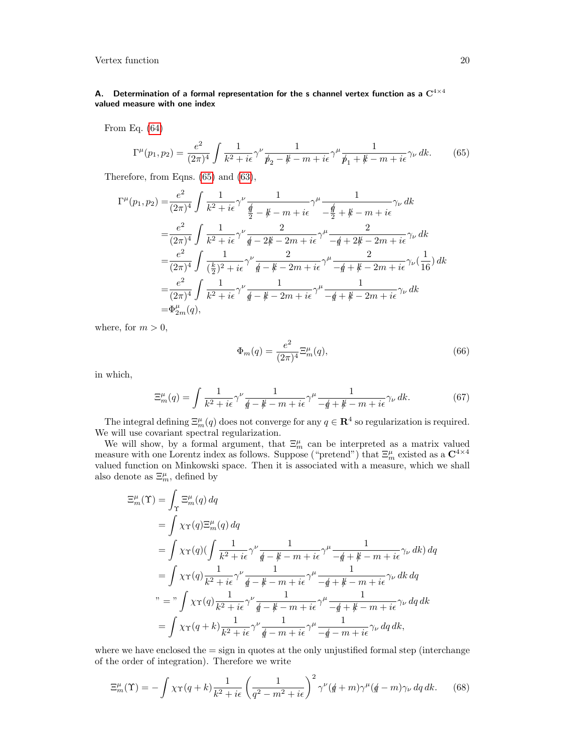### A. Determination of a formal representation for the s channel vertex function as a $\mathbf{C}^{4\times 4}$ valued measure with one index

From Eq. (64)

$$\Gamma^\mu(p_1,p_2) = \frac{e^2}{(2\pi)^4}\int \frac{1}{k^2+i\epsilon}\gamma^\nu \frac{1}{\not p_2 - \not k - m + i\epsilon}\gamma^\mu \frac{1}{\not p_1 + \not k - m + i\epsilon}\gamma_\nu \, dk. \tag{65}$$

Therefore, from Eqns. (65) and (63),

$$\begin{aligned}
\Gamma^\mu(p_1,p_2) =& \frac{e^2}{(2\pi)^4}\int \frac{1}{k^2+i\epsilon}\gamma^\nu \frac{1}{\frac{\not q}{2} - \not k - m + i\epsilon}\gamma^\mu \frac{1}{-\frac{\not q}{2} + \not k - m + i\epsilon}\gamma_\nu \, dk \\
=& \frac{e^2}{(2\pi)^4}\int \frac{1}{k^2+i\epsilon}\gamma^\nu \frac{2}{\not q - 2\not k - 2m + i\epsilon}\gamma^\mu \frac{2}{-\not q + 2\not k - 2m + i\epsilon}\gamma_\nu \, dk \\
=& \frac{e^2}{(2\pi)^4}\int \frac{1}{(\frac{k}{2})^2+i\epsilon}\gamma^\nu \frac{2}{\not q - \not k - 2m + i\epsilon}\gamma^\mu \frac{2}{-\not q + \not k - 2m + i\epsilon}\gamma_\nu (\frac{1}{16}) \, dk \\
=& \frac{e^2}{(2\pi)^4}\int \frac{1}{k^2+i\epsilon}\gamma^\nu \frac{1}{\not q - \not k - 2m + i\epsilon}\gamma^\mu \frac{1}{-\not q + \not k - 2m + i\epsilon}\gamma_\nu \, dk \\
=& \Phi^\mu_{2m}(q),
\end{aligned}$$

where, for $m > 0$,

$$\Phi_m(q) = \frac{e^2}{(2\pi)^4}\Xi^\mu_m(q), \tag{66}$$

in which,

$$\Xi^\mu_m(q) = \int \frac{1}{k^2+i\epsilon}\gamma^\nu \frac{1}{\not q - \not k - m + i\epsilon}\gamma^\mu \frac{1}{-\not q + \not k - m + i\epsilon}\gamma_\nu \, dk. \tag{67}$$

The integral defining $\Xi^\mu_m(q)$ does not converge for any $q \in \mathbf{R}^4$ so regularization is required. We will use covariant spectral regularization.

We will show, by a formal argument, that $\Xi^\mu_m$ can be interpreted as a matrix valued measure with one Lorentz index as follows. Suppose ("pretend") that $\Xi^\mu_m$ existed as a $\mathbf{C}^{4\times 4}$ valued function on Minkowski space. Then it is associated with a measure, which we shall also denote as $\Xi^\mu_m$, defined by

$$\begin{aligned}
\Xi^\mu_m(\Upsilon) &= \int_\Upsilon \Xi^\mu_m(q)\, dq \\
&= \int \chi_\Upsilon(q)\Xi^\mu_m(q)\, dq \\
&= \int \chi_\Upsilon(q)(\int \frac{1}{k^2+i\epsilon}\gamma^\nu \frac{1}{\not q - \not k - m + i\epsilon}\gamma^\mu \frac{1}{-\not q + \not k - m + i\epsilon}\gamma_\nu \, dk)\, dq \\
&= \int \chi_\Upsilon(q) \frac{1}{k^2+i\epsilon}\gamma^\nu \frac{1}{\not q - \not k - m + i\epsilon}\gamma^\mu \frac{1}{-\not q + \not k - m + i\epsilon}\gamma_\nu \, dk\, dq \\
\text{"="} & \int \chi_\Upsilon(q) \frac{1}{k^2+i\epsilon}\gamma^\nu \frac{1}{\not q - \not k - m + i\epsilon}\gamma^\mu \frac{1}{-\not q + \not k - m + i\epsilon}\gamma_\nu \, dq\, dk \\
&= \int \chi_\Upsilon(q+k) \frac{1}{k^2+i\epsilon}\gamma^\nu \frac{1}{\not q - m + i\epsilon}\gamma^\mu \frac{1}{-\not q - m + i\epsilon}\gamma_\nu \, dq\, dk,
\end{aligned}$$

where we have enclosed the = sign in quotes at the only unjustified formal step (interchange of the order of integration). Therefore we write

$$\Xi^\mu_m(\Upsilon) = -\int \chi_\Upsilon(q+k)\frac{1}{k^2+i\epsilon}\left(\frac{1}{q^2-m^2+i\epsilon}\right)^2 \gamma^\nu(\not q + m)\gamma^\mu(\not q - m)\gamma_\nu \, dq\, dk. \tag{68}$$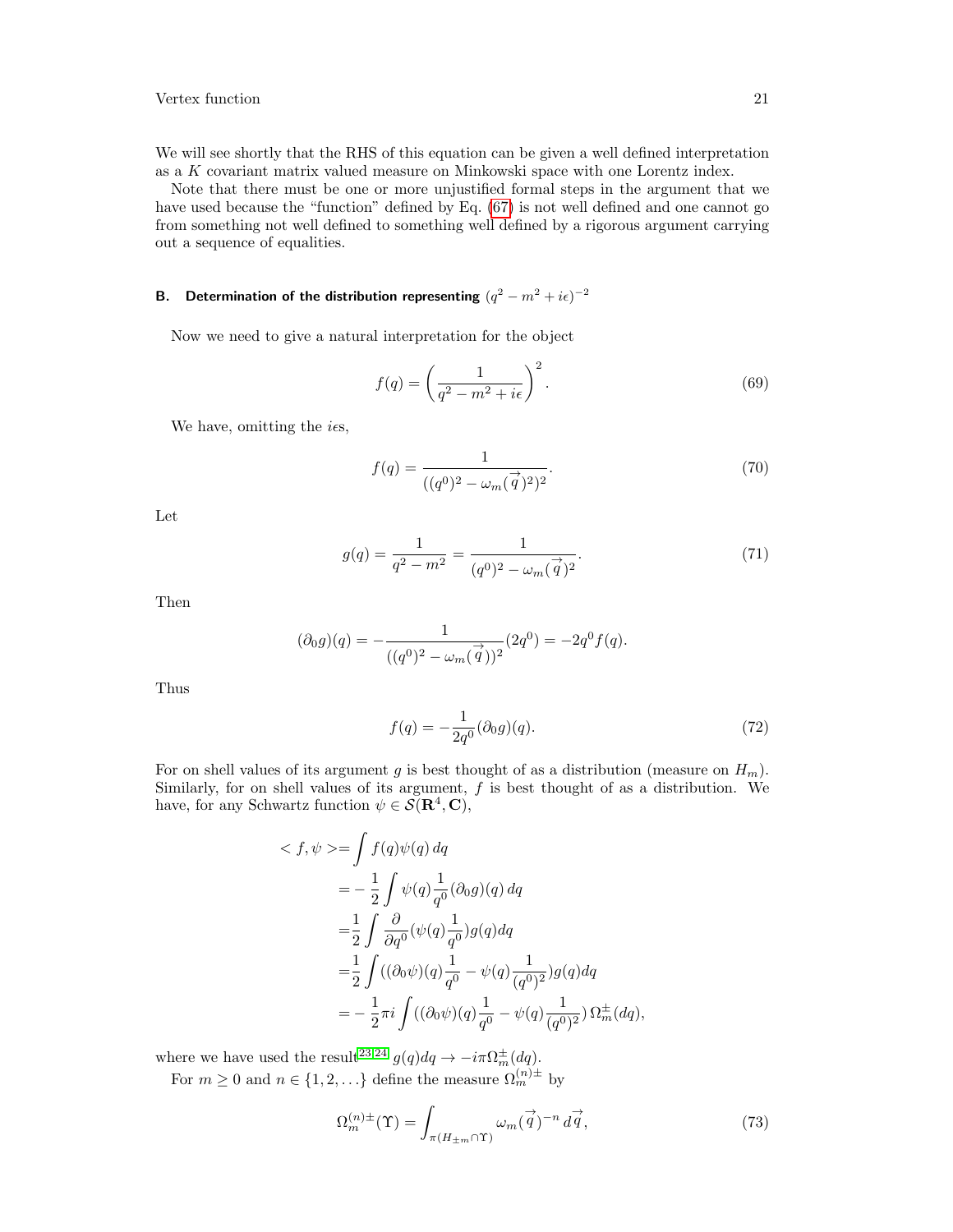We will see shortly that the RHS of this equation can be given a well defined interpretation as a $K$ covariant matrix valued measure on Minkowski space with one Lorentz index.

Note that there must be one or more unjustified formal steps in the argument that we have used because the "function" defined by Eq. (67) is not well defined and one cannot go from something not well defined to something well defined by a rigorous argument carrying out a sequence of equalities.

### B. Determination of the distribution representing $(q^2 - m^2 + i\epsilon)^{-2}$

Now we need to give a natural interpretation for the object

$$f(q) = \left(\frac{1}{q^2 - m^2 + i\epsilon}\right)^2. \tag{69}$$

We have, omitting the $i\epsilon$s,

$$f(q) = \frac{1}{((q^0)^2 - \omega_m(\vec{q})^2)^2}. \tag{70}$$

Let

$$g(q) = \frac{1}{q^2 - m^2} = \frac{1}{(q^0)^2 - \omega_m(\vec{q})^2}. \tag{71}$$

Then

$$(\partial_0 g)(q) = -\frac{1}{((q^0)^2 - \omega_m(\vec{q}))^2}(2q^0) = -2q^0 f(q).$$

Thus

$$f(q) = -\frac{1}{2q^0}(\partial_0 g)(q). \tag{72}$$

For on shell values of its argument $g$ is best thought of as a distribution (measure on $H_m$). Similarly, for on shell values of its argument, $f$ is best thought of as a distribution. We have, for any Schwartz function $\psi \in \mathcal{S}(\mathbf{R}^4, \mathbf{C})$,

$$\begin{aligned}
< f, \psi > &= \int f(q)\psi(q)\, dq \\
&= -\frac{1}{2}\int \psi(q)\frac{1}{q^0}(\partial_0 g)(q)\, dq \\
&= \frac{1}{2}\int \frac{\partial}{\partial q^0}(\psi(q)\frac{1}{q^0})g(q)dq \\
&= \frac{1}{2}\int ((\partial_0\psi)(q)\frac{1}{q^0} - \psi(q)\frac{1}{(q^0)^2})g(q)dq \\
&= -\frac{1}{2}\pi i\int ((\partial_0\psi)(q)\frac{1}{q^0} - \psi(q)\frac{1}{(q^0)^2})\,\Omega_m^{\pm}(dq),
\end{aligned}$$

where we have used the result[23,24] $g(q)dq \to -i\pi\Omega_m^{\pm}(dq)$.

For $m \geq 0$ and $n \in \{1, 2, \ldots\}$ define the measure $\Omega_m^{(n)\pm}$ by

$$\Omega_m^{(n)\pm}(\Upsilon) = \int_{\pi(H_{\pm m}\cap\Upsilon)} \omega_m(\vec{q})^{-n}\, d\vec{q}, \tag{73}$$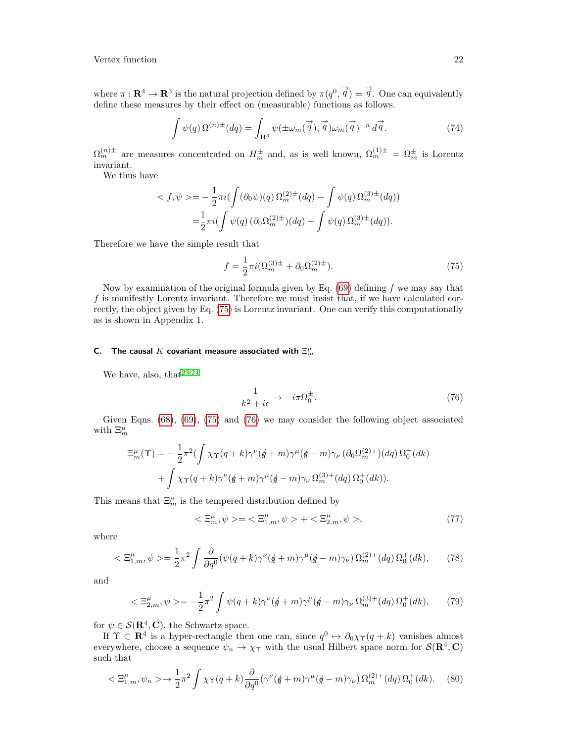where $\pi : \mathbf{R}^4 \to \mathbf{R}^3$ is the natural projection defined by $\pi(q^0, \vec{q}) = \vec{q}$. One can equivalently define these measures by their effect on (measurable) functions as follows.

$$\int \psi(q)\, \Omega^{(n)\pm}(dq) = \int_{\mathbf{R}^3} \psi(\pm\omega_m(\vec{q}), \vec{q})\omega_m(\vec{q})^{-n}\, d\vec{q}. \tag{74}$$

$\Omega_m^{(n)\pm}$ are measures concentrated on $H_m^\pm$ and, as is well known, $\Omega_m^{(1)\pm} = \Omega_m^\pm$ is Lorentz invariant.

We thus have

$$
\begin{aligned}
< f, \psi > &= -\frac{1}{2}\pi i\left(\int (\partial_0\psi)(q)\, \Omega_m^{(2)\pm}(dq) - \int \psi(q)\, \Omega_m^{(3)\pm}(dq)\right) \\
&= \frac{1}{2}\pi i\left(\int \psi(q)\, (\partial_0\Omega_m^{(2)\pm})(dq) + \int \psi(q)\, \Omega_m^{(3)\pm}(dq)\right).
\end{aligned}
$$

Therefore we have the simple result that

$$f = \frac{1}{2}\pi i(\Omega_m^{(3)\pm} + \partial_0\Omega_m^{(2)\pm}). \tag{75}$$

Now by examination of the original formula given by Eq. (69) defining $f$ we may say that $f$ is manifestly Lorentz invariant. Therefore we must insist that, if we have calculated correctly, the object given by Eq. (75) is Lorentz invariant. One can verify this computationally as is shown in Appendix 1.

### C. The causal $K$ covariant measure associated with $\Xi_m^\mu$

We have, also, that[23,24]

$$\frac{1}{k^2 + i\epsilon} \to -i\pi\Omega_0^\pm. \tag{76}$$

Given Eqns. (68), (69), (75) and (76) we may consider the following object associated with $\Xi_m^\mu$

$$
\begin{aligned}
\Xi_m^\mu(\Upsilon) = &-\frac{1}{2}\pi^2\Big(\int \chi_\Upsilon(q+k)\gamma^\nu(\not{q} + m)\gamma^\mu(\not{q} - m)\gamma_\nu\, (\partial_0\Omega_m^{(2)+})(dq)\, \Omega_0^+(dk) \\
&+ \int \chi_\Upsilon(q+k)\gamma^\nu(\not{q} + m)\gamma^\mu(\not{q} - m)\gamma_\nu\, \Omega_m^{(3)+}(dq)\, \Omega_0^+(dk)\Big).
\end{aligned}
$$

This means that $\Xi_m^\mu$ is the tempered distribution defined by

$$< \Xi_m^\mu, \psi > = < \Xi_{1,m}^\mu, \psi > + < \Xi_{2,m}^\mu, \psi >, \tag{77}$$

where

$$< \Xi_{1,m}^\mu, \psi > = \frac{1}{2}\pi^2 \int \frac{\partial}{\partial q^0}(\psi(q+k)\gamma^\nu(\not{q} + m)\gamma^\mu(\not{q} - m)\gamma_\nu)\, \Omega_m^{(2)+}(dq)\, \Omega_0^+(dk), \tag{78}$$

and

$$< \Xi_{2,m}^\mu, \psi > = -\frac{1}{2}\pi^2 \int \psi(q+k)\gamma^\nu(\not{q} + m)\gamma^\mu(\not{q} - m)\gamma_\nu\, \Omega_m^{(3)+}(dq)\, \Omega_0^+(dk), \tag{79}$$

for $\psi \in \mathcal{S}(\mathbf{R}^4, \mathbf{C})$, the Schwartz space.

If $\Upsilon \subset \mathbf{R}^4$ is a hyper-rectangle then one can, since $q^0 \mapsto \partial_0\chi_\Upsilon(q+k)$ vanishes almost everywhere, choose a sequence $\psi_n \to \chi_\Upsilon$ with the usual Hilbert space norm for $\mathcal{S}(\mathbf{R}^4, \mathbf{C})$ such that

$$< \Xi_{1,m}^\mu, \psi_n > \to \frac{1}{2}\pi^2 \int \chi_\Upsilon(q+k)\frac{\partial}{\partial q^0}(\gamma^\nu(\not{q} + m)\gamma^\mu(\not{q} - m)\gamma_\nu)\, \Omega_m^{(2)+}(dq)\, \Omega_0^+(dk). \tag{80}$$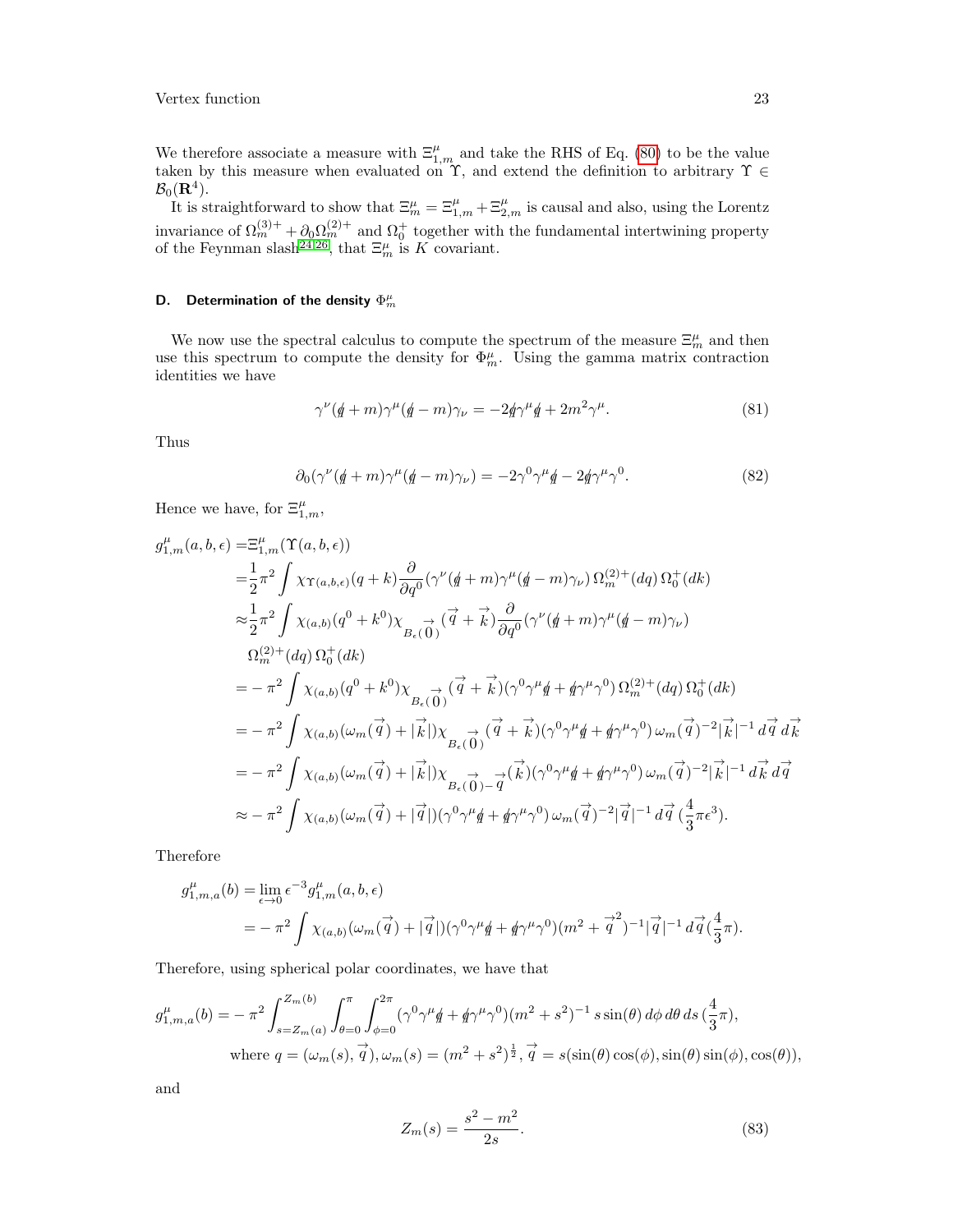We therefore associate a measure with $\Xi^\mu_{1,m}$ and take the RHS of Eq. (80) to be the value taken by this measure when evaluated on $\Upsilon$, and extend the definition to arbitrary $\Upsilon \in \mathcal{B}_0(\mathbf{R}^4)$.

It is straightforward to show that $\Xi^\mu_m = \Xi^\mu_{1,m} + \Xi^\mu_{2,m}$ is causal and also, using the Lorentz invariance of $\Omega^{(3)+}_m + \partial_0 \Omega^{(2)+}_m$ and $\Omega^+_0$ together with the fundamental intertwining property of the Feynman slash[24,26], that $\Xi^\mu_m$ is $K$ covariant.

### D. Determination of the density $\Phi^\mu_m$

We now use the spectral calculus to compute the spectrum of the measure $\Xi^\mu_m$ and then use this spectrum to compute the density for $\Phi^\mu_m$. Using the gamma matrix contraction identities we have

$$\gamma^\nu(\not{q} + m)\gamma^\mu(\not{q} - m)\gamma_\nu = -2\not{q}\gamma^\mu\not{q} + 2m^2\gamma^\mu. \tag{81}$$

Thus

$$\partial_0(\gamma^\nu(\not{q} + m)\gamma^\mu(\not{q} - m)\gamma_\nu) = -2\gamma^0\gamma^\mu\not{q} - 2\not{q}\gamma^\mu\gamma^0. \tag{82}$$

Hence we have, for $\Xi^\mu_{1,m}$,

$$\begin{aligned}
g^\mu_{1,m}(a,b,\epsilon) =& \Xi^\mu_{1,m}(\Upsilon(a,b,\epsilon)) \\
=& \frac{1}{2}\pi^2 \int \chi_{\Upsilon(a,b,\epsilon)}(q+k) \frac{\partial}{\partial q^0}(\gamma^\nu(\not{q}+m)\gamma^\mu(\not{q}-m)\gamma_\nu)\, \Omega^{(2)+}_m(dq)\, \Omega^+_0(dk) \\
\approx& \frac{1}{2}\pi^2 \int \chi_{(a,b)}(q^0+k^0)\chi_{B_\epsilon(\vec{0})}(\vec{q}+\vec{k})\frac{\partial}{\partial q^0}(\gamma^\nu(\not{q}+m)\gamma^\mu(\not{q}-m)\gamma_\nu) \\
& \Omega^{(2)+}_m(dq)\, \Omega^+_0(dk) \\
=& -\pi^2 \int \chi_{(a,b)}(q^0+k^0)\chi_{B_\epsilon(\vec{0})}(\vec{q}+\vec{k})(\gamma^0\gamma^\mu\not{q} + \not{q}\gamma^\mu\gamma^0)\, \Omega^{(2)+}_m(dq)\, \Omega^+_0(dk) \\
=& -\pi^2 \int \chi_{(a,b)}(\omega_m(\vec{q}) + |\vec{k}|)\chi_{B_\epsilon(\vec{0})}(\vec{q}+\vec{k})(\gamma^0\gamma^\mu\not{q} + \not{q}\gamma^\mu\gamma^0)\, \omega_m(\vec{q})^{-2}|\vec{k}|^{-1}\, d\vec{q}\, d\vec{k} \\
=& -\pi^2 \int \chi_{(a,b)}(\omega_m(\vec{q}) + |\vec{k}|)\chi_{B_\epsilon(\vec{0})-\vec{q}}(\vec{k})(\gamma^0\gamma^\mu\not{q} + \not{q}\gamma^\mu\gamma^0)\, \omega_m(\vec{q})^{-2}|\vec{k}|^{-1}\, d\vec{k}\, d\vec{q} \\
\approx& -\pi^2 \int \chi_{(a,b)}(\omega_m(\vec{q}) + |\vec{q}|)(\gamma^0\gamma^\mu\not{q} + \not{q}\gamma^\mu\gamma^0)\, \omega_m(\vec{q})^{-2}|\vec{q}|^{-1}\, d\vec{q}\, (\frac{4}{3}\pi\epsilon^3).
\end{aligned}$$

Therefore

$$\begin{aligned}
g^\mu_{1,m,a}(b) =& \lim_{\epsilon\to 0} \epsilon^{-3} g^\mu_{1,m}(a,b,\epsilon) \\
=& -\pi^2 \int \chi_{(a,b)}(\omega_m(\vec{q}) + |\vec{q}|)(\gamma^0\gamma^\mu\not{q} + \not{q}\gamma^\mu\gamma^0)(m^2 + \vec{q}^{\,2})^{-1}|\vec{q}|^{-1}\, d\vec{q}\,(\frac{4}{3}\pi).
\end{aligned}$$

Therefore, using spherical polar coordinates, we have that

$$\begin{aligned}
g^\mu_{1,m,a}(b) =& -\pi^2 \int_{s=Z_m(a)}^{Z_m(b)} \int_{\theta=0}^{\pi} \int_{\phi=0}^{2\pi} (\gamma^0\gamma^\mu\not{q} + \not{q}\gamma^\mu\gamma^0)(m^2+s^2)^{-1}\, s\sin(\theta)\, d\phi\, d\theta\, ds\, (\frac{4}{3}\pi), \\
& \text{where } q = (\omega_m(s), \vec{q}), \omega_m(s) = (m^2+s^2)^{\frac{1}{2}}, \vec{q} = s(\sin(\theta)\cos(\phi), \sin(\theta)\sin(\phi), \cos(\theta)),
\end{aligned}$$

and

$$Z_m(s) = \frac{s^2 - m^2}{2s}. \tag{83}$$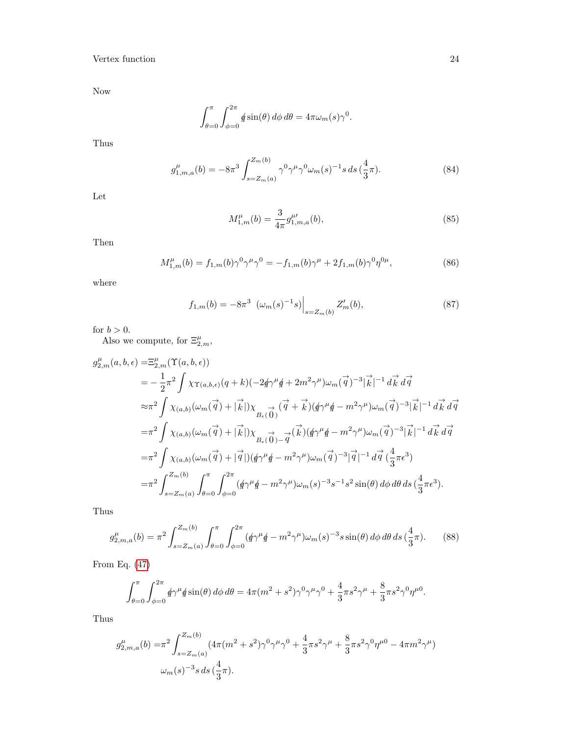Now

$$\int_{\theta=0}^{\pi}\int_{\phi=0}^{2\pi} \not{q}\sin(\theta)\,d\phi\,d\theta = 4\pi\omega_m(s)\gamma^0.$$

Thus

$$g^{\mu}_{1,m,a}(b) = -8\pi^3 \int_{s=Z_m(a)}^{Z_m(b)} \gamma^0\gamma^\mu\gamma^0\omega_m(s)^{-1}s\,ds\,(\frac{4}{3}\pi). \tag{84}$$

Let

$$M^{\mu}_{1,m}(b) = \frac{3}{4\pi}g^{\mu\prime}_{1,m,a}(b), \tag{85}$$

Then

$$M^{\mu}_{1,m}(b) = f_{1,m}(b)\gamma^0\gamma^\mu\gamma^0 = -f_{1,m}(b)\gamma^\mu + 2f_{1,m}(b)\gamma^0\eta^{0\mu}, \tag{86}$$

where

$$f_{1,m}(b) = -8\pi^3\ \left(\omega_m(s)^{-1}s\right)\Big|_{s=Z_m(b)} Z_m'(b), \tag{87}$$

for $b > 0$.

Also we compute, for $\Xi^{\mu}_{2,m}$,

$$\begin{aligned}
g^{\mu}_{2,m}(a,b,\epsilon) =& \Xi^{\mu}_{2,m}(\Upsilon(a,b,\epsilon)) \\
=& -\frac{1}{2}\pi^2\int \chi_{\Upsilon(a,b,\epsilon)}(q+k)(-2\not{q}\gamma^\mu\not{q} + 2m^2\gamma^\mu)\omega_m(\vec{q})^{-3}|\vec{k}|^{-1}\,d\vec{k}\,d\vec{q} \\
\approx& \pi^2\int \chi_{(a,b)}(\omega_m(\vec{q}) + |\vec{k}|)\chi_{B_\epsilon(\vec{0})}(\vec{q}+\vec{k})(\not{q}\gamma^\mu\not{q} - m^2\gamma^\mu)\omega_m(\vec{q})^{-3}|\vec{k}|^{-1}\,d\vec{k}\,d\vec{q} \\
=& \pi^2\int \chi_{(a,b)}(\omega_m(\vec{q}) + |\vec{k}|)\chi_{B_\epsilon(\vec{0})-\vec{q}}(\vec{k})(\not{q}\gamma^\mu\not{q} - m^2\gamma^\mu)\omega_m(\vec{q})^{-3}|\vec{k}|^{-1}\,d\vec{k}\,d\vec{q} \\
=& \pi^2\int \chi_{(a,b)}(\omega_m(\vec{q}) + |\vec{q}|)(\not{q}\gamma^\mu\not{q} - m^2\gamma^\mu)\omega_m(\vec{q})^{-3}|\vec{q}|^{-1}\,d\vec{q}\,(\frac{4}{3}\pi\epsilon^3) \\
=& \pi^2\int_{s=Z_m(a)}^{Z_m(b)}\int_{\theta=0}^{\pi}\int_{\phi=0}^{2\pi}(\not{q}\gamma^\mu\not{q} - m^2\gamma^\mu)\omega_m(s)^{-3}s^{-1}s^2\sin(\theta)\,d\phi\,d\theta\,ds\,(\frac{4}{3}\pi\epsilon^3).
\end{aligned}$$

Thus

$$g^{\mu}_{2,m,a}(b) = \pi^2\int_{s=Z_m(a)}^{Z_m(b)}\int_{\theta=0}^{\pi}\int_{\phi=0}^{2\pi}(\not{q}\gamma^\mu\not{q} - m^2\gamma^\mu)\omega_m(s)^{-3}s\sin(\theta)\,d\phi\,d\theta\,ds\,(\frac{4}{3}\pi). \tag{88}$$

From Eq. (47)

$$\int_{\theta=0}^{\pi}\int_{\phi=0}^{2\pi}\not{q}\gamma^\mu\not{q}\sin(\theta)\,d\phi\,d\theta = 4\pi(m^2+s^2)\gamma^0\gamma^\mu\gamma^0 + \frac{4}{3}\pi s^2\gamma^\mu + \frac{8}{3}\pi s^2\gamma^0\eta^{\mu 0}.$$

Thus

$$\begin{aligned}
g^{\mu}_{2,m,a}(b) =& \pi^2\int_{s=Z_m(a)}^{Z_m(b)}(4\pi(m^2+s^2)\gamma^0\gamma^\mu\gamma^0 + \frac{4}{3}\pi s^2\gamma^\mu + \frac{8}{3}\pi s^2\gamma^0\eta^{\mu 0} - 4\pi m^2\gamma^\mu) \\
& \omega_m(s)^{-3}s\,ds\,(\frac{4}{3}\pi).
\end{aligned}$$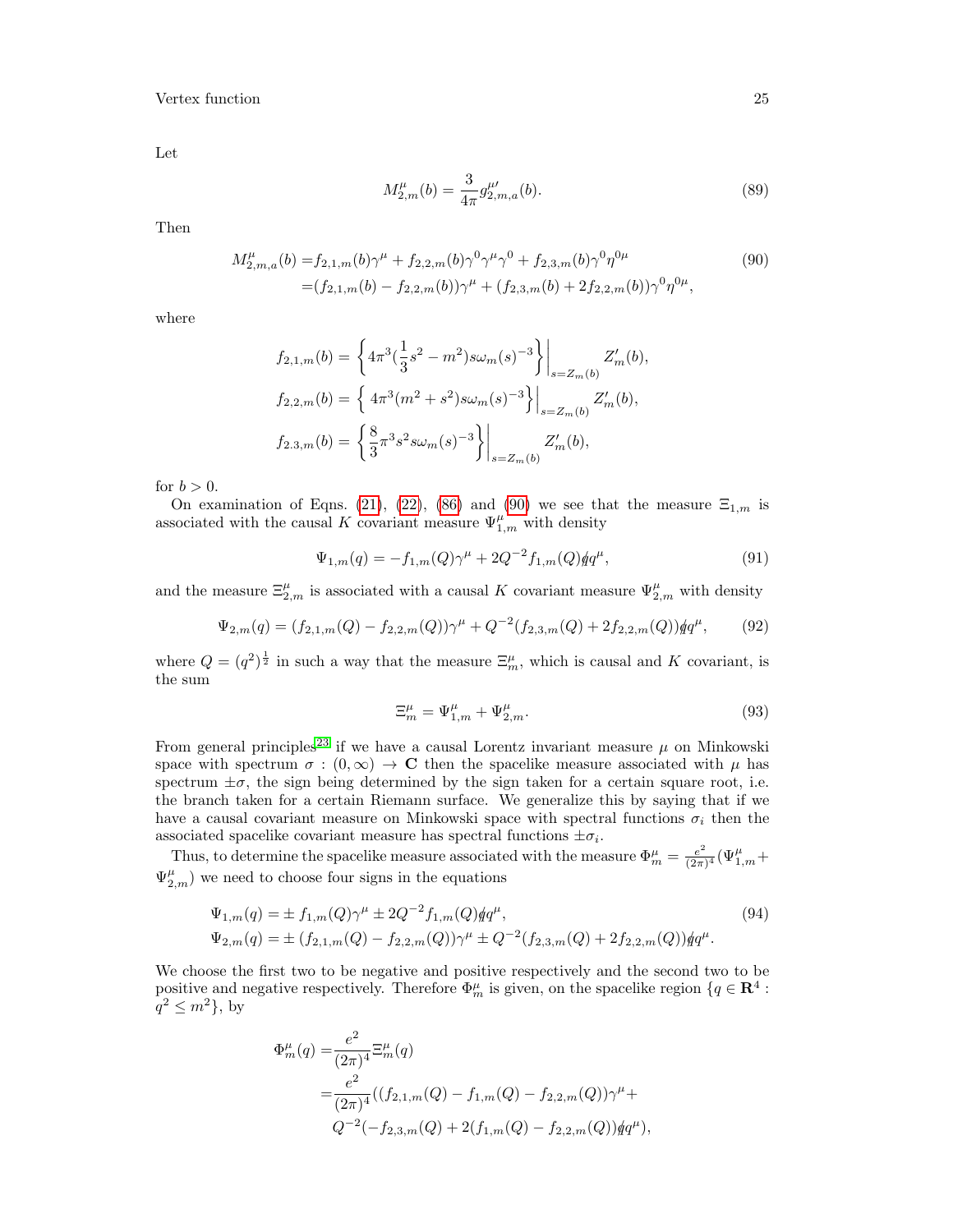Let

$$M^{\mu}_{2,m}(b) = \frac{3}{4\pi} g^{\mu\prime}_{2,m,a}(b). \tag{89}$$

Then

$$\begin{aligned} M^{\mu}_{2,m,a}(b) =& f_{2,1,m}(b)\gamma^{\mu} + f_{2,2,m}(b)\gamma^0\gamma^{\mu}\gamma^0 + f_{2,3,m}(b)\gamma^0\eta^{0\mu} \\ =& (f_{2,1,m}(b) - f_{2,2,m}(b))\gamma^{\mu} + (f_{2,3,m}(b) + 2f_{2,2,m}(b))\gamma^0\eta^{0\mu}, \end{aligned} \tag{90}$$

where

$$f_{2,1,m}(b) = \left\{ 4\pi^3(\frac{1}{3}s^2 - m^2)s\omega_m(s)^{-3} \right\}\Big|_{s=Z_m(b)} Z'_m(b),$$

$$f_{2,2,m}(b) = \left\{ 4\pi^3(m^2 + s^2)s\omega_m(s)^{-3} \right\}\Big|_{s=Z_m(b)} Z'_m(b),$$

$$f_{2.3,m}(b) = \left\{ \frac{8}{3}\pi^3 s^2 s\omega_m(s)^{-3} \right\}\Big|_{s=Z_m(b)} Z'_m(b),$$

for $b > 0$.

On examination of Eqns. (21), (22), (86) and (90) we see that the measure $\Xi_{1,m}$ is associated with the causal $K$ covariant measure $\Psi^{\mu}_{1,m}$ with density

$$\Psi_{1,m}(q) = -f_{1,m}(Q)\gamma^{\mu} + 2Q^{-2}f_{1,m}(Q)\not{q}q^{\mu}, \tag{91}$$

and the measure $\Xi^{\mu}_{2,m}$ is associated with a causal $K$ covariant measure $\Psi^{\mu}_{2,m}$ with density

$$\Psi_{2,m}(q) = (f_{2,1,m}(Q) - f_{2,2,m}(Q))\gamma^{\mu} + Q^{-2}(f_{2,3,m}(Q) + 2f_{2,2,m}(Q))\not{q}q^{\mu}, \tag{92}$$

where $Q = (q^2)^{\frac{1}{2}}$ in such a way that the measure $\Xi^{\mu}_m$, which is causal and $K$ covariant, is the sum

$$\Xi^{\mu}_m = \Psi^{\mu}_{1,m} + \Psi^{\mu}_{2,m}. \tag{93}$$

From general principles[23] if we have a causal Lorentz invariant measure $\mu$ on Minkowski space with spectrum $\sigma : (0, \infty) \to \mathbf{C}$ then the spacelike measure associated with $\mu$ has spectrum $\pm\sigma$, the sign being determined by the sign taken for a certain square root, i.e. the branch taken for a certain Riemann surface. We generalize this by saying that if we have a causal covariant measure on Minkowski space with spectral functions $\sigma_i$ then the associated spacelike covariant measure has spectral functions $\pm\sigma_i$.

Thus, to determine the spacelike measure associated with the measure $\Phi^{\mu}_m = \frac{e^2}{(2\pi)^4}(\Psi^{\mu}_{1,m} + \Psi^{\mu}_{2,m})$ we need to choose four signs in the equations

$$\begin{aligned} \Psi_{1,m}(q) =& \pm f_{1,m}(Q)\gamma^{\mu} \pm 2Q^{-2}f_{1,m}(Q)\not{q}q^{\mu}, \\ \Psi_{2,m}(q) =& \pm (f_{2,1,m}(Q) - f_{2,2,m}(Q))\gamma^{\mu} \pm Q^{-2}(f_{2,3,m}(Q) + 2f_{2,2,m}(Q))\not{q}q^{\mu}. \end{aligned} \tag{94}$$

We choose the first two to be negative and positive respectively and the second two to be positive and negative respectively. Therefore $\Phi^{\mu}_m$ is given, on the spacelike region $\{q \in \mathbf{R}^4 : q^2 \leq m^2\}$, by

$$\begin{aligned} \Phi^{\mu}_m(q) =& \frac{e^2}{(2\pi)^4}\Xi^{\mu}_m(q) \\ =& \frac{e^2}{(2\pi)^4}((f_{2,1,m}(Q) - f_{1,m}(Q) - f_{2,2,m}(Q))\gamma^{\mu} + \\ & Q^{-2}(-f_{2,3,m}(Q) + 2(f_{1,m}(Q) - f_{2,2,m}(Q))\not{q}q^{\mu}), \end{aligned}$$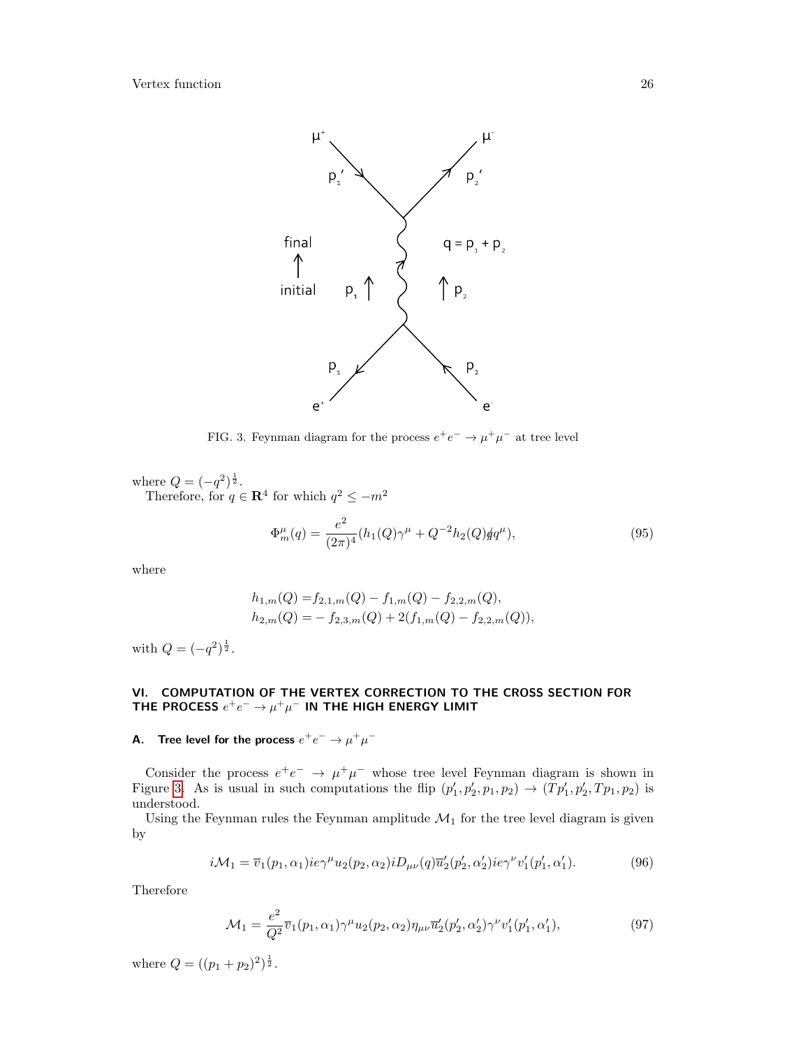FIG. 3. Feynman diagram for the process $e^+e^- \to \mu^+\mu^-$ at tree level

where $Q = (-q^2)^{\frac{1}{2}}$.

Therefore, for $q \in \mathbf{R}^4$ for which $q^2 \leq -m^2$

$$\Phi_m^\mu(q) = \frac{e^2}{(2\pi)^4}(h_1(Q)\gamma^\mu + Q^{-2}h_2(Q)\not{q}q^\mu), \tag{95}$$

where

$$\begin{aligned} h_{1,m}(Q) =& f_{2,1,m}(Q) - f_{1,m}(Q) - f_{2,2,m}(Q), \\ h_{2,m}(Q) =& -f_{2,3,m}(Q) + 2(f_{1,m}(Q) - f_{2,2,m}(Q)), \end{aligned}$$

with $Q = (-q^2)^{\frac{1}{2}}$.

## VI. COMPUTATION OF THE VERTEX CORRECTION TO THE CROSS SECTION FOR THE PROCESS $e^+e^- \to \mu^+\mu^-$ IN THE HIGH ENERGY LIMIT

### A. Tree level for the process $e^+e^- \to \mu^+\mu^-$

Consider the process $e^+e^- \to \mu^+\mu^-$ whose tree level Feynman diagram is shown in Figure 3. As is usual in such computations the flip $(p_1', p_2', p_1, p_2) \to (Tp_1', p_2', Tp_1, p_2)$ is understood.

Using the Feynman rules the Feynman amplitude $\mathcal{M}_1$ for the tree level diagram is given by

$$i\mathcal{M}_1 = \overline{v}_1(p_1, \alpha_1)ie\gamma^\mu u_2(p_2, \alpha_2)iD_{\mu\nu}(q)\overline{u}_2'(p_2', \alpha_2')ie\gamma^\nu v_1'(p_1', \alpha_1'). \tag{96}$$

Therefore

$$\mathcal{M}_1 = \frac{e^2}{Q^2}\overline{v}_1(p_1, \alpha_1)\gamma^\mu u_2(p_2, \alpha_2)\eta_{\mu\nu}\overline{u}_2'(p_2', \alpha_2')\gamma^\nu v_1'(p_1', \alpha_1'), \tag{97}$$

where $Q = ((p_1 + p_2)^2)^{\frac{1}{2}}$.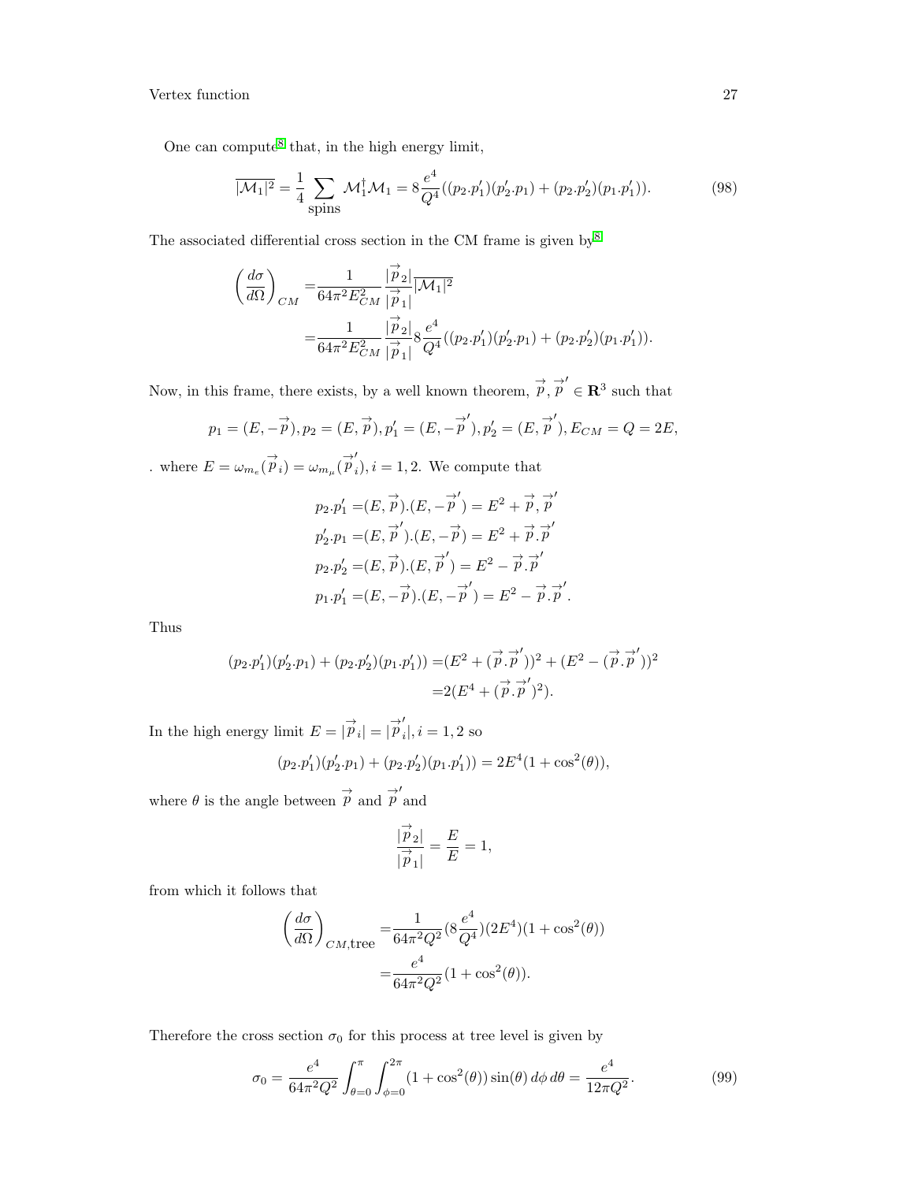One can compute[8] that, in the high energy limit,

$$\overline{|\mathcal{M}_1|^2} = \frac{1}{4}\sum_{\text{spins}} \mathcal{M}_1^\dagger \mathcal{M}_1 = 8\frac{e^4}{Q^4}((p_2.p_1')(p_2'.p_1) + (p_2.p_2')(p_1.p_1')). \tag{98}$$

The associated differential cross section in the CM frame is given by[8]

$$\begin{aligned}
\left(\frac{d\sigma}{d\Omega}\right)_{CM} =& \frac{1}{64\pi^2 E_{CM}^2}\frac{|\vec{p}_2|}{|\vec{p}_1|}\overline{|\mathcal{M}_1|^2} \\
=& \frac{1}{64\pi^2 E_{CM}^2}\frac{|\vec{p}_2|}{|\vec{p}_1|}8\frac{e^4}{Q^4}((p_2.p_1')(p_2'.p_1) + (p_2.p_2')(p_1.p_1')).
\end{aligned}$$

Now, in this frame, there exists, by a well known theorem, $\vec{p}, \vec{p}' \in \mathbf{R}^3$ such that

$$p_1 = (E, -\vec{p}), p_2 = (E, \vec{p}), p_1' = (E, -\vec{p}'), p_2' = (E, \vec{p}'), E_{CM} = Q = 2E,$$

. where $E = \omega_{m_e}(\vec{p}_i) = \omega_{m_\mu}(\vec{p}'_i), i = 1, 2$. We compute that

$$\begin{aligned}
p_2.p_1' =& (E, \vec{p}).(E, -\vec{p}') = E^2 + \vec{p}, \vec{p}' \\
p_2'.p_1 =& (E, \vec{p}').(E, -\vec{p}) = E^2 + \vec{p}.\vec{p}' \\
p_2.p_2' =& (E, \vec{p}).(E, \vec{p}') = E^2 - \vec{p}.\vec{p}' \\
p_1.p_1' =& (E, -\vec{p}).(E, -\vec{p}') = E^2 - \vec{p}.\vec{p}'.
\end{aligned}$$

Thus

$$\begin{aligned}
(p_2.p_1')(p_2'.p_1) + (p_2.p_2')(p_1.p_1')) =& (E^2 + (\vec{p}.\vec{p}'))^2 + (E^2 - (\vec{p}.\vec{p}'))^2 \\
=& 2(E^4 + (\vec{p}.\vec{p}')^2).
\end{aligned}$$

In the high energy limit $E = |\vec{p}_i| = |\vec{p}'_i|, i = 1, 2$ so

$$(p_2.p_1')(p_2'.p_1) + (p_2.p_2')(p_1.p_1')) = 2E^4(1 + \cos^2(\theta)),$$

where $\theta$ is the angle between $\vec{p}$ and $\vec{p}'$ and

$$\frac{|\vec{p}_2|}{|\vec{p}_1|} = \frac{E}{E} = 1,$$

from which it follows that

$$\begin{aligned}
\left(\frac{d\sigma}{d\Omega}\right)_{CM,\text{tree}} =& \frac{1}{64\pi^2 Q^2}(8\frac{e^4}{Q^4})(2E^4)(1 + \cos^2(\theta)) \\
=& \frac{e^4}{64\pi^2 Q^2}(1 + \cos^2(\theta)).
\end{aligned}$$

Therefore the cross section $\sigma_0$ for this process at tree level is given by

$$\sigma_0 = \frac{e^4}{64\pi^2 Q^2}\int_{\theta=0}^{\pi}\int_{\phi=0}^{2\pi}(1 + \cos^2(\theta))\sin(\theta)\, d\phi\, d\theta = \frac{e^4}{12\pi Q^2}. \tag{99}$$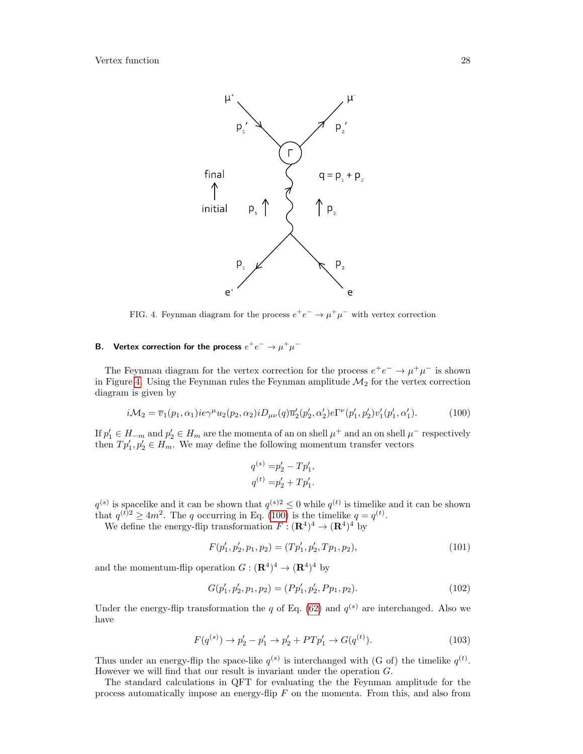FIG. 4. Feynman diagram for the process $e^+e^- \to \mu^+\mu^-$ with vertex correction

### B. Vertex correction for the process $e^+e^- \to \mu^+\mu^-$

The Feynman diagram for the vertex correction for the process $e^+e^- \to \mu^+\mu^-$ is shown in Figure 4. Using the Feynman rules the Feynman amplitude $\mathcal{M}_2$ for the vertex correction diagram is given by

$$i\mathcal{M}_2 = \overline{v}_1(p_1, \alpha_1) ie\gamma^\mu u_2(p_2, \alpha_2) iD_{\mu\nu}(q)\overline{u}'_2(p'_2, \alpha'_2)e\Gamma^\nu(p'_1, p'_2)v'_1(p'_1, \alpha'_1). \tag{100}$$

If $p'_1 \in H_{-m}$ and $p'_2 \in H_m$ are the momenta of an on shell $\mu^+$ and an on shell $\mu^-$ respectively then $Tp'_1, p'_2 \in H_m$. We may define the following momentum transfer vectors

$$\begin{aligned} q^{(s)} =& p'_2 - Tp'_1, \\ q^{(t)} =& p'_2 + Tp'_1. \end{aligned}$$

$q^{(s)}$ is spacelike and it can be shown that $q^{(s)2} \leq 0$ while $q^{(t)}$ is timelike and it can be shown that $q^{(t)2} \geq 4m^2$. The $q$ occurring in Eq. (100) is the timelike $q = q^{(t)}$.

We define the energy-flip transformation $F : (\mathbf{R}^4)^4 \to (\mathbf{R}^4)^4$ by

$$F(p'_1, p'_2, p_1, p_2) = (Tp'_1, p'_2, Tp_1, p_2), \tag{101}$$

and the momentum-flip operation $G : (\mathbf{R}^4)^4 \to (\mathbf{R}^4)^4$ by

$$G(p'_1, p'_2, p_1, p_2) = (Pp'_1, p'_2, Pp_1, p_2). \tag{102}$$

Under the energy-flip transformation the $q$ of Eq. (62) and $q^{(s)}$ are interchanged. Also we have

$$F(q^{(s)}) \to p'_2 - p'_1 \to p'_2 + PTp'_1 \to G(q^{(t)}). \tag{103}$$

Thus under an energy-flip the space-like $q^{(s)}$ is interchanged with (G of) the timelike $q^{(t)}$. However we will find that our result is invariant under the operation $G$.

The standard calculations in QFT for evaluating the the Feynman amplitude for the process automatically impose an energy-flip $F$ on the momenta. From this, and also from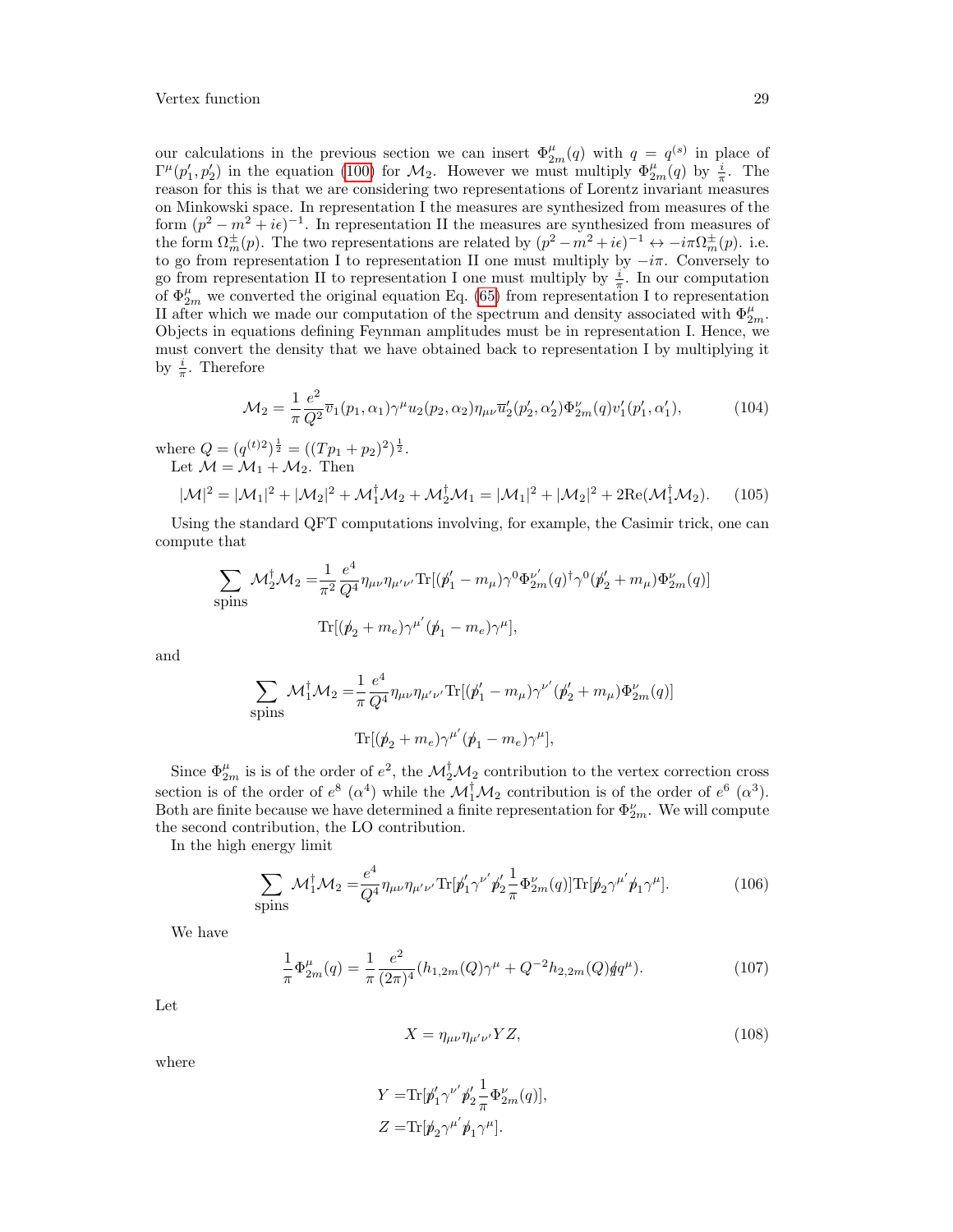our calculations in the previous section we can insert $\Phi^\mu_{2m}(q)$ with $q = q^{(s)}$ in place of $\Gamma^\mu(p_1', p_2')$ in the equation (100) for $\mathcal{M}_2$. However we must multiply $\Phi^\mu_{2m}(q)$ by $\frac{i}{\pi}$. The reason for this is that we are considering two representations of Lorentz invariant measures on Minkowski space. In representation I the measures are synthesized from measures of the form $(p^2 - m^2 + i\epsilon)^{-1}$. In representation II the measures are synthesized from measures of the form $\Omega^\pm_m(p)$. The two representations are related by $(p^2 - m^2 + i\epsilon)^{-1} \leftrightarrow -i\pi\Omega^\pm_m(p)$. i.e. to go from representation I to representation II one must multiply by $-i\pi$. Conversely to go from representation II to representation I one must multiply by $\frac{i}{\pi}$. In our computation of $\Phi^\mu_{2m}$ we converted the original equation Eq. (65) from representation I to representation II after which we made our computation of the spectrum and density associated with $\Phi^\mu_{2m}$. Objects in equations defining Feynman amplitudes must be in representation I. Hence, we must convert the density that we have obtained back to representation I by multiplying it by $\frac{i}{\pi}$. Therefore

$$\mathcal{M}_2 = \frac{1}{\pi}\frac{e^2}{Q^2}\overline{v}_1(p_1, \alpha_1)\gamma^\mu u_2(p_2, \alpha_2)\eta_{\mu\nu}\overline{u}_2'(p_2', \alpha_2')\Phi^\nu_{2m}(q)v_1'(p_1', \alpha_1'), \tag{104}$$

where $Q = (q^{(t)2})^{\frac{1}{2}} = ((Tp_1 + p_2)^2)^{\frac{1}{2}}$.

Let $\mathcal{M} = \mathcal{M}_1 + \mathcal{M}_2$. Then

$$|\mathcal{M}|^2 = |\mathcal{M}_1|^2 + |\mathcal{M}_2|^2 + \mathcal{M}_1^\dagger\mathcal{M}_2 + \mathcal{M}_2^\dagger\mathcal{M}_1 = |\mathcal{M}_1|^2 + |\mathcal{M}_2|^2 + 2\mathrm{Re}(\mathcal{M}_1^\dagger\mathcal{M}_2). \tag{105}$$

Using the standard QFT computations involving, for example, the Casimir trick, one can compute that

$$\begin{aligned}\sum_{\text{spins}} \mathcal{M}_2^\dagger\mathcal{M}_2 =& \frac{1}{\pi^2}\frac{e^4}{Q^4}\eta_{\mu\nu}\eta_{\mu'\nu'}\mathrm{Tr}[(\not{p}_1' - m_\mu)\gamma^0\Phi^{\nu'}_{2m}(q)^\dagger\gamma^0(\not{p}_2' + m_\mu)\Phi^\nu_{2m}(q)] \\ & \mathrm{Tr}[(\not{p}_2 + m_e)\gamma^{\mu'}(\not{p}_1 - m_e)\gamma^\mu],\end{aligned}$$

and

$$\begin{aligned}\sum_{\text{spins}} \mathcal{M}_1^\dagger\mathcal{M}_2 =& \frac{1}{\pi}\frac{e^4}{Q^4}\eta_{\mu\nu}\eta_{\mu'\nu'}\mathrm{Tr}[(\not{p}_1' - m_\mu)\gamma^{\nu'}(\not{p}_2' + m_\mu)\Phi^\nu_{2m}(q)] \\ & \mathrm{Tr}[(\not{p}_2 + m_e)\gamma^{\mu'}(\not{p}_1 - m_e)\gamma^\mu],\end{aligned}$$

Since $\Phi^\mu_{2m}$ is is of the order of $e^2$, the $\mathcal{M}_2^\dagger\mathcal{M}_2$ contribution to the vertex correction cross section is of the order of $e^8$ ($\alpha^4$) while the $\mathcal{M}_1^\dagger\mathcal{M}_2$ contribution is of the order of $e^6$ ($\alpha^3$). Both are finite because we have determined a finite representation for $\Phi^\nu_{2m}$. We will compute the second contribution, the LO contribution.

In the high energy limit

$$\sum_{\text{spins}} \mathcal{M}_1^\dagger\mathcal{M}_2 = \frac{e^4}{Q^4}\eta_{\mu\nu}\eta_{\mu'\nu'}\mathrm{Tr}[\not{p}_1'\gamma^{\nu'}\not{p}_2'\frac{1}{\pi}\Phi^\nu_{2m}(q)]\mathrm{Tr}[\not{p}_2\gamma^{\mu'}\not{p}_1\gamma^\mu]. \tag{106}$$

We have

$$\frac{1}{\pi}\Phi^\mu_{2m}(q) = \frac{1}{\pi}\frac{e^2}{(2\pi)^4}(h_{1,2m}(Q)\gamma^\mu + Q^{-2}h_{2,2m}(Q)\not{q}q^\mu). \tag{107}$$

Let

$$X = \eta_{\mu\nu}\eta_{\mu'\nu'}YZ, \tag{108}$$

where

$$\begin{aligned}Y =& \mathrm{Tr}[\not{p}_1'\gamma^{\nu'}\not{p}_2'\frac{1}{\pi}\Phi^\nu_{2m}(q)], \\ Z =& \mathrm{Tr}[\not{p}_2\gamma^{\mu'}\not{p}_1\gamma^\mu].\end{aligned}$$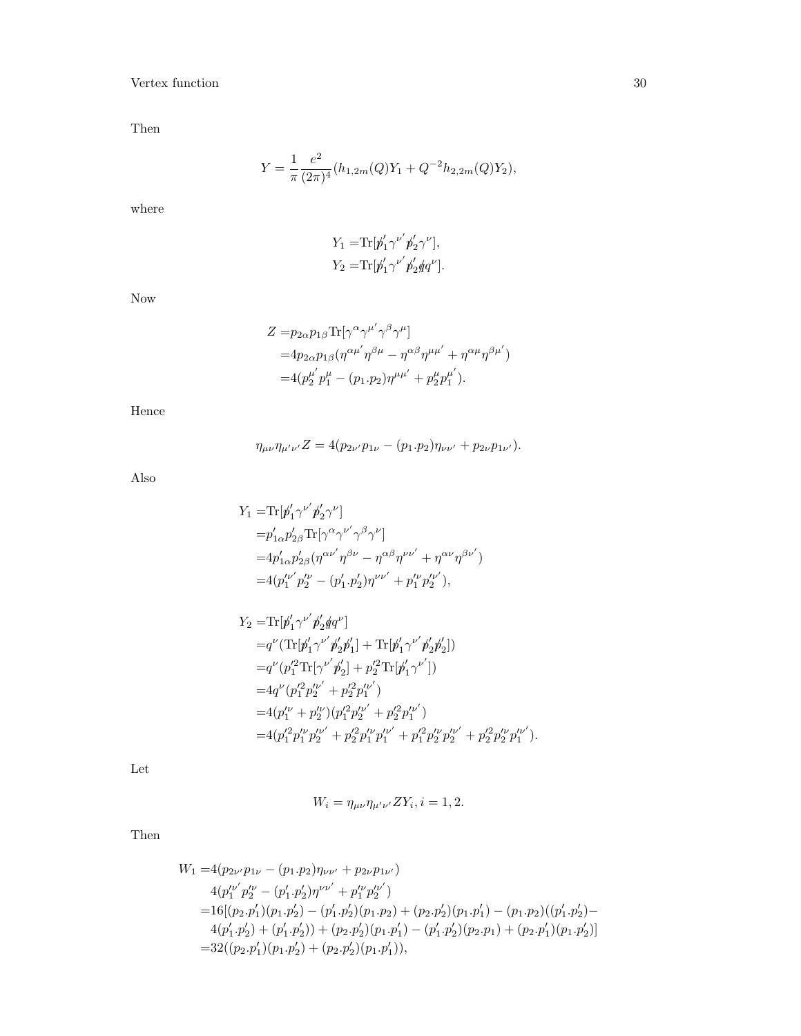Then

$$Y = \frac{1}{\pi}\frac{e^2}{(2\pi)^4}(h_{1,2m}(Q)Y_1 + Q^{-2}h_{2,2m}(Q)Y_2),$$

where

$$\begin{aligned}
Y_1 =&\mathrm{Tr}[\not{p}_1'\gamma^{\nu'}\not{p}_2'\gamma^{\nu}],\\
Y_2 =&\mathrm{Tr}[\not{p}_1'\gamma^{\nu'}\not{p}_2'\not{q}q^{\nu}].
\end{aligned}$$

Now

$$\begin{aligned}
Z =&p_{2\alpha}p_{1\beta}\mathrm{Tr}[\gamma^{\alpha}\gamma^{\mu'}\gamma^{\beta}\gamma^{\mu}]\\
=&4p_{2\alpha}p_{1\beta}(\eta^{\alpha\mu'}\eta^{\beta\mu} - \eta^{\alpha\beta}\eta^{\mu\mu'} + \eta^{\alpha\mu}\eta^{\beta\mu'})\\
=&4(p_2^{\mu'}p_1^{\mu} - (p_1.p_2)\eta^{\mu\mu'} + p_2^{\mu}p_1^{\mu'}).
\end{aligned}$$

Hence

$$\eta_{\mu\nu}\eta_{\mu'\nu'}Z = 4(p_{2\nu'}p_{1\nu} - (p_1.p_2)\eta_{\nu\nu'} + p_{2\nu}p_{1\nu'}).$$

Also

$$\begin{aligned}
Y_1 =&\mathrm{Tr}[\not{p}_1'\gamma^{\nu'}\not{p}_2'\gamma^{\nu}]\\
=&p_{1\alpha}'p_{2\beta}'\mathrm{Tr}[\gamma^{\alpha}\gamma^{\nu'}\gamma^{\beta}\gamma^{\nu}]\\
=&4p_{1\alpha}'p_{2\beta}'(\eta^{\alpha\nu'}\eta^{\beta\nu} - \eta^{\alpha\beta}\eta^{\nu\nu'} + \eta^{\alpha\nu}\eta^{\beta\nu'})\\
=&4(p_1'^{\nu'}p_2'^{\nu} - (p_1'.p_2')\eta^{\nu\nu'} + p_1'^{\nu}p_2'^{\nu'}),
\end{aligned}$$

$$\begin{aligned}
Y_2 =&\mathrm{Tr}[\not{p}_1'\gamma^{\nu'}\not{p}_2'\not{q}q^{\nu}]\\
=&q^{\nu}(\mathrm{Tr}[\not{p}_1'\gamma^{\nu'}\not{p}_2'\not{p}_1'] + \mathrm{Tr}[\not{p}_1'\gamma^{\nu'}\not{p}_2'\not{p}_2'])\\
=&q^{\nu}(p_1'^2\mathrm{Tr}[\gamma^{\nu'}\not{p}_2'] + p_2'^2\mathrm{Tr}[\not{p}_1'\gamma^{\nu'}])\\
=&4q^{\nu}(p_1'^2p_2'^{\nu'} + p_2'^2p_1'^{\nu'})\\
=&4(p_1'^{\nu} + p_2'^{\nu})(p_1'^2p_2'^{\nu'} + p_2'^2p_1'^{\nu'})\\
=&4(p_1'^2p_1'^{\nu}p_2'^{\nu'} + p_2'^2p_1'^{\nu}p_1'^{\nu'} + p_1'^2p_2'^{\nu}p_2'^{\nu'} + p_2'^2p_2'^{\nu}p_1'^{\nu'}).
\end{aligned}$$

Let

$$W_i = \eta_{\mu\nu}\eta_{\mu'\nu'}ZY_i, i = 1,2.$$

Then

$$\begin{aligned}
W_1 =&4(p_{2\nu'}p_{1\nu} - (p_1.p_2)\eta_{\nu\nu'} + p_{2\nu}p_{1\nu'})\\
&4(p_1'^{\nu'}p_2'^{\nu} - (p_1'.p_2')\eta^{\nu\nu'} + p_1'^{\nu}p_2'^{\nu'})\\
=&16[(p_2.p_1')(p_1.p_2') - (p_1'.p_2')(p_1.p_2) + (p_2.p_2')(p_1.p_1') - (p_1.p_2)((p_1'.p_2')-\\
&4(p_1'.p_2') + (p_1'.p_2')) + (p_2.p_2')(p_1.p_1') - (p_1'.p_2')(p_2.p_1) + (p_2.p_1')(p_1.p_2')]\\
=&32((p_2.p_1')(p_1.p_2') + (p_2.p_2')(p_1.p_1')),
\end{aligned}$$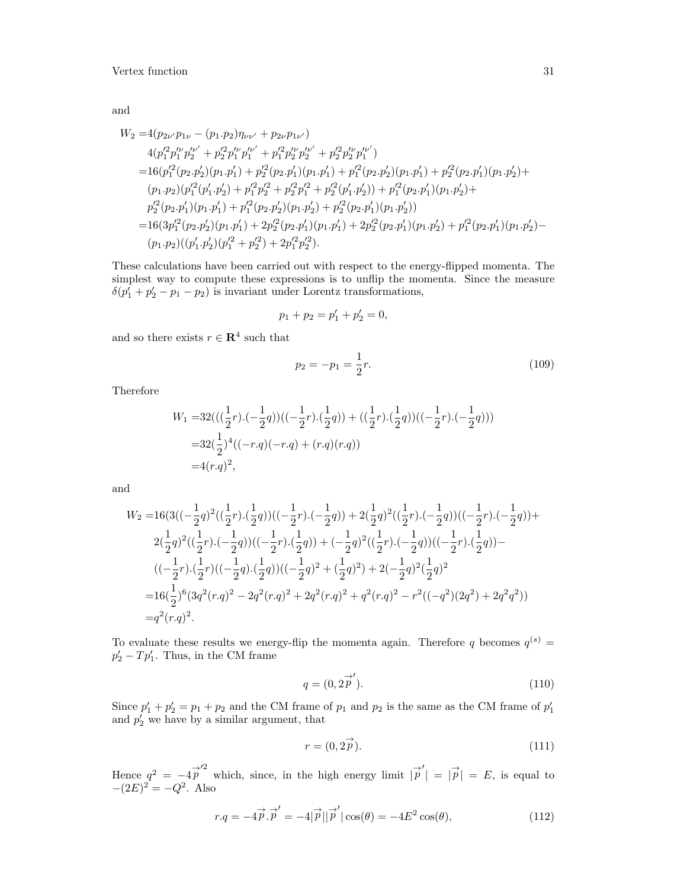and

$$
\begin{aligned}
W_2 =& 4(p_{2\nu'}p_{1\nu} - (p_1.p_2)\eta_{\nu\nu'} + p_{2\nu}p_{1\nu'}) \\
& 4(p_1'^2 p_1'^\nu p_2'^{\nu'} + p_2'^2 p_1'^\nu p_1'^{\nu'} + p_1'^2 p_2'^\nu p_2'^{\nu'} + p_2'^2 p_2'^\nu p_1'^{\nu'}) \\
=& 16(p_1'^2(p_2.p_2')(p_1.p_1') + p_2'^2(p_2.p_1')(p_1.p_1') + p_1'^2(p_2.p_2')(p_1.p_1') + p_2'^2(p_2.p_1')(p_1.p_2') + \\
& (p_1.p_2)(p_1'^2(p_1'.p_2') + p_1'^2 p_2'^2 + p_2'^2 p_1'^2 + p_2'^2(p_1'.p_2')) + p_1'^2(p_2.p_1')(p_1.p_2') + \\
& p_2'^2(p_2.p_1')(p_1.p_1') + p_1'^2(p_2.p_2')(p_1.p_2') + p_2'^2(p_2.p_1')(p_1.p_2')) \\
=& 16(3p_1'^2(p_2.p_2')(p_1.p_1') + 2p_2'^2(p_2.p_1')(p_1.p_1') + 2p_2'^2(p_2.p_1')(p_1.p_2') + p_1'^2(p_2.p_1')(p_1.p_2') - \\
& (p_1.p_2)((p_1'.p_2')(p_1'^2 + p_2'^2) + 2p_1'^2 p_2'^2).
\end{aligned}
$$

These calculations have been carried out with respect to the energy-flipped momenta. The simplest way to compute these expressions is to unflip the momenta. Since the measure $\delta(p_1' + p_2' - p_1 - p_2)$ is invariant under Lorentz transformations,

$$
p_1 + p_2 = p_1' + p_2' = 0,
$$

and so there exists $r \in \mathbf{R}^4$ such that

$$
p_2 = -p_1 = \frac{1}{2}r. \tag{109}
$$

Therefore

$$
\begin{aligned}
W_1 =& 32(((\frac{1}{2}r).(-\frac{1}{2}q))((-\frac{1}{2}r).(\frac{1}{2}q)) + ((\frac{1}{2}r).(\frac{1}{2}q))((-\frac{1}{2}r).(-\frac{1}{2}q))) \\
=& 32(\frac{1}{2})^4((-r.q)(-r.q) + (r.q)(r.q)) \\
=& 4(r.q)^2,
\end{aligned}
$$

and

$$
\begin{aligned}
W_2 =& 16(3((-\frac{1}{2}q)^2((\frac{1}{2}r).(\frac{1}{2}q))((-\frac{1}{2}r).(-\frac{1}{2}q)) + 2(\frac{1}{2}q)^2((\frac{1}{2}r).(-\frac{1}{2}q))((-\frac{1}{2}r).(-\frac{1}{2}q)) + \\
& 2(\frac{1}{2}q)^2((\frac{1}{2}r).(-\frac{1}{2}q))((-\frac{1}{2}r).(\frac{1}{2}q)) + (-\frac{1}{2}q)^2((\frac{1}{2}r).(-\frac{1}{2}q))((-\frac{1}{2}r).(\frac{1}{2}q)) - \\
& ((-\frac{1}{2}r).(\frac{1}{2}r)((-\frac{1}{2}q).(\frac{1}{2}q))((-\frac{1}{2}q)^2 + (\frac{1}{2}q)^2) + 2(-\frac{1}{2}q)^2(\frac{1}{2}q)^2 \\
=& 16(\frac{1}{2})^6(3q^2(r.q)^2 - 2q^2(r.q)^2 + 2q^2(r.q)^2 + q^2(r.q)^2 - r^2((-q^2)(2q^2) + 2q^2q^2)) \\
=& q^2(r.q)^2.
\end{aligned}
$$

To evaluate these results we energy-flip the momenta again. Therefore $q$ becomes $q^{(s)} = p_2' - Tp_1'$. Thus, in the CM frame

$$
q = (0, 2\vec{p}\,'). \tag{110}
$$

Since $p_1' + p_2' = p_1 + p_2$ and the CM frame of $p_1$ and $p_2$ is the same as the CM frame of $p_1'$ and $p_2'$ we have by a similar argument, that

$$
r = (0, 2\vec{p}). \tag{111}
$$

Hence $q^2 = -4\vec{p}\,'^2$ which, since, in the high energy limit $|\vec{p}\,'| = |\vec{p}| = E$, is equal to $-(2E)^2 = -Q^2$. Also

$$
r.q = -4\vec{p}.\vec{p}\,' = -4|\vec{p}||\vec{p}\,'|\cos(\theta) = -4E^2\cos(\theta), \tag{112}
$$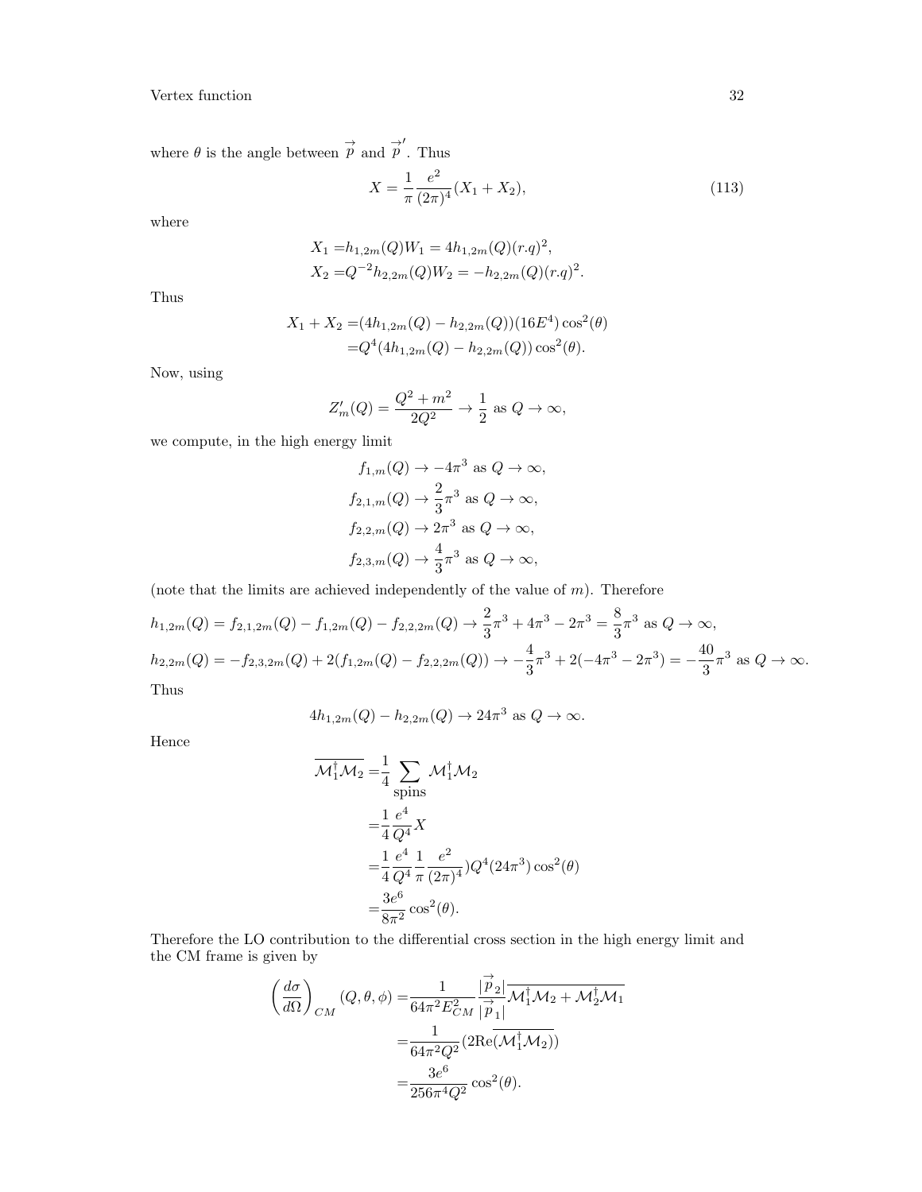where $\theta$ is the angle between $\overrightarrow{p}$ and $\overrightarrow{p}'$. Thus

$$X = \frac{1}{\pi}\frac{e^2}{(2\pi)^4}(X_1 + X_2), \tag{113}$$

where

$$\begin{aligned}
X_1 =& h_{1,2m}(Q)W_1 = 4h_{1,2m}(Q)(r.q)^2,\\
X_2 =& Q^{-2}h_{2,2m}(Q)W_2 = -h_{2,2m}(Q)(r.q)^2.
\end{aligned}$$

Thus

$$\begin{aligned}
X_1 + X_2 =& (4h_{1,2m}(Q) - h_{2,2m}(Q))(16E^4)\cos^2(\theta)\\
=& Q^4(4h_{1,2m}(Q) - h_{2,2m}(Q))\cos^2(\theta).
\end{aligned}$$

Now, using

$$Z'_m(Q) = \frac{Q^2 + m^2}{2Q^2} \to \frac{1}{2} \text{ as } Q \to \infty,$$

we compute, in the high energy limit

$$\begin{aligned}
f_{1,m}(Q) &\to -4\pi^3 \text{ as } Q \to \infty,\\
f_{2,1,m}(Q) &\to \frac{2}{3}\pi^3 \text{ as } Q \to \infty,\\
f_{2,2,m}(Q) &\to 2\pi^3 \text{ as } Q \to \infty,\\
f_{2,3,m}(Q) &\to \frac{4}{3}\pi^3 \text{ as } Q \to \infty,
\end{aligned}$$

(note that the limits are achieved independently of the value of $m$). Therefore

$$h_{1,2m}(Q) = f_{2,1,2m}(Q) - f_{1,2m}(Q) - f_{2,2,2m}(Q) \to \frac{2}{3}\pi^3 + 4\pi^3 - 2\pi^3 = \frac{8}{3}\pi^3 \text{ as } Q \to \infty,$$

$$h_{2,2m}(Q) = -f_{2,3,2m}(Q) + 2(f_{1,2m}(Q) - f_{2,2,2m}(Q)) \to -\frac{4}{3}\pi^3 + 2(-4\pi^3 - 2\pi^3) = -\frac{40}{3}\pi^3 \text{ as } Q \to \infty.$$

Thus

$$4h_{1,2m}(Q) - h_{2,2m}(Q) \to 24\pi^3 \text{ as } Q \to \infty.$$

Hence

$$\begin{aligned}
\overline{\mathcal{M}_1^\dagger \mathcal{M}_2} =& \frac{1}{4}\sum_{\text{spins}} \mathcal{M}_1^\dagger \mathcal{M}_2\\
=& \frac{1}{4}\frac{e^4}{Q^4}X\\
=& \frac{1}{4}\frac{e^4}{Q^4}\frac{1}{\pi}\frac{e^2}{(2\pi)^4})Q^4(24\pi^3)\cos^2(\theta)\\
=& \frac{3e^6}{8\pi^2}\cos^2(\theta).
\end{aligned}$$

Therefore the LO contribution to the differential cross section in the high energy limit and the CM frame is given by

$$\begin{aligned}
\left(\frac{d\sigma}{d\Omega}\right)_{CM}(Q, \theta, \phi) =& \frac{1}{64\pi^2 E_{CM}^2}\frac{|\overrightarrow{p}_2|}{|\overrightarrow{p}_1|}\overline{\mathcal{M}_1^\dagger \mathcal{M}_2 + \mathcal{M}_2^\dagger \mathcal{M}_1}\\
=& \frac{1}{64\pi^2 Q^2}(2\text{Re}(\overline{\mathcal{M}_1^\dagger \mathcal{M}_2}))\\
=& \frac{3e^6}{256\pi^4 Q^2}\cos^2(\theta).
\end{aligned}$$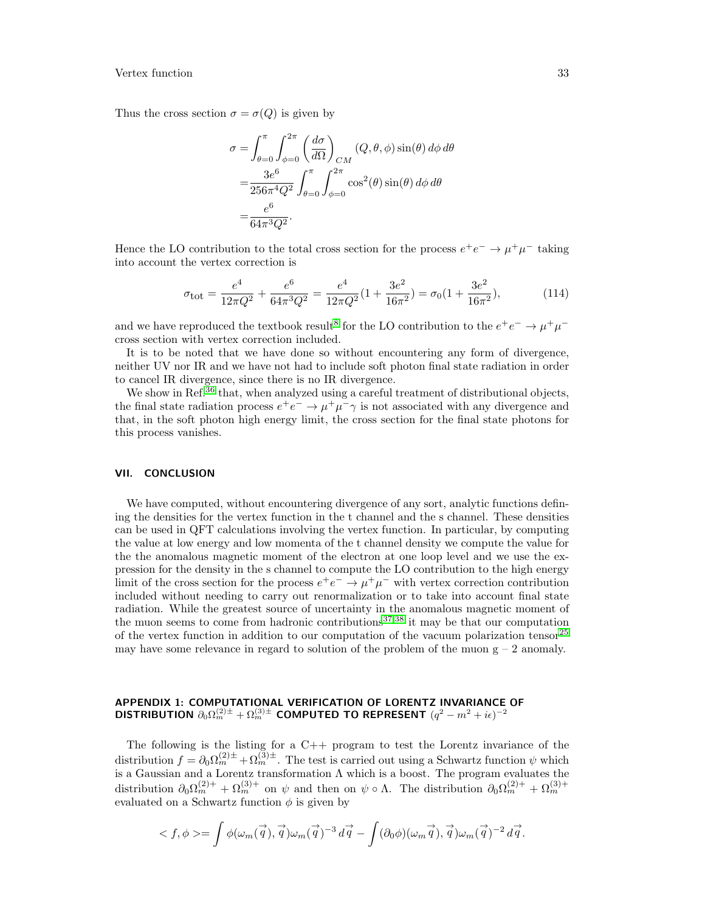Thus the cross section $\sigma = \sigma(Q)$ is given by

$$
\begin{aligned}
\sigma =& \int_{\theta=0}^{\pi} \int_{\phi=0}^{2\pi} \left(\frac{d\sigma}{d\Omega}\right)_{CM} (Q, \theta, \phi) \sin(\theta)\, d\phi\, d\theta \\
=& \frac{3e^6}{256\pi^4 Q^2} \int_{\theta=0}^{\pi} \int_{\phi=0}^{2\pi} \cos^2(\theta) \sin(\theta)\, d\phi\, d\theta \\
=& \frac{e^6}{64\pi^3 Q^2}.
\end{aligned}
$$

Hence the LO contribution to the total cross section for the process $e^+e^- \to \mu^+\mu^-$ taking into account the vertex correction is

$$
\sigma_{\text{tot}} = \frac{e^4}{12\pi Q^2} + \frac{e^6}{64\pi^3 Q^2} = \frac{e^4}{12\pi Q^2}(1 + \frac{3e^2}{16\pi^2}) = \sigma_0(1 + \frac{3e^2}{16\pi^2}), \tag{114}
$$

and we have reproduced the textbook result[8] for the LO contribution to the $e^+e^- \to \mu^+\mu^-$ cross section with vertex correction included.

It is to be noted that we have done so without encountering any form of divergence, neither UV nor IR and we have not had to include soft photon final state radiation in order to cancel IR divergence, since there is no IR divergence.

We show in Ref.[36] that, when analyzed using a careful treatment of distributional objects, the final state radiation process $e^+e^- \to \mu^+\mu^-\gamma$ is not associated with any divergence and that, in the soft photon high energy limit, the cross section for the final state photons for this process vanishes.

## VII. CONCLUSION

We have computed, without encountering divergence of any sort, analytic functions defining the densities for the vertex function in the t channel and the s channel. These densities can be used in QFT calculations involving the vertex function. In particular, by computing the value at low energy and low momenta of the t channel density we compute the value for the the anomalous magnetic moment of the electron at one loop level and we use the expression for the density in the s channel to compute the LO contribution to the high energy limit of the cross section for the process $e^+e^- \to \mu^+\mu^-$ with vertex correction contribution included without needing to carry out renormalization or to take into account final state radiation. While the greatest source of uncertainty in the anomalous magnetic moment of the muon seems to come from hadronic contributions[37,38] it may be that our computation of the vertex function in addition to our computation of the vacuum polarization tensor[25] may have some relevance in regard to solution of the problem of the muon g – 2 anomaly.

## APPENDIX 1: COMPUTATIONAL VERIFICATION OF LORENTZ INVARIANCE OF DISTRIBUTION $\partial_0\Omega_m^{(2)\pm} + \Omega_m^{(3)\pm}$ COMPUTED TO REPRESENT $(q^2 - m^2 + i\epsilon)^{-2}$

The following is the listing for a C++ program to test the Lorentz invariance of the distribution $f = \partial_0\Omega_m^{(2)\pm} + \Omega_m^{(3)\pm}$. The test is carried out using a Schwartz function $\psi$ which is a Gaussian and a Lorentz transformation $\Lambda$ which is a boost. The program evaluates the distribution $\partial_0\Omega_m^{(2)+} + \Omega_m^{(3)+}$ on $\psi$ and then on $\psi \circ \Lambda$. The distribution $\partial_0\Omega_m^{(2)+} + \Omega_m^{(3)+}$ evaluated on a Schwartz function $\phi$ is given by

$$
< f, \phi >= \int \phi(\omega_m(\vec{q}), \vec{q})\omega_m(\vec{q})^{-3}\, d\vec{q} - \int (\partial_0\phi)(\omega_m\vec{q}), \vec{q})\omega_m(\vec{q})^{-2}\, d\vec{q}.
$$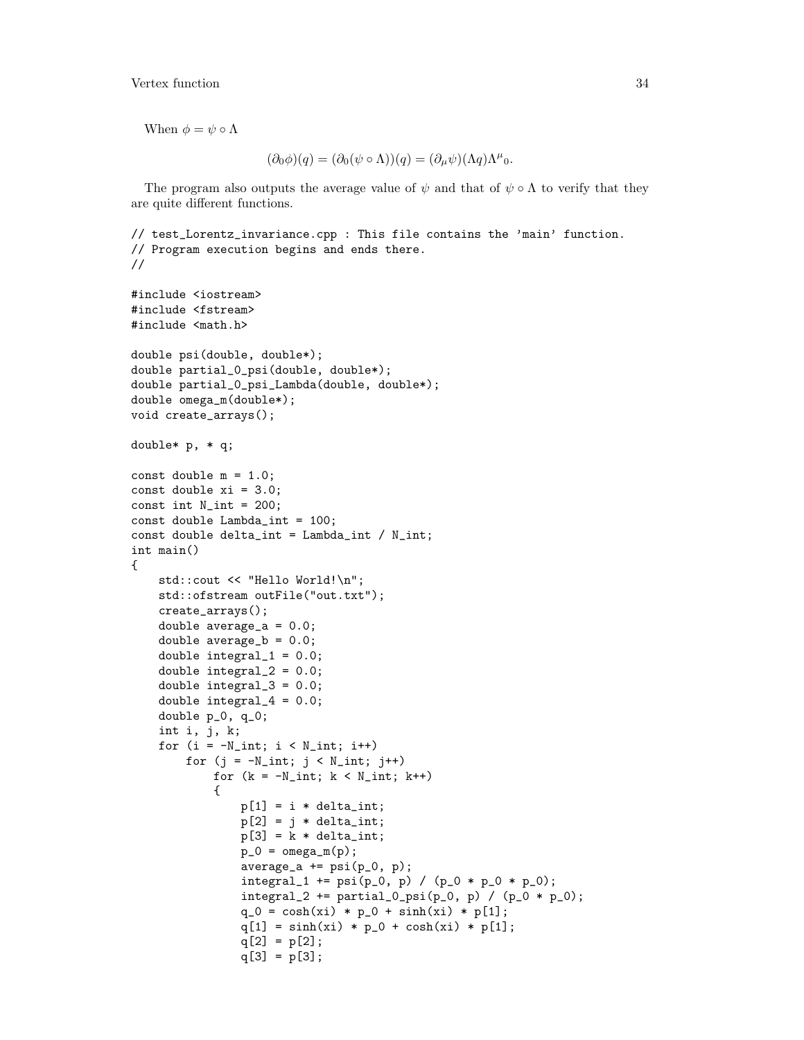When $\phi = \psi \circ \Lambda$

$$(\partial_0 \phi)(q) = (\partial_0(\psi \circ \Lambda))(q) = (\partial_\mu \psi)(\Lambda q)\Lambda^\mu{}_0.$$

The program also outputs the average value of $\psi$ and that of $\psi \circ \Lambda$ to verify that they are quite different functions.

```
// test_Lorentz_invariance.cpp : This file contains the 'main' function.
// Program execution begins and ends there.
//

#include <iostream>
#include <fstream>
#include <math.h>

double psi(double, double*);
double partial_0_psi(double, double*);
double partial_0_psi_Lambda(double, double*);
double omega_m(double*);
void create_arrays();

double* p, * q;

const double m = 1.0;
const double xi = 3.0;
const int N_int = 200;
const double Lambda_int = 100;
const double delta_int = Lambda_int / N_int;
int main()
{
    std::cout << "Hello World!\n";
    std::ofstream outFile("out.txt");
    create_arrays();
    double average_a = 0.0;
    double average_b = 0.0;
    double integral_1 = 0.0;
    double integral_2 = 0.0;
    double integral_3 = 0.0;
    double integral_4 = 0.0;
    double p_0, q_0;
    int i, j, k;
    for (i = -N_int; i < N_int; i++)
        for (j = -N_int; j < N_int; j++)
            for (k = -N_int; k < N_int; k++)
            {
                p[1] = i * delta_int;
                p[2] = j * delta_int;
                p[3] = k * delta_int;
                p_0 = omega_m(p);
                average_a += psi(p_0, p);
                integral_1 += psi(p_0, p) / (p_0 * p_0 * p_0);
                integral_2 += partial_0_psi(p_0, p) / (p_0 * p_0);
                q_0 = cosh(xi) * p_0 + sinh(xi) * p[1];
                q[1] = sinh(xi) * p_0 + cosh(xi) * p[1];
                q[2] = p[2];
                q[3] = p[3];
```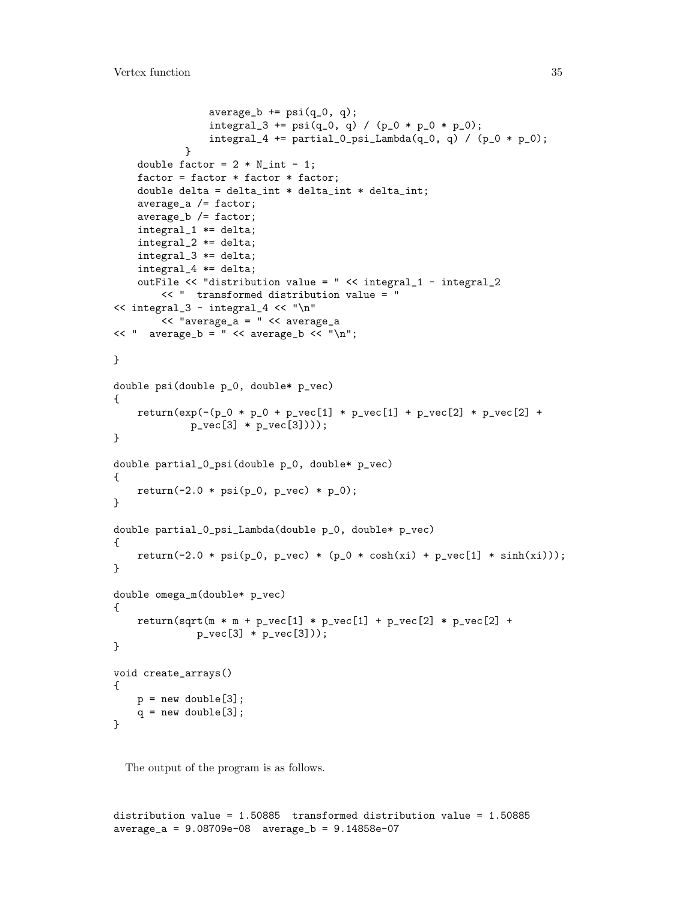```
                average_b += psi(q_0, q);
                integral_3 += psi(q_0, q) / (p_0 * p_0 * p_0);
                integral_4 += partial_0_psi_Lambda(q_0, q) / (p_0 * p_0);
            }
    double factor = 2 * N_int - 1;
    factor = factor * factor * factor;
    double delta = delta_int * delta_int * delta_int;
    average_a /= factor;
    average_b /= factor;
    integral_1 *= delta;
    integral_2 *= delta;
    integral_3 *= delta;
    integral_4 *= delta;
    outFile << "distribution value = " << integral_1 - integral_2
        << "  transformed distribution value = "
<< integral_3 - integral_4 << "\n"
        << "average_a = " << average_a
<< "  average_b = " << average_b << "\n";

}

double psi(double p_0, double* p_vec)
{
    return(exp(-(p_0 * p_0 + p_vec[1] * p_vec[1] + p_vec[2] * p_vec[2] +
             p_vec[3] * p_vec[3])));
}

double partial_0_psi(double p_0, double* p_vec)
{
    return(-2.0 * psi(p_0, p_vec) * p_0);
}

double partial_0_psi_Lambda(double p_0, double* p_vec)
{
    return(-2.0 * psi(p_0, p_vec) * (p_0 * cosh(xi) + p_vec[1] * sinh(xi)));
}

double omega_m(double* p_vec)
{
    return(sqrt(m * m + p_vec[1] * p_vec[1] + p_vec[2] * p_vec[2] +
              p_vec[3] * p_vec[3]));
}

void create_arrays()
{
    p = new double[3];
    q = new double[3];
}
```

The output of the program is as follows.

```
distribution value = 1.50885  transformed distribution value = 1.50885
average_a = 9.08709e-08  average_b = 9.14858e-07
```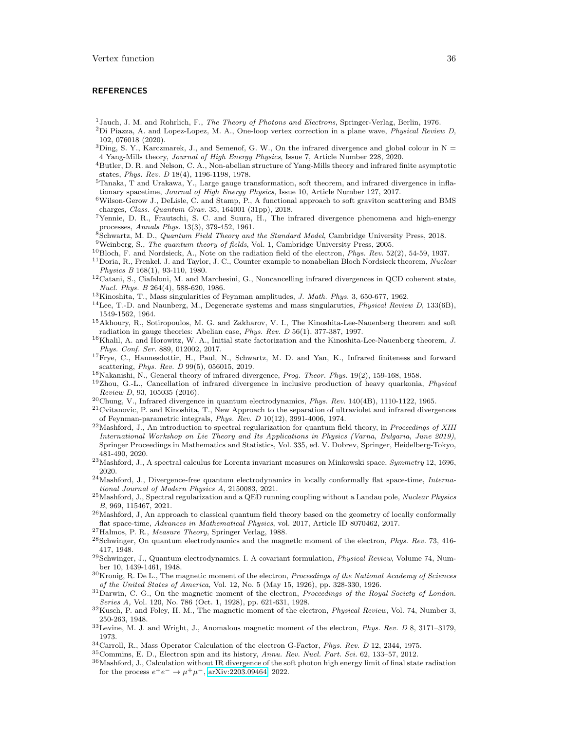## REFERENCES

[1] Jauch, J. M. and Rohrlich, F., *The Theory of Photons and Electrons*, Springer-Verlag, Berlin, 1976.

[2] Di Piazza, A. and Lopez-Lopez, M. A., One-loop vertex correction in a plane wave, *Physical Review D*, 102, 076018 (2020).

[3] Ding, S. Y., Karczmarek, J., and Semenof, G. W., On the infrared divergence and global colour in N = 4 Yang-Mills theory, *Journal of High Energy Physics*, Issue 7, Article Number 228, 2020.

[4] Butler, D. R. and Nelson, C. A., Non-abelian structure of Yang-Mills theory and infrared finite asymptotic states, *Phys. Rev. D* 18(4), 1196-1198, 1978.

[5] Tanaka, T and Urakawa, Y., Large gauge transformation, soft theorem, and infrared divergence in inflationary spacetime, *Journal of High Energy Physics*, Issue 10, Article Number 127, 2017.

[6] Wilson-Gerow J., DeLisle, C. and Stamp, P., A functional approach to soft graviton scattering and BMS charges, *Class. Quantum Grav.* 35, 164001 (31pp), 2018.

[7] Yennie, D. R., Frautschi, S. C. and Suura, H., The infrared divergence phenomena and high-energy processes, *Annals Phys.* 13(3), 379-452, 1961.

[8] Schwartz, M. D., *Quantum Field Theory and the Standard Model*, Cambridge University Press, 2018.

[9] Weinberg, S., *The quantum theory of fields*, Vol. 1, Cambridge University Press, 2005.

[10] Bloch, F. and Nordsieck, A., Note on the radiation field of the electron, *Phys. Rev.* 52(2), 54-59, 1937.

[11] Doria, R., Frenkel, J. and Taylor, J. C., Counter example to nonabelian Bloch Nordsieck theorem, *Nuclear Physics B* 168(1), 93-110, 1980.

[12] Catani, S., Ciafaloni, M. and Marchesini, G., Noncancelling infrared divergences in QCD coherent state, *Nucl. Phys. B* 264(4), 588-620, 1986.

[13] Kinoshita, T., Mass singularities of Feynman amplitudes, *J. Math. Phys.* 3, 650-677, 1962.

[14] Lee, T.-D. and Naunberg, M., Degenerate systems and mass singularuties, *Physical Review D*, 133(6B), 1549-1562, 1964.

[15] Akhoury, R., Sotiropoulos, M. G. and Zakharov, V. I., The Kinoshita-Lee-Nauenberg theorem and soft radiation in gauge theories: Abelian case, *Phys. Rev. D* 56(1), 377-387, 1997.

[16] Khalil, A. and Horowitz, W. A., Initial state factorization and the Kinoshita-Lee-Nauenberg theorem, *J. Phys. Conf. Ser.* 889, 012002, 2017.

[17] Frye, C., Hannesdottir, H., Paul, N., Schwartz, M. D. and Yan, K., Infrared finiteness and forward scattering, *Phys. Rev. D* 99(5), 056015, 2019.

[18] Nakanishi, N., General theory of infrared divergence, *Prog. Theor. Phys.* 19(2), 159-168, 1958.

[19] Zhou, G.-L., Cancellation of infrared divergence in inclusive production of heavy quarkonia, *Physical Review D*, 93, 105035 (2016).

[20] Chung, V., Infrared divergence in quantum electrodynamics, *Phys. Rev.* 140(4B), 1110-1122, 1965.

[21] Cvitanovic, P. and Kinoshita, T., New Approach to the separation of ultraviolet and infrared divergences of Feynman-parametric integrals, *Phys. Rev. D* 10(12), 3991-4006, 1974.

[22] Mashford, J., An introduction to spectral regularization for quantum field theory, in *Proceedings of XIII International Workshop on Lie Theory and Its Applications in Physics (Varna, Bulgaria, June 2019)*, Springer Proceedings in Mathematics and Statistics, Vol. 335, ed. V. Dobrev, Springer, Heidelberg-Tokyo, 481-490, 2020.

[23] Mashford, J., A spectral calculus for Lorentz invariant measures on Minkowski space, *Symmetry* 12, 1696, 2020.

[24] Mashford, J., Divergence-free quantum electrodynamics in locally conformally flat space-time, *International Journal of Modern Physics A*, 2150083, 2021.

[25] Mashford, J., Spectral regularization and a QED running coupling without a Landau pole, *Nuclear Physics B*, 969, 115467, 2021.

[26] Mashford, J, An approach to classical quantum field theory based on the geometry of locally conformally flat space-time, *Advances in Mathematical Physics*, vol. 2017, Article ID 8070462, 2017.

[27] Halmos, P. R., *Measure Theory*, Springer Verlag, 1988.

[28] Schwinger, On quantum electrodynamics and the magnetlc moment of the electron, *Phys. Rev.* 73, 416-417, 1948.

[29] Schwinger, J., Quantum electrodynamics. I. A covariant formulation, *Physical Review*, Volume 74, Number 10, 1439-1461, 1948.

[30] Kronig, R. De L., The magnetic moment of the electron, *Proceedings of the National Academy of Sciences of the United States of America*, Vol. 12, No. 5 (May 15, 1926), pp. 328-330, 1926.

[31] Darwin, C. G., On the magnetic moment of the electron, *Proceedings of the Royal Society of London. Series A,* Vol. 120, No. 786 (Oct. 1, 1928), pp. 621-631, 1928.

[32] Kusch, P. and Foley, H. M., The magnetic moment of the electron, *Physical Review*, Vol. 74, Number 3, 250-263, 1948.

[33] Levine, M. J. and Wright, J., Anomalous magnetic moment of the electron, *Phys. Rev. D* 8, 3171–3179, 1973.

[34] Carroll, R., Mass Operator Calculation of the electron G-Factor, *Phys. Rev. D* 12, 2344, 1975.

[35] Commins, E. D., Electron spin and its history, *Annu. Rev. Nucl. Part. Sci.* 62, 133–57, 2012.

[36] Mashford, J., Calculation without IR divergence of the soft photon high energy limit of final state radiation for the process $e^+e^- \to \mu^+\mu^-$, arXiv:2203.09464, 2022.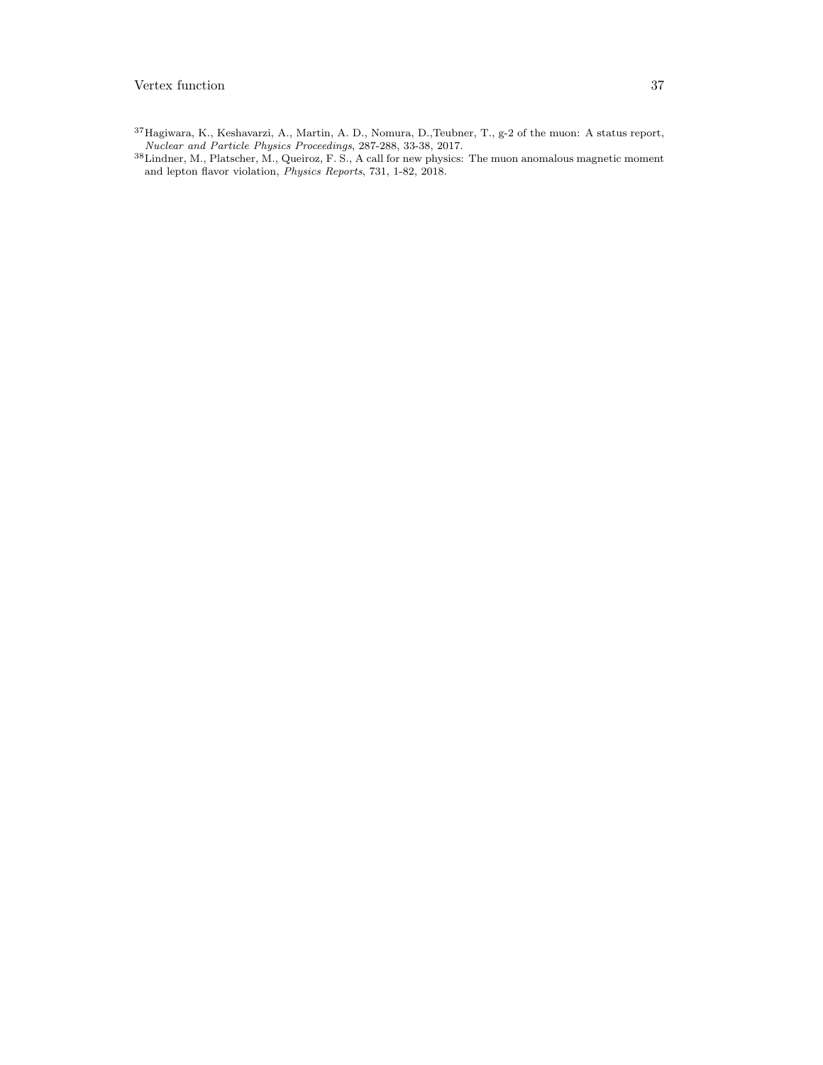[37]Hagiwara, K., Keshavarzi, A., Martin, A. D., Nomura, D.,Teubner, T., g-2 of the muon: A status report, *Nuclear and Particle Physics Proceedings*, 287-288, 33-38, 2017.

[38]Lindner, M., Platscher, M., Queiroz, F. S., A call for new physics: The muon anomalous magnetic moment and lepton flavor violation, *Physics Reports*, 731, 1-82, 2018.